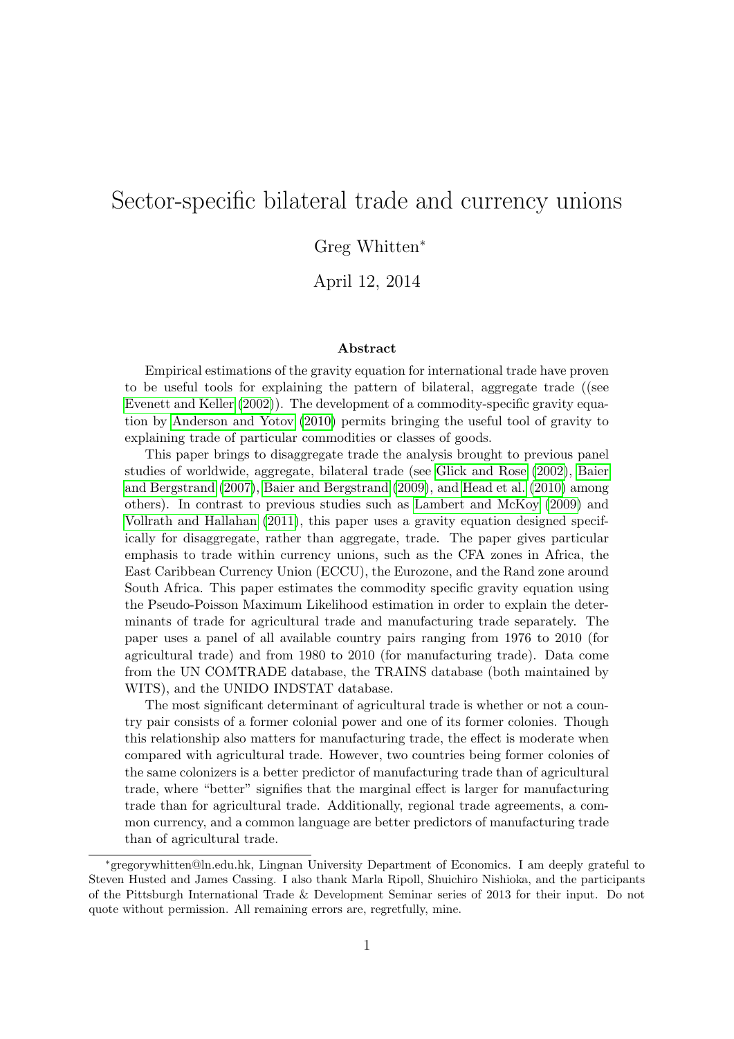# Sector-specific bilateral trade and currency unions

Greg Whitten*

April 12, 2014

### Abstract

Empirical estimations of the gravity equation for international trade have proven to be useful tools for explaining the pattern of bilateral, aggregate trade ((see Evenett and Keller (2002)). The development of a commodity-specific gravity equation by Anderson and Yotov (2010) permits bringing the useful tool of gravity to explaining trade of particular commodities or classes of goods.

This paper brings to disaggregate trade the analysis brought to previous panel studies of worldwide, aggregate, bilateral trade (see Glick and Rose (2002), Baier and Bergstrand (2007), Baier and Bergstrand (2009), and Head et al. (2010) among others). In contrast to previous studies such as Lambert and McKoy (2009) and Vollrath and Hallahan (2011), this paper uses a gravity equation designed specifically for disaggregate, rather than aggregate, trade. The paper gives particular emphasis to trade within currency unions, such as the CFA zones in Africa, the East Caribbean Currency Union (ECCU), the Eurozone, and the Rand zone around South Africa. This paper estimates the commodity specific gravity equation using the Pseudo-Poisson Maximum Likelihood estimation in order to explain the determinants of trade for agricultural trade and manufacturing trade separately. The paper uses a panel of all available country pairs ranging from 1976 to 2010 (for agricultural trade) and from 1980 to 2010 (for manufacturing trade). Data come from the UN COMTRADE database, the TRAINS database (both maintained by WITS), and the UNIDO INDSTAT database.

The most significant determinant of agricultural trade is whether or not a country pair consists of a former colonial power and one of its former colonies. Though this relationship also matters for manufacturing trade, the effect is moderate when compared with agricultural trade. However, two countries being former colonies of the same colonizers is a better predictor of manufacturing trade than of agricultural trade, where "better" signifies that the marginal effect is larger for manufacturing trade than for agricultural trade. Additionally, regional trade agreements, a common currency, and a common language are better predictors of manufacturing trade than of agricultural trade.

---

*gregorywhitten@ln.edu.hk, Lingnan University Department of Economics. I am deeply grateful to Steven Husted and James Cassing. I also thank Marla Ripoll, Shuichiro Nishioka, and the participants of the Pittsburgh International Trade & Development Seminar series of 2013 for their input. Do not quote without permission. All remaining errors are, regretfully, mine.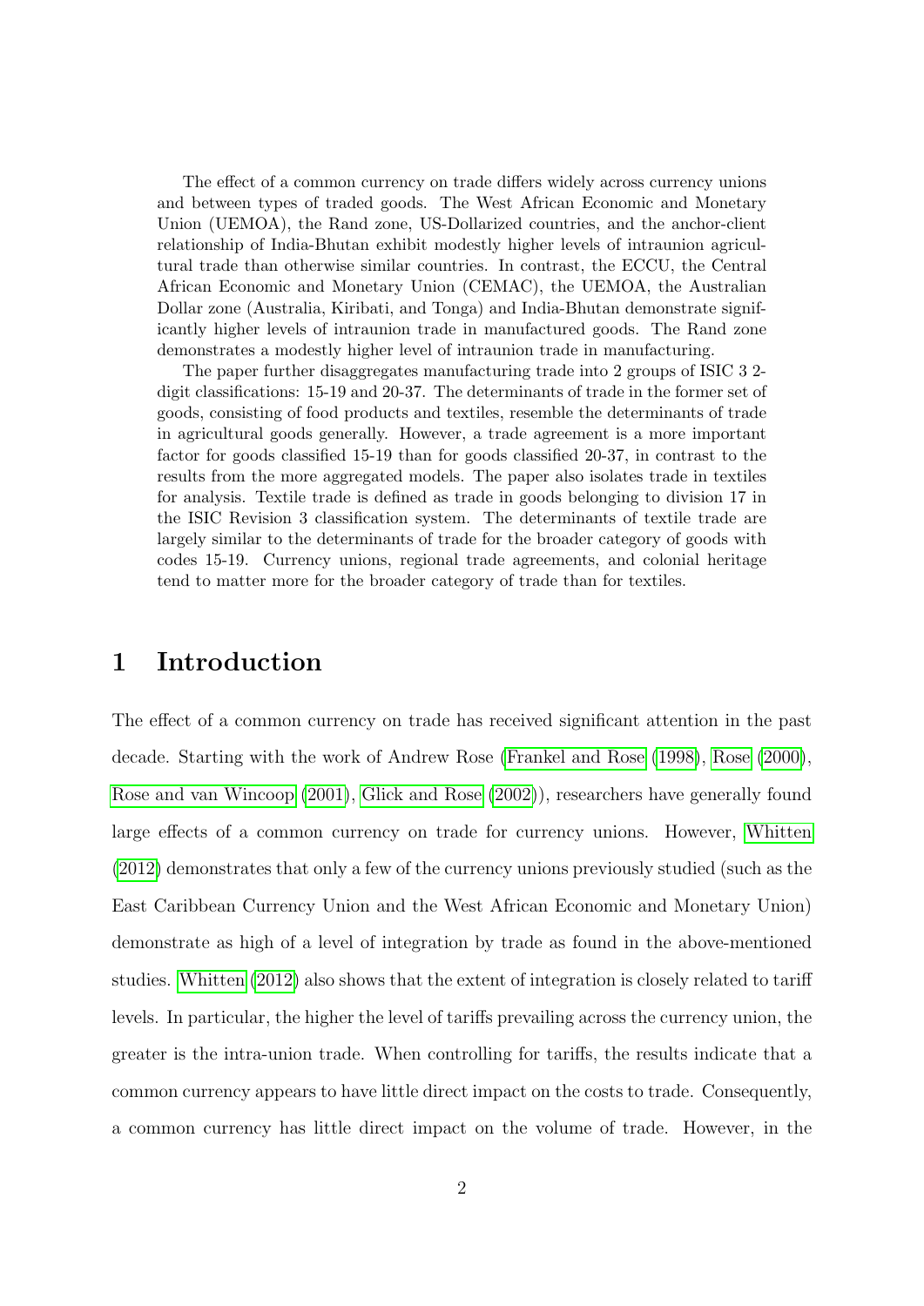The effect of a common currency on trade differs widely across currency unions and between types of traded goods. The West African Economic and Monetary Union (UEMOA), the Rand zone, US-Dollarized countries, and the anchor-client relationship of India-Bhutan exhibit modestly higher levels of intraunion agricultural trade than otherwise similar countries. In contrast, the ECCU, the Central African Economic and Monetary Union (CEMAC), the UEMOA, the Australian Dollar zone (Australia, Kiribati, and Tonga) and India-Bhutan demonstrate significantly higher levels of intraunion trade in manufactured goods. The Rand zone demonstrates a modestly higher level of intraunion trade in manufacturing.

The paper further disaggregates manufacturing trade into 2 groups of ISIC 3 2-digit classifications: 15-19 and 20-37. The determinants of trade in the former set of goods, consisting of food products and textiles, resemble the determinants of trade in agricultural goods generally. However, a trade agreement is a more important factor for goods classified 15-19 than for goods classified 20-37, in contrast to the results from the more aggregated models. The paper also isolates trade in textiles for analysis. Textile trade is defined as trade in goods belonging to division 17 in the ISIC Revision 3 classification system. The determinants of textile trade are largely similar to the determinants of trade for the broader category of goods with codes 15-19. Currency unions, regional trade agreements, and colonial heritage tend to matter more for the broader category of trade than for textiles.

# 1 Introduction

The effect of a common currency on trade has received significant attention in the past decade. Starting with the work of Andrew Rose (Frankel and Rose (1998), Rose (2000), Rose and van Wincoop (2001), Glick and Rose (2002)), researchers have generally found large effects of a common currency on trade for currency unions. However, Whitten (2012) demonstrates that only a few of the currency unions previously studied (such as the East Caribbean Currency Union and the West African Economic and Monetary Union) demonstrate as high of a level of integration by trade as found in the above-mentioned studies. Whitten (2012) also shows that the extent of integration is closely related to tariff levels. In particular, the higher the level of tariffs prevailing across the currency union, the greater is the intra-union trade. When controlling for tariffs, the results indicate that a common currency appears to have little direct impact on the costs to trade. Consequently, a common currency has little direct impact on the volume of trade. However, in the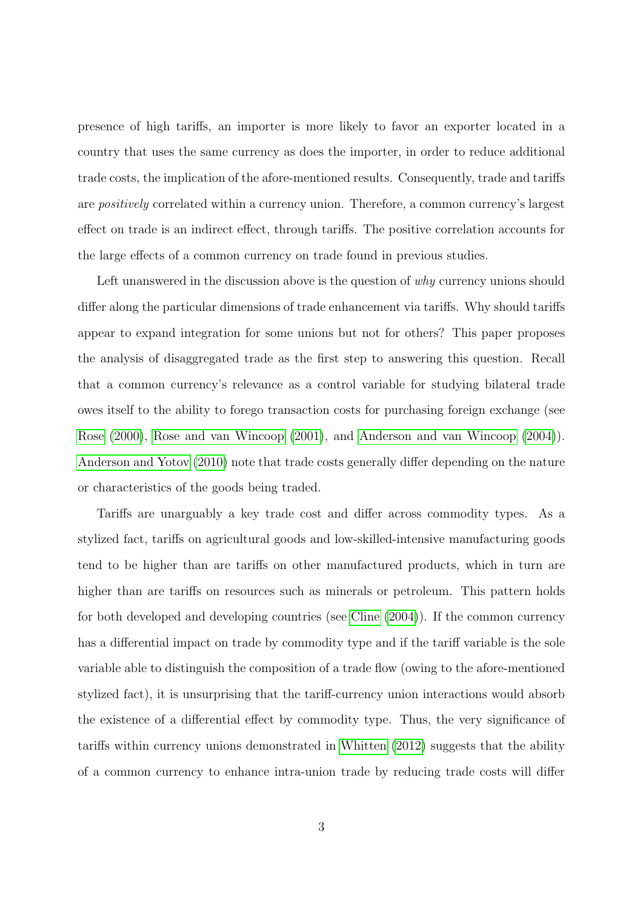presence of high tariffs, an importer is more likely to favor an exporter located in a country that uses the same currency as does the importer, in order to reduce additional trade costs, the implication of the afore-mentioned results. Consequently, trade and tariffs are *positively* correlated within a currency union. Therefore, a common currency's largest effect on trade is an indirect effect, through tariffs. The positive correlation accounts for the large effects of a common currency on trade found in previous studies.

Left unanswered in the discussion above is the question of *why* currency unions should differ along the particular dimensions of trade enhancement via tariffs. Why should tariffs appear to expand integration for some unions but not for others? This paper proposes the analysis of disaggregated trade as the first step to answering this question. Recall that a common currency's relevance as a control variable for studying bilateral trade owes itself to the ability to forego transaction costs for purchasing foreign exchange (see Rose (2000), Rose and van Wincoop (2001), and Anderson and van Wincoop (2004)). Anderson and Yotov (2010) note that trade costs generally differ depending on the nature or characteristics of the goods being traded.

Tariffs are unarguably a key trade cost and differ across commodity types. As a stylized fact, tariffs on agricultural goods and low-skilled-intensive manufacturing goods tend to be higher than are tariffs on other manufactured products, which in turn are higher than are tariffs on resources such as minerals or petroleum. This pattern holds for both developed and developing countries (see Cline (2004)). If the common currency has a differential impact on trade by commodity type and if the tariff variable is the sole variable able to distinguish the composition of a trade flow (owing to the afore-mentioned stylized fact), it is unsurprising that the tariff-currency union interactions would absorb the existence of a differential effect by commodity type. Thus, the very significance of tariffs within currency unions demonstrated in Whitten (2012) suggests that the ability of a common currency to enhance intra-union trade by reducing trade costs will differ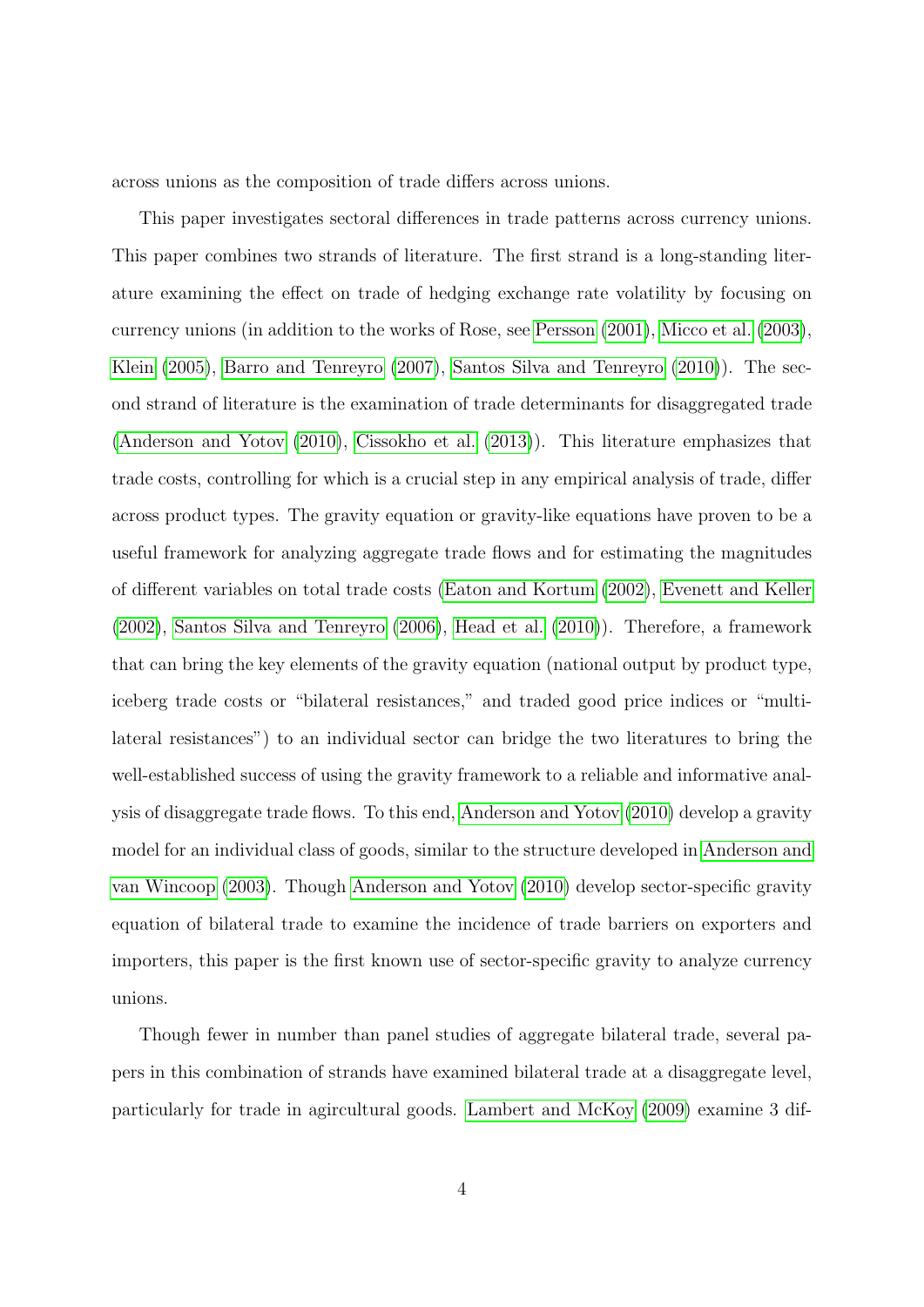across unions as the composition of trade differs across unions.

This paper investigates sectoral differences in trade patterns across currency unions. This paper combines two strands of literature. The first strand is a long-standing literature examining the effect on trade of hedging exchange rate volatility by focusing on currency unions (in addition to the works of Rose, see Persson (2001), Micco et al. (2003), Klein (2005), Barro and Tenreyro (2007), Santos Silva and Tenreyro (2010)). The second strand of literature is the examination of trade determinants for disaggregated trade (Anderson and Yotov (2010), Cissokho et al. (2013)). This literature emphasizes that trade costs, controlling for which is a crucial step in any empirical analysis of trade, differ across product types. The gravity equation or gravity-like equations have proven to be a useful framework for analyzing aggregate trade flows and for estimating the magnitudes of different variables on total trade costs (Eaton and Kortum (2002), Evenett and Keller (2002), Santos Silva and Tenreyro (2006), Head et al. (2010)). Therefore, a framework that can bring the key elements of the gravity equation (national output by product type, iceberg trade costs or "bilateral resistances," and traded good price indices or "multilateral resistances") to an individual sector can bridge the two literatures to bring the well-established success of using the gravity framework to a reliable and informative analysis of disaggregate trade flows. To this end, Anderson and Yotov (2010) develop a gravity model for an individual class of goods, similar to the structure developed in Anderson and van Wincoop (2003). Though Anderson and Yotov (2010) develop sector-specific gravity equation of bilateral trade to examine the incidence of trade barriers on exporters and importers, this paper is the first known use of sector-specific gravity to analyze currency unions.

Though fewer in number than panel studies of aggregate bilateral trade, several papers in this combination of strands have examined bilateral trade at a disaggregate level, particularly for trade in agircultural goods. Lambert and McKoy (2009) examine 3 dif-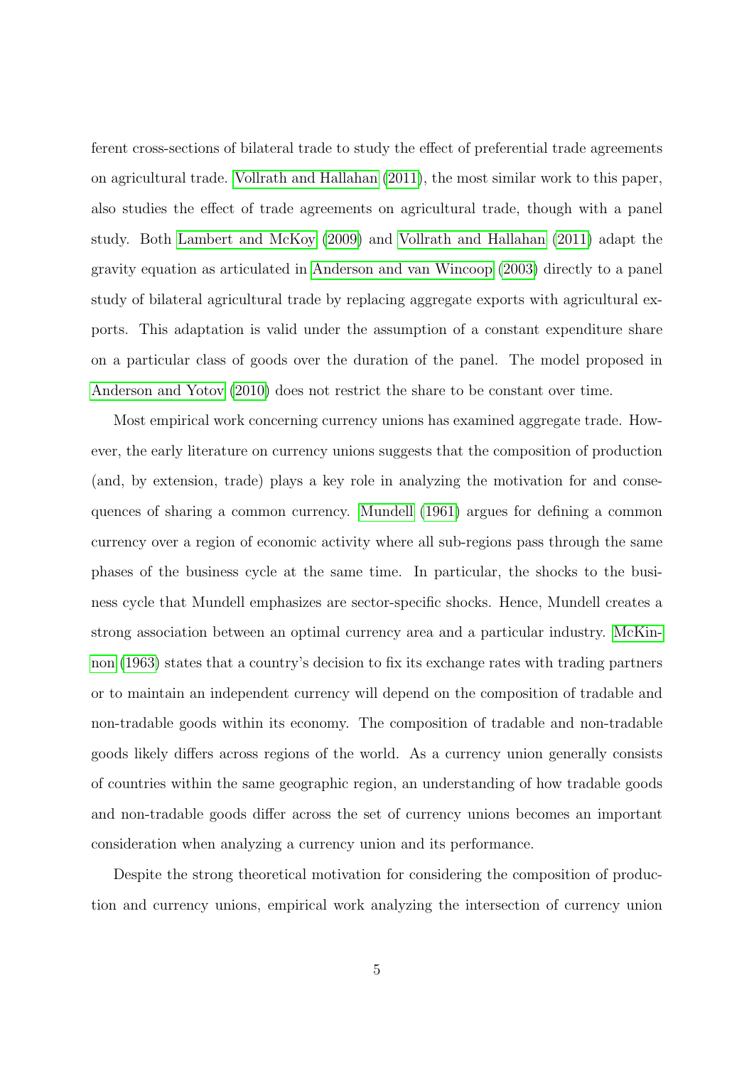ferent cross-sections of bilateral trade to study the effect of preferential trade agreements on agricultural trade. Vollrath and Hallahan (2011), the most similar work to this paper, also studies the effect of trade agreements on agricultural trade, though with a panel study. Both Lambert and McKoy (2009) and Vollrath and Hallahan (2011) adapt the gravity equation as articulated in Anderson and van Wincoop (2003) directly to a panel study of bilateral agricultural trade by replacing aggregate exports with agricultural exports. This adaptation is valid under the assumption of a constant expenditure share on a particular class of goods over the duration of the panel. The model proposed in Anderson and Yotov (2010) does not restrict the share to be constant over time.

Most empirical work concerning currency unions has examined aggregate trade. However, the early literature on currency unions suggests that the composition of production (and, by extension, trade) plays a key role in analyzing the motivation for and consequences of sharing a common currency. Mundell (1961) argues for defining a common currency over a region of economic activity where all sub-regions pass through the same phases of the business cycle at the same time. In particular, the shocks to the business cycle that Mundell emphasizes are sector-specific shocks. Hence, Mundell creates a strong association between an optimal currency area and a particular industry. McKinnon (1963) states that a country's decision to fix its exchange rates with trading partners or to maintain an independent currency will depend on the composition of tradable and non-tradable goods within its economy. The composition of tradable and non-tradable goods likely differs across regions of the world. As a currency union generally consists of countries within the same geographic region, an understanding of how tradable goods and non-tradable goods differ across the set of currency unions becomes an important consideration when analyzing a currency union and its performance.

Despite the strong theoretical motivation for considering the composition of production and currency unions, empirical work analyzing the intersection of currency union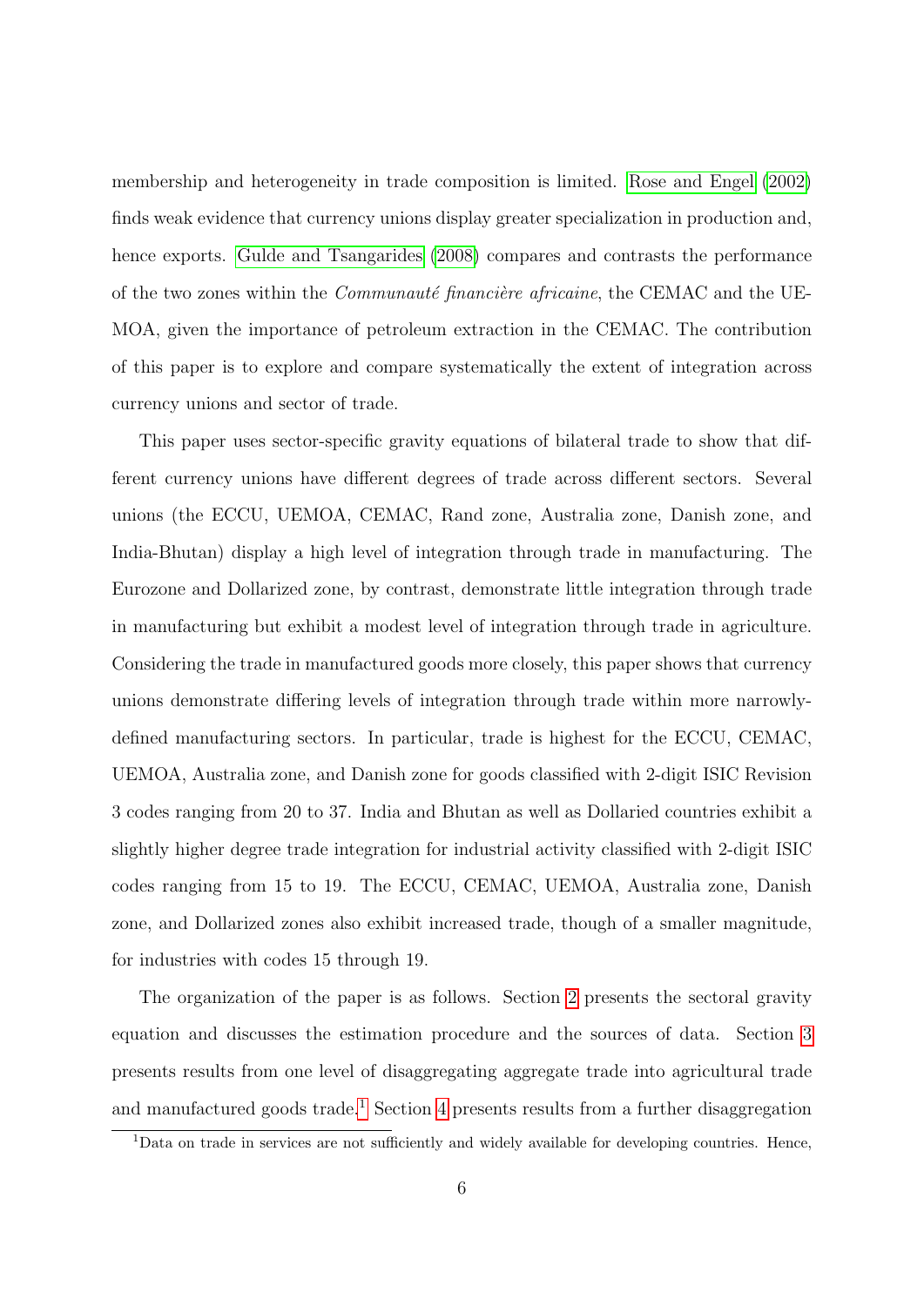membership and heterogeneity in trade composition is limited. Rose and Engel (2002) finds weak evidence that currency unions display greater specialization in production and, hence exports. Gulde and Tsangarides (2008) compares and contrasts the performance of the two zones within the *Communauté financière africaine*, the CEMAC and the UEMOA, given the importance of petroleum extraction in the CEMAC. The contribution of this paper is to explore and compare systematically the extent of integration across currency unions and sector of trade.

This paper uses sector-specific gravity equations of bilateral trade to show that different currency unions have different degrees of trade across different sectors. Several unions (the ECCU, UEMOA, CEMAC, Rand zone, Australia zone, Danish zone, and India-Bhutan) display a high level of integration through trade in manufacturing. The Eurozone and Dollarized zone, by contrast, demonstrate little integration through trade in manufacturing but exhibit a modest level of integration through trade in agriculture. Considering the trade in manufactured goods more closely, this paper shows that currency unions demonstrate differing levels of integration through trade within more narrowly-defined manufacturing sectors. In particular, trade is highest for the ECCU, CEMAC, UEMOA, Australia zone, and Danish zone for goods classified with 2-digit ISIC Revision 3 codes ranging from 20 to 37. India and Bhutan as well as Dollaried countries exhibit a slightly higher degree trade integration for industrial activity classified with 2-digit ISIC codes ranging from 15 to 19. The ECCU, CEMAC, UEMOA, Australia zone, Danish zone, and Dollarized zones also exhibit increased trade, though of a smaller magnitude, for industries with codes 15 through 19.

The organization of the paper is as follows. Section 2 presents the sectoral gravity equation and discusses the estimation procedure and the sources of data. Section 3 presents results from one level of disaggregating aggregate trade into agricultural trade and manufactured goods trade.[1] Section 4 presents results from a further disaggregation

[1] Data on trade in services are not sufficiently and widely available for developing countries. Hence,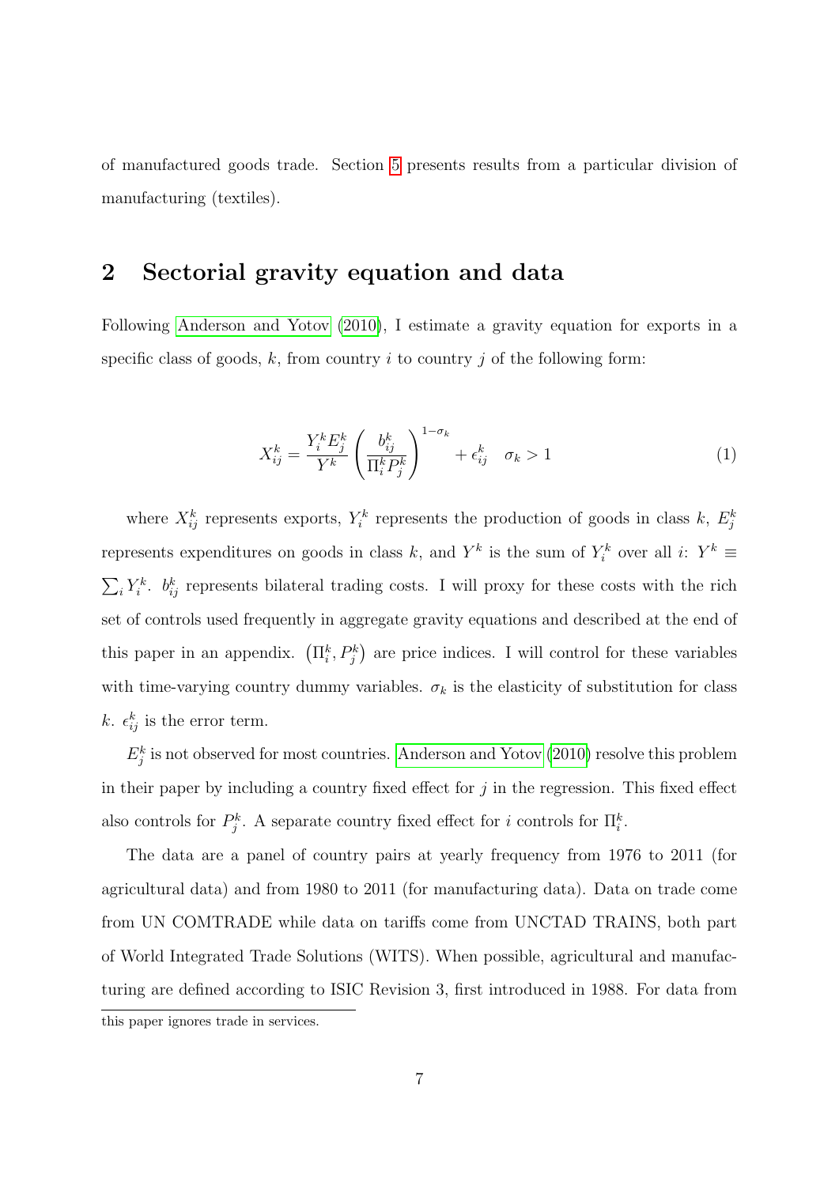of manufactured goods trade. Section 5 presents results from a particular division of manufacturing (textiles).

## 2 Sectorial gravity equation and data

Following Anderson and Yotov (2010), I estimate a gravity equation for exports in a specific class of goods, $k$, from country $i$ to country $j$ of the following form:

$$X_{ij}^k = \frac{Y_i^k E_j^k}{Y^k} \left( \frac{b_{ij}^k}{\Pi_i^k P_j^k} \right)^{1-\sigma_k} + \epsilon_{ij}^k \quad \sigma_k > 1 \tag{1}$$

where $X_{ij}^k$ represents exports, $Y_i^k$ represents the production of goods in class $k$, $E_j^k$ represents expenditures on goods in class $k$, and $Y^k$ is the sum of $Y_i^k$ over all $i$: $Y^k \equiv \sum_i Y_i^k$. $b_{ij}^k$ represents bilateral trading costs. I will proxy for these costs with the rich set of controls used frequently in aggregate gravity equations and described at the end of this paper in an appendix. $\left(\Pi_i^k, P_j^k\right)$ are price indices. I will control for these variables with time-varying country dummy variables. $\sigma_k$ is the elasticity of substitution for class $k$. $\epsilon_{ij}^k$ is the error term.

$E_j^k$ is not observed for most countries. Anderson and Yotov (2010) resolve this problem in their paper by including a country fixed effect for $j$ in the regression. This fixed effect also controls for $P_j^k$. A separate country fixed effect for $i$ controls for $\Pi_i^k$.

The data are a panel of country pairs at yearly frequency from 1976 to 2011 (for agricultural data) and from 1980 to 2011 (for manufacturing data). Data on trade come from UN COMTRADE while data on tariffs come from UNCTAD TRAINS, both part of World Integrated Trade Solutions (WITS). When possible, agricultural and manufacturing are defined according to ISIC Revision 3, first introduced in 1988. For data from

this paper ignores trade in services.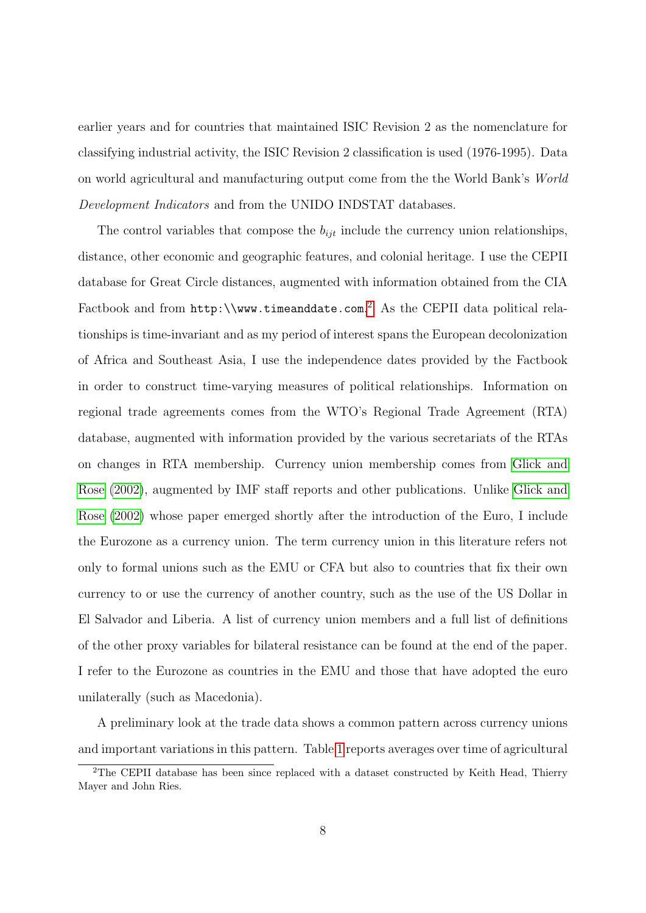earlier years and for countries that maintained ISIC Revision 2 as the nomenclature for classifying industrial activity, the ISIC Revision 2 classification is used (1976-1995). Data on world agricultural and manufacturing output come from the the World Bank's *World Development Indicators* and from the UNIDO INDSTAT databases.

The control variables that compose the $b_{ijt}$ include the currency union relationships, distance, other economic and geographic features, and colonial heritage. I use the CEPII database for Great Circle distances, augmented with information obtained from the CIA Factbook and from `http:\\www.timeanddate.com`.[2] As the CEPII data political relationships is time-invariant and as my period of interest spans the European decolonization of Africa and Southeast Asia, I use the independence dates provided by the Factbook in order to construct time-varying measures of political relationships. Information on regional trade agreements comes from the WTO's Regional Trade Agreement (RTA) database, augmented with information provided by the various secretariats of the RTAs on changes in RTA membership. Currency union membership comes from Glick and Rose (2002), augmented by IMF staff reports and other publications. Unlike Glick and Rose (2002) whose paper emerged shortly after the introduction of the Euro, I include the Eurozone as a currency union. The term currency union in this literature refers not only to formal unions such as the EMU or CFA but also to countries that fix their own currency to or use the currency of another country, such as the use of the US Dollar in El Salvador and Liberia. A list of currency union members and a full list of definitions of the other proxy variables for bilateral resistance can be found at the end of the paper. I refer to the Eurozone as countries in the EMU and those that have adopted the euro unilaterally (such as Macedonia).

A preliminary look at the trade data shows a common pattern across currency unions and important variations in this pattern. Table 1 reports averages over time of agricultural

[2] The CEPII database has been since replaced with a dataset constructed by Keith Head, Thierry Mayer and John Ries.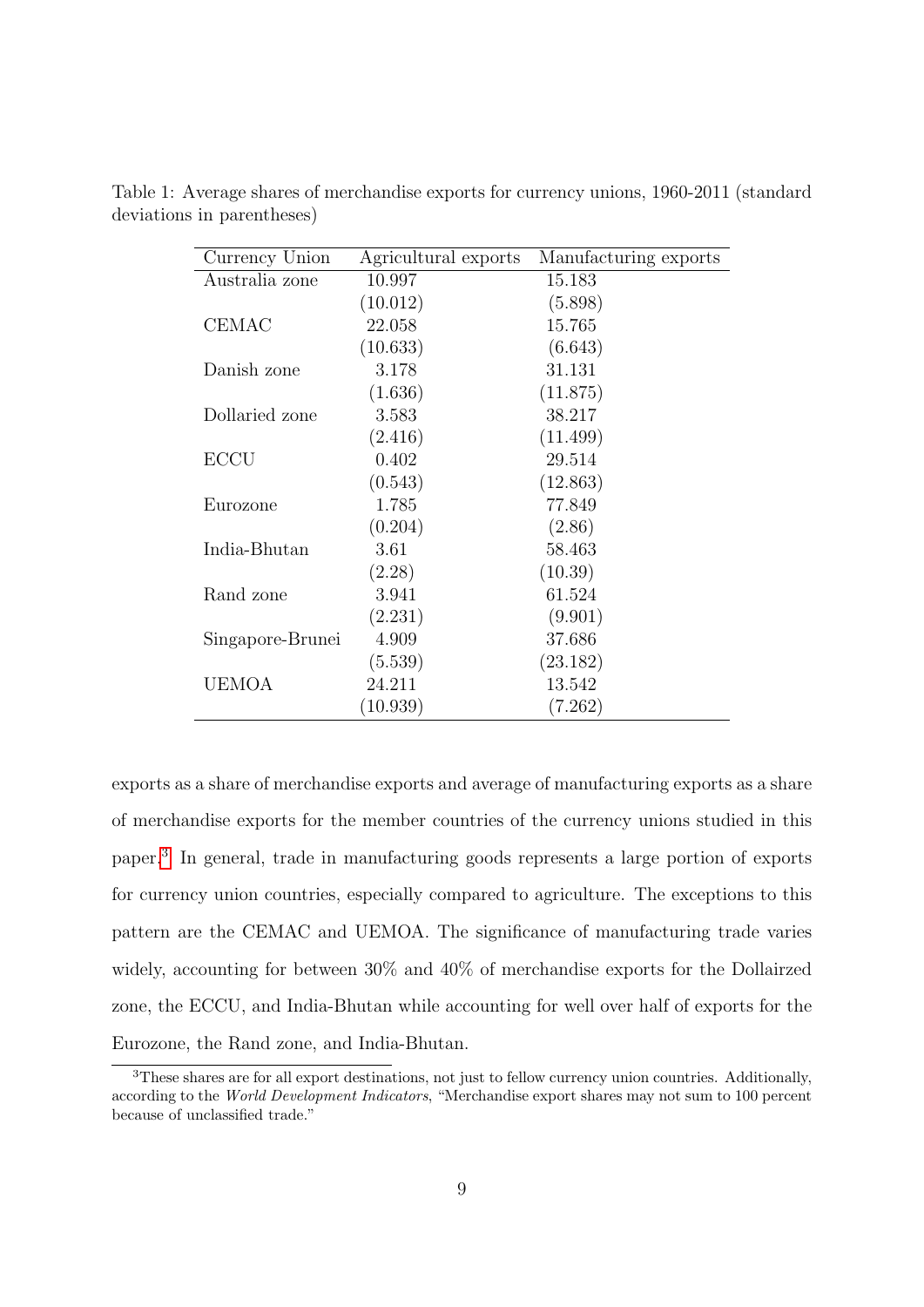Table 1: Average shares of merchandise exports for currency unions, 1960-2011 (standard deviations in parentheses)

| Currency Union | Agricultural exports | Manufacturing exports |
|---|---|---|
| Australia zone | 10.997 | 15.183 |
| | (10.012) | (5.898) |
| CEMAC | 22.058 | 15.765 |
| | (10.633) | (6.643) |
| Danish zone | 3.178 | 31.131 |
| | (1.636) | (11.875) |
| Dollaried zone | 3.583 | 38.217 |
| | (2.416) | (11.499) |
| ECCU | 0.402 | 29.514 |
| | (0.543) | (12.863) |
| Eurozone | 1.785 | 77.849 |
| | (0.204) | (2.86) |
| India-Bhutan | 3.61 | 58.463 |
| | (2.28) | (10.39) |
| Rand zone | 3.941 | 61.524 |
| | (2.231) | (9.901) |
| Singapore-Brunei | 4.909 | 37.686 |
| | (5.539) | (23.182) |
| UEMOA | 24.211 | 13.542 |
| | (10.939) | (7.262) |

exports as a share of merchandise exports and average of manufacturing exports as a share of merchandise exports for the member countries of the currency unions studied in this paper.[3] In general, trade in manufacturing goods represents a large portion of exports for currency union countries, especially compared to agriculture. The exceptions to this pattern are the CEMAC and UEMOA. The significance of manufacturing trade varies widely, accounting for between 30% and 40% of merchandise exports for the Dollairzed zone, the ECCU, and India-Bhutan while accounting for well over half of exports for the Eurozone, the Rand zone, and India-Bhutan.

[3]These shares are for all export destinations, not just to fellow currency union countries. Additionally, according to the *World Development Indicators*, "Merchandise export shares may not sum to 100 percent because of unclassified trade."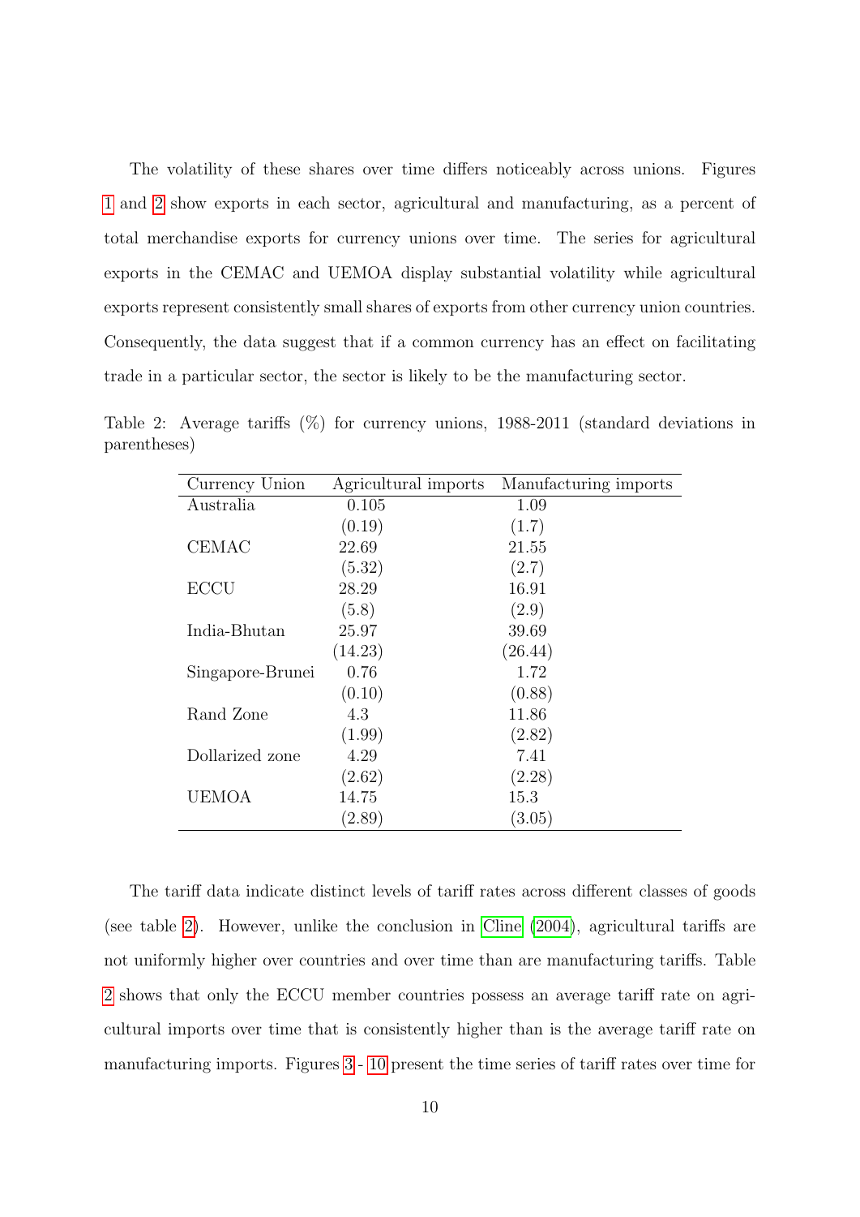The volatility of these shares over time differs noticeably across unions. Figures 1 and 2 show exports in each sector, agricultural and manufacturing, as a percent of total merchandise exports for currency unions over time. The series for agricultural exports in the CEMAC and UEMOA display substantial volatility while agricultural exports represent consistently small shares of exports from other currency union countries. Consequently, the data suggest that if a common currency has an effect on facilitating trade in a particular sector, the sector is likely to be the manufacturing sector.

Table 2: Average tariffs (%) for currency unions, 1988-2011 (standard deviations in parentheses)

| Currency Union | Agricultural imports | Manufacturing imports |
|---|---|---|
| Australia | 0.105 | 1.09 |
| | (0.19) | (1.7) |
| CEMAC | 22.69 | 21.55 |
| | (5.32) | (2.7) |
| ECCU | 28.29 | 16.91 |
| | (5.8) | (2.9) |
| India-Bhutan | 25.97 | 39.69 |
| | (14.23) | (26.44) |
| Singapore-Brunei | 0.76 | 1.72 |
| | (0.10) | (0.88) |
| Rand Zone | 4.3 | 11.86 |
| | (1.99) | (2.82) |
| Dollarized zone | 4.29 | 7.41 |
| | (2.62) | (2.28) |
| UEMOA | 14.75 | 15.3 |
| | (2.89) | (3.05) |

The tariff data indicate distinct levels of tariff rates across different classes of goods (see table 2). However, unlike the conclusion in Cline (2004), agricultural tariffs are not uniformly higher over countries and over time than are manufacturing tariffs. Table 2 shows that only the ECCU member countries possess an average tariff rate on agricultural imports over time that is consistently higher than is the average tariff rate on manufacturing imports. Figures 3 - 10 present the time series of tariff rates over time for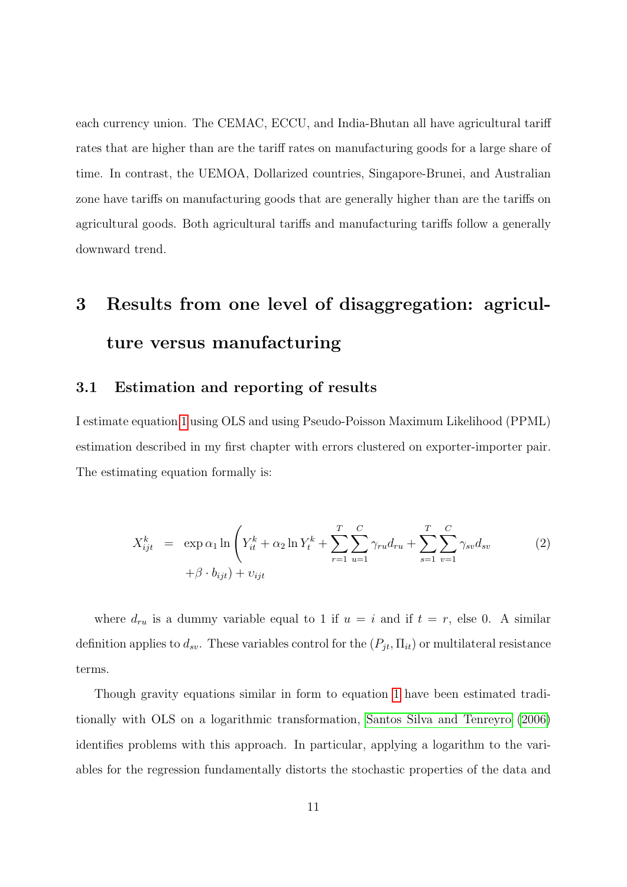each currency union. The CEMAC, ECCU, and India-Bhutan all have agricultural tariff rates that are higher than are the tariff rates on manufacturing goods for a large share of time. In contrast, the UEMOA, Dollarized countries, Singapore-Brunei, and Australian zone have tariffs on manufacturing goods that are generally higher than are the tariffs on agricultural goods. Both agricultural tariffs and manufacturing tariffs follow a generally downward trend.

# 3 Results from one level of disaggregation: agriculture versus manufacturing

## 3.1 Estimation and reporting of results

I estimate equation 1 using OLS and using Pseudo-Poisson Maximum Likelihood (PPML) estimation described in my first chapter with errors clustered on exporter-importer pair. The estimating equation formally is:

$$
\begin{aligned}
X_{ijt}^{k} &= \exp \alpha_1 \ln \Bigg( Y_{it}^{k} + \alpha_2 \ln Y_{t}^{k} + \sum_{r=1}^{T} \sum_{u=1}^{C} \gamma_{ru} d_{ru} + \sum_{s=1}^{T} \sum_{v=1}^{C} \gamma_{sv} d_{sv} \\
&\quad + \beta \cdot b_{ijt} ) + \upsilon_{ijt}
\end{aligned} \tag{2}
$$

where $d_{ru}$ is a dummy variable equal to 1 if $u = i$ and if $t = r$, else 0. A similar definition applies to $d_{sv}$. These variables control for the $(P_{jt}, \Pi_{it})$ or multilateral resistance terms.

Though gravity equations similar in form to equation 1 have been estimated traditionally with OLS on a logarithmic transformation, Santos Silva and Tenreyro (2006) identifies problems with this approach. In particular, applying a logarithm to the variables for the regression fundamentally distorts the stochastic properties of the data and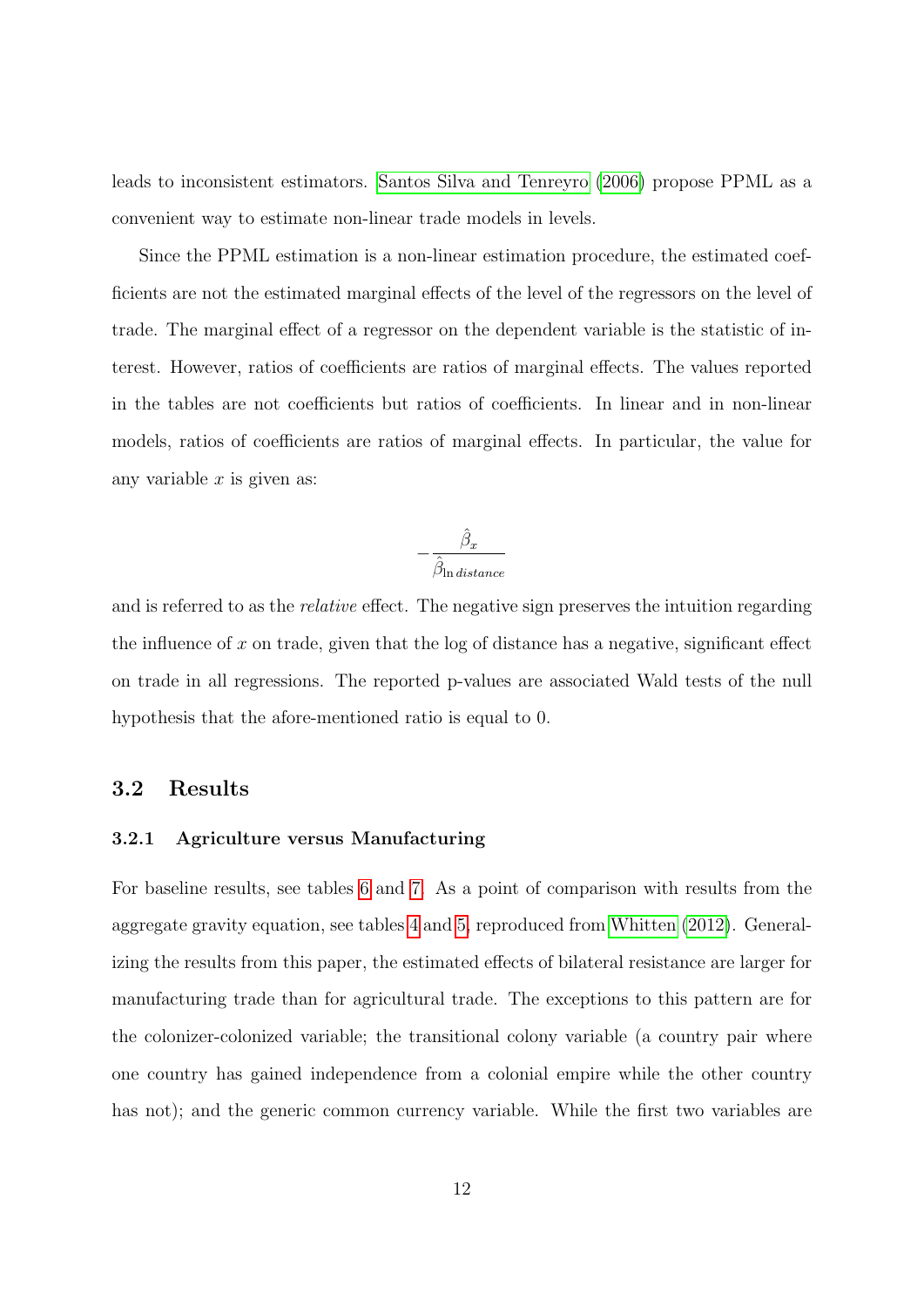leads to inconsistent estimators. Santos Silva and Tenreyro (2006) propose PPML as a convenient way to estimate non-linear trade models in levels.

Since the PPML estimation is a non-linear estimation procedure, the estimated coefficients are not the estimated marginal effects of the level of the regressors on the level of trade. The marginal effect of a regressor on the dependent variable is the statistic of interest. However, ratios of coefficients are ratios of marginal effects. The values reported in the tables are not coefficients but ratios of coefficients. In linear and in non-linear models, ratios of coefficients are ratios of marginal effects. In particular, the value for any variable $x$ is given as:

$$-\frac{\hat{\beta}_x}{\hat{\beta}_{\ln distance}}$$

and is referred to as the *relative* effect. The negative sign preserves the intuition regarding the influence of $x$ on trade, given that the log of distance has a negative, significant effect on trade in all regressions. The reported p-values are associated Wald tests of the null hypothesis that the afore-mentioned ratio is equal to 0.

## 3.2 Results

### 3.2.1 Agriculture versus Manufacturing

For baseline results, see tables 6 and 7. As a point of comparison with results from the aggregate gravity equation, see tables 4 and 5, reproduced from Whitten (2012). Generalizing the results from this paper, the estimated effects of bilateral resistance are larger for manufacturing trade than for agricultural trade. The exceptions to this pattern are for the colonizer-colonized variable; the transitional colony variable (a country pair where one country has gained independence from a colonial empire while the other country has not); and the generic common currency variable. While the first two variables are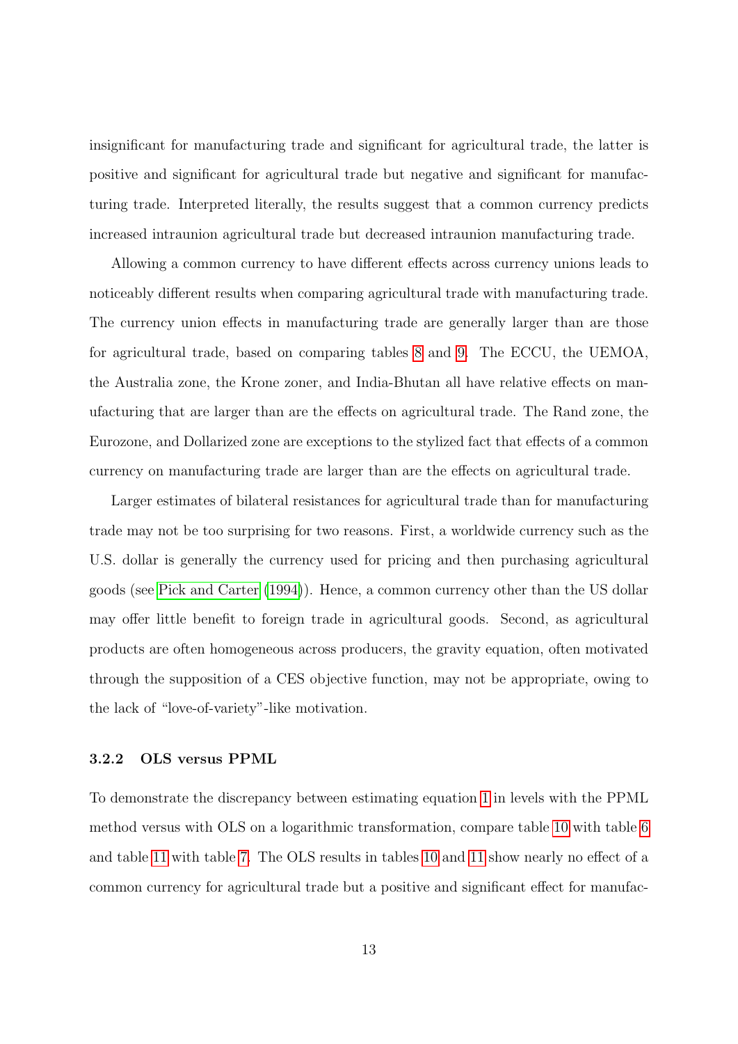insignificant for manufacturing trade and significant for agricultural trade, the latter is positive and significant for agricultural trade but negative and significant for manufacturing trade. Interpreted literally, the results suggest that a common currency predicts increased intraunion agricultural trade but decreased intraunion manufacturing trade.

Allowing a common currency to have different effects across currency unions leads to noticeably different results when comparing agricultural trade with manufacturing trade. The currency union effects in manufacturing trade are generally larger than are those for agricultural trade, based on comparing tables 8 and 9. The ECCU, the UEMOA, the Australia zone, the Krone zoner, and India-Bhutan all have relative effects on manufacturing that are larger than are the effects on agricultural trade. The Rand zone, the Eurozone, and Dollarized zone are exceptions to the stylized fact that effects of a common currency on manufacturing trade are larger than are the effects on agricultural trade.

Larger estimates of bilateral resistances for agricultural trade than for manufacturing trade may not be too surprising for two reasons. First, a worldwide currency such as the U.S. dollar is generally the currency used for pricing and then purchasing agricultural goods (see Pick and Carter (1994)). Hence, a common currency other than the US dollar may offer little benefit to foreign trade in agricultural goods. Second, as agricultural products are often homogeneous across producers, the gravity equation, often motivated through the supposition of a CES objective function, may not be appropriate, owing to the lack of "love-of-variety"-like motivation.

### 3.2.2 OLS versus PPML

To demonstrate the discrepancy between estimating equation 1 in levels with the PPML method versus with OLS on a logarithmic transformation, compare table 10 with table 6 and table 11 with table 7. The OLS results in tables 10 and 11 show nearly no effect of a common currency for agricultural trade but a positive and significant effect for manufac-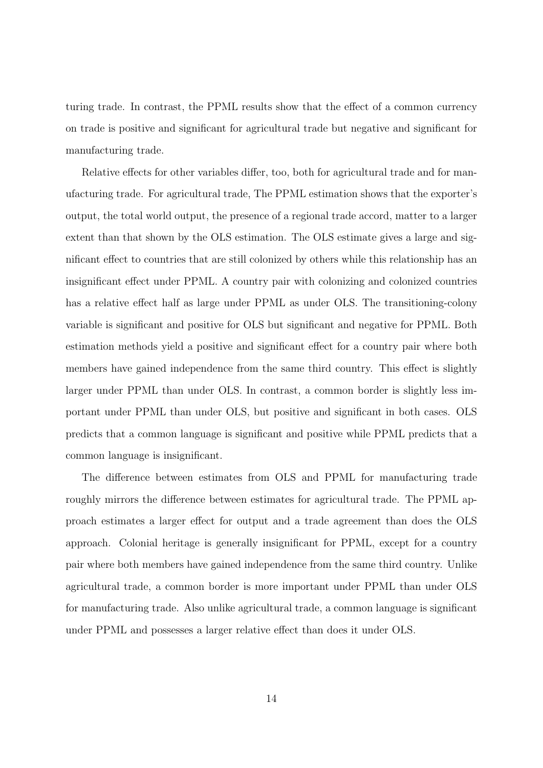turing trade. In contrast, the PPML results show that the effect of a common currency on trade is positive and significant for agricultural trade but negative and significant for manufacturing trade.

Relative effects for other variables differ, too, both for agricultural trade and for manufacturing trade. For agricultural trade, The PPML estimation shows that the exporter's output, the total world output, the presence of a regional trade accord, matter to a larger extent than that shown by the OLS estimation. The OLS estimate gives a large and significant effect to countries that are still colonized by others while this relationship has an insignificant effect under PPML. A country pair with colonizing and colonized countries has a relative effect half as large under PPML as under OLS. The transitioning-colony variable is significant and positive for OLS but significant and negative for PPML. Both estimation methods yield a positive and significant effect for a country pair where both members have gained independence from the same third country. This effect is slightly larger under PPML than under OLS. In contrast, a common border is slightly less important under PPML than under OLS, but positive and significant in both cases. OLS predicts that a common language is significant and positive while PPML predicts that a common language is insignificant.

The difference between estimates from OLS and PPML for manufacturing trade roughly mirrors the difference between estimates for agricultural trade. The PPML approach estimates a larger effect for output and a trade agreement than does the OLS approach. Colonial heritage is generally insignificant for PPML, except for a country pair where both members have gained independence from the same third country. Unlike agricultural trade, a common border is more important under PPML than under OLS for manufacturing trade. Also unlike agricultural trade, a common language is significant under PPML and possesses a larger relative effect than does it under OLS.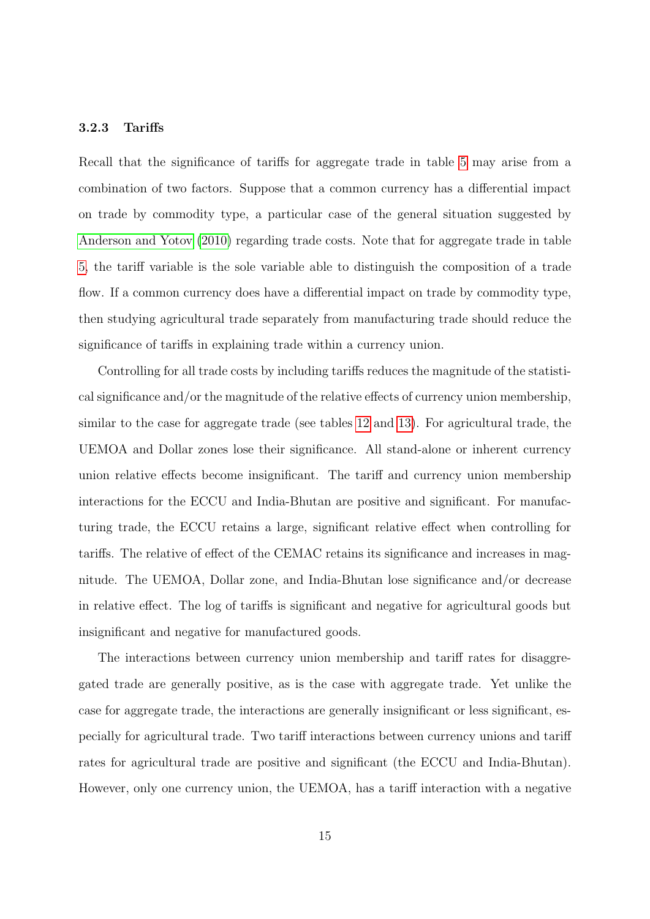#### 3.2.3 Tariffs

Recall that the significance of tariffs for aggregate trade in table 5 may arise from a combination of two factors. Suppose that a common currency has a differential impact on trade by commodity type, a particular case of the general situation suggested by Anderson and Yotov (2010) regarding trade costs. Note that for aggregate trade in table 5, the tariff variable is the sole variable able to distinguish the composition of a trade flow. If a common currency does have a differential impact on trade by commodity type, then studying agricultural trade separately from manufacturing trade should reduce the significance of tariffs in explaining trade within a currency union.

Controlling for all trade costs by including tariffs reduces the magnitude of the statistical significance and/or the magnitude of the relative effects of currency union membership, similar to the case for aggregate trade (see tables 12 and 13). For agricultural trade, the UEMOA and Dollar zones lose their significance. All stand-alone or inherent currency union relative effects become insignificant. The tariff and currency union membership interactions for the ECCU and India-Bhutan are positive and significant. For manufacturing trade, the ECCU retains a large, significant relative effect when controlling for tariffs. The relative of effect of the CEMAC retains its significance and increases in magnitude. The UEMOA, Dollar zone, and India-Bhutan lose significance and/or decrease in relative effect. The log of tariffs is significant and negative for agricultural goods but insignificant and negative for manufactured goods.

The interactions between currency union membership and tariff rates for disaggregated trade are generally positive, as is the case with aggregate trade. Yet unlike the case for aggregate trade, the interactions are generally insignificant or less significant, especially for agricultural trade. Two tariff interactions between currency unions and tariff rates for agricultural trade are positive and significant (the ECCU and India-Bhutan). However, only one currency union, the UEMOA, has a tariff interaction with a negative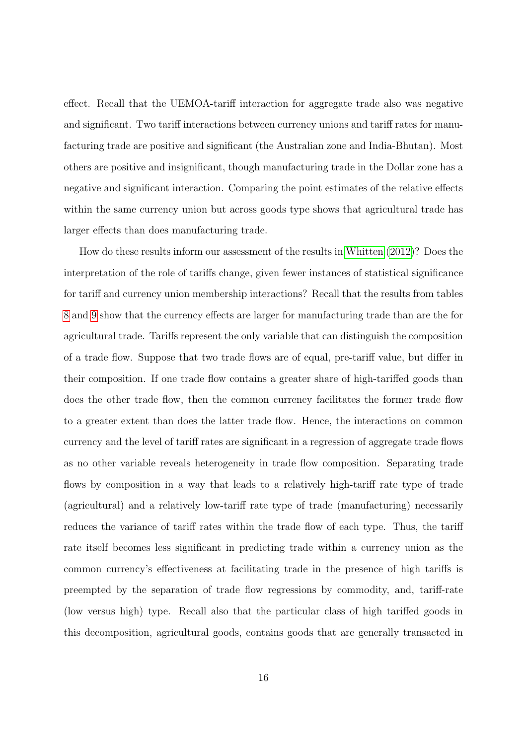effect. Recall that the UEMOA-tariff interaction for aggregate trade also was negative and significant. Two tariff interactions between currency unions and tariff rates for manufacturing trade are positive and significant (the Australian zone and India-Bhutan). Most others are positive and insignificant, though manufacturing trade in the Dollar zone has a negative and significant interaction. Comparing the point estimates of the relative effects within the same currency union but across goods type shows that agricultural trade has larger effects than does manufacturing trade.

How do these results inform our assessment of the results in Whitten (2012)? Does the interpretation of the role of tariffs change, given fewer instances of statistical significance for tariff and currency union membership interactions? Recall that the results from tables 8 and 9 show that the currency effects are larger for manufacturing trade than are the for agricultural trade. Tariffs represent the only variable that can distinguish the composition of a trade flow. Suppose that two trade flows are of equal, pre-tariff value, but differ in their composition. If one trade flow contains a greater share of high-tariffed goods than does the other trade flow, then the common currency facilitates the former trade flow to a greater extent than does the latter trade flow. Hence, the interactions on common currency and the level of tariff rates are significant in a regression of aggregate trade flows as no other variable reveals heterogeneity in trade flow composition. Separating trade flows by composition in a way that leads to a relatively high-tariff rate type of trade (agricultural) and a relatively low-tariff rate type of trade (manufacturing) necessarily reduces the variance of tariff rates within the trade flow of each type. Thus, the tariff rate itself becomes less significant in predicting trade within a currency union as the common currency's effectiveness at facilitating trade in the presence of high tariffs is preempted by the separation of trade flow regressions by commodity, and, tariff-rate (low versus high) type. Recall also that the particular class of high tariffed goods in this decomposition, agricultural goods, contains goods that are generally transacted in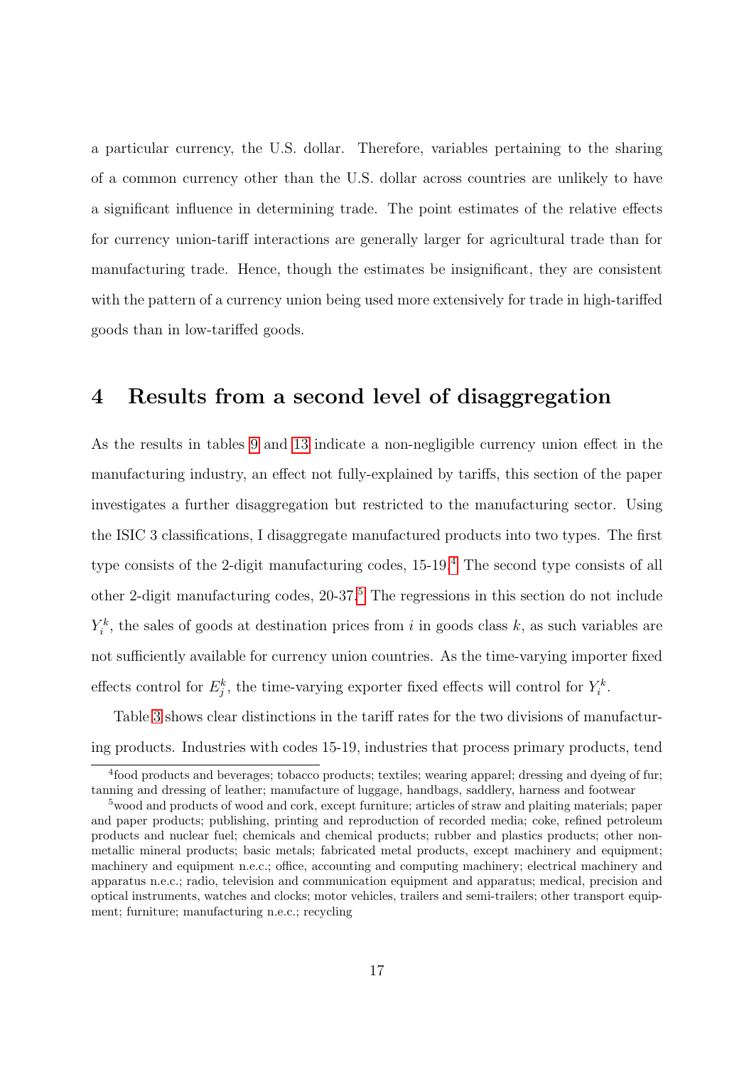a particular currency, the U.S. dollar. Therefore, variables pertaining to the sharing of a common currency other than the U.S. dollar across countries are unlikely to have a significant influence in determining trade. The point estimates of the relative effects for currency union-tariff interactions are generally larger for agricultural trade than for manufacturing trade. Hence, though the estimates be insignificant, they are consistent with the pattern of a currency union being used more extensively for trade in high-tariffed goods than in low-tariffed goods.

## 4 Results from a second level of disaggregation

As the results in tables 9 and 13 indicate a non-negligible currency union effect in the manufacturing industry, an effect not fully-explained by tariffs, this section of the paper investigates a further disaggregation but restricted to the manufacturing sector. Using the ISIC 3 classifications, I disaggregate manufactured products into two types. The first type consists of the 2-digit manufacturing codes, 15-19.[4] The second type consists of all other 2-digit manufacturing codes, 20-37.[5] The regressions in this section do not include $Y_i^k$, the sales of goods at destination prices from $i$ in goods class $k$, as such variables are not sufficiently available for currency union countries. As the time-varying importer fixed effects control for $E_j^k$, the time-varying exporter fixed effects will control for $Y_i^k$.

Table 3 shows clear distinctions in the tariff rates for the two divisions of manufacturing products. Industries with codes 15-19, industries that process primary products, tend

[4] food products and beverages; tobacco products; textiles; wearing apparel; dressing and dyeing of fur; tanning and dressing of leather; manufacture of luggage, handbags, saddlery, harness and footwear

[5] wood and products of wood and cork, except furniture; articles of straw and plaiting materials; paper and paper products; publishing, printing and reproduction of recorded media; coke, refined petroleum products and nuclear fuel; chemicals and chemical products; rubber and plastics products; other non-metallic mineral products; basic metals; fabricated metal products, except machinery and equipment; machinery and equipment n.e.c.; office, accounting and computing machinery; electrical machinery and apparatus n.e.c.; radio, television and communication equipment and apparatus; medical, precision and optical instruments, watches and clocks; motor vehicles, trailers and semi-trailers; other transport equipment; furniture; manufacturing n.e.c.; recycling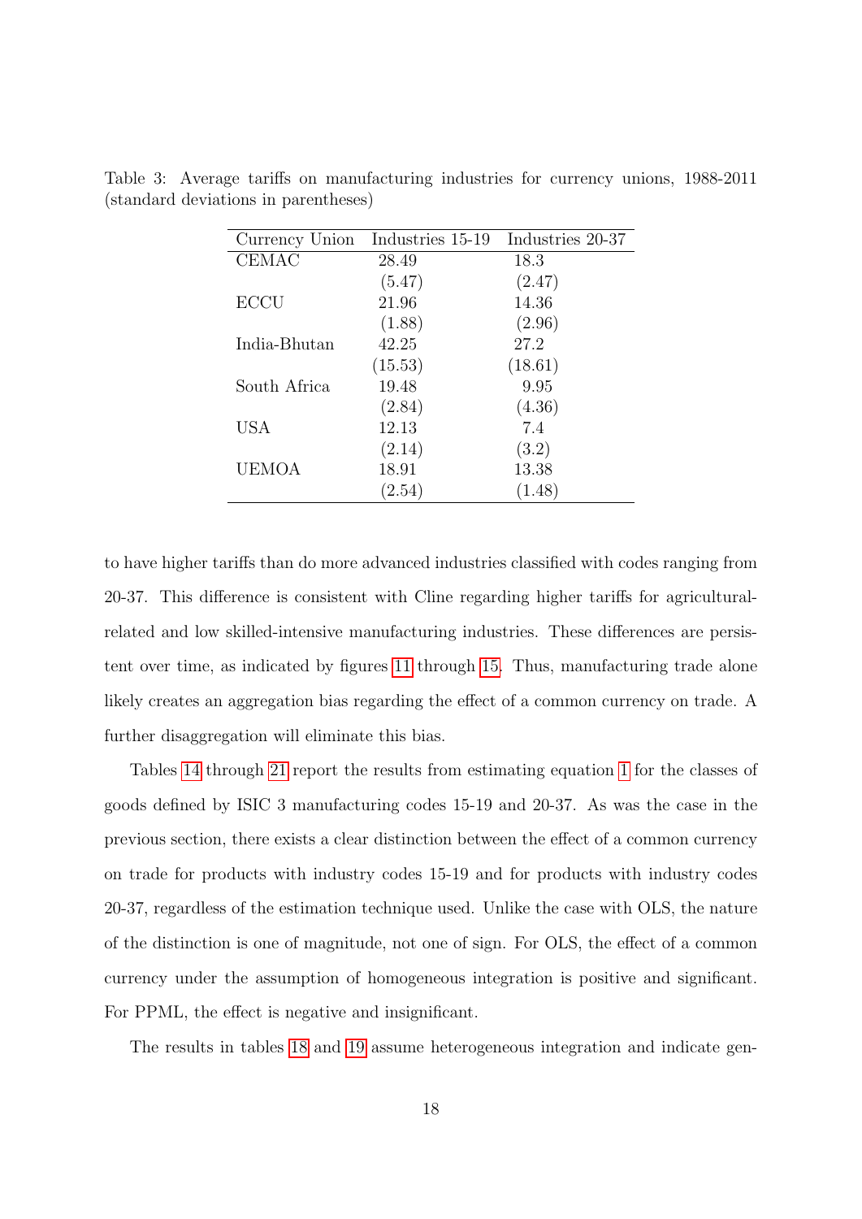Table 3: Average tariffs on manufacturing industries for currency unions, 1988-2011 (standard deviations in parentheses)

| Currency Union | Industries 15-19 | Industries 20-37 |
|---|---|---|
| CEMAC | 28.49 | 18.3 |
| | (5.47) | (2.47) |
| ECCU | 21.96 | 14.36 |
| | (1.88) | (2.96) |
| India-Bhutan | 42.25 | 27.2 |
| | (15.53) | (18.61) |
| South Africa | 19.48 | 9.95 |
| | (2.84) | (4.36) |
| USA | 12.13 | 7.4 |
| | (2.14) | (3.2) |
| UEMOA | 18.91 | 13.38 |
| | (2.54) | (1.48) |

to have higher tariffs than do more advanced industries classified with codes ranging from 20-37. This difference is consistent with Cline regarding higher tariffs for agricultural-related and low skilled-intensive manufacturing industries. These differences are persistent over time, as indicated by figures 11 through 15. Thus, manufacturing trade alone likely creates an aggregation bias regarding the effect of a common currency on trade. A further disaggregation will eliminate this bias.

Tables 14 through 21 report the results from estimating equation 1 for the classes of goods defined by ISIC 3 manufacturing codes 15-19 and 20-37. As was the case in the previous section, there exists a clear distinction between the effect of a common currency on trade for products with industry codes 15-19 and for products with industry codes 20-37, regardless of the estimation technique used. Unlike the case with OLS, the nature of the distinction is one of magnitude, not one of sign. For OLS, the effect of a common currency under the assumption of homogeneous integration is positive and significant. For PPML, the effect is negative and insignificant.

The results in tables 18 and 19 assume heterogeneous integration and indicate gen-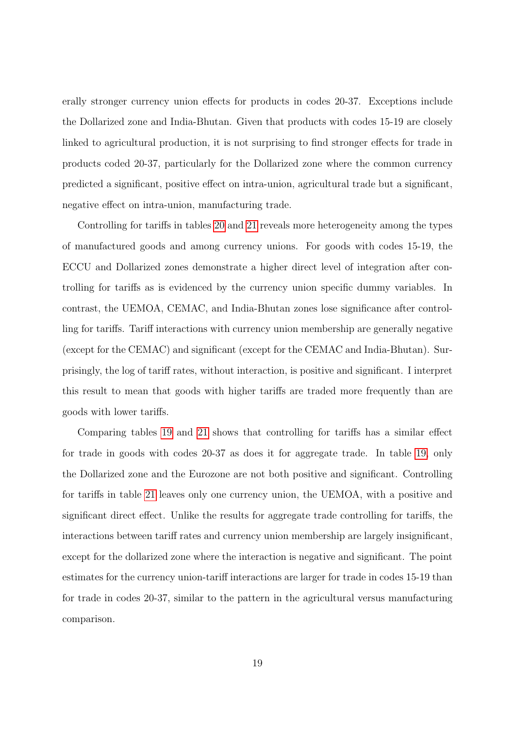erally stronger currency union effects for products in codes 20-37. Exceptions include the Dollarized zone and India-Bhutan. Given that products with codes 15-19 are closely linked to agricultural production, it is not surprising to find stronger effects for trade in products coded 20-37, particularly for the Dollarized zone where the common currency predicted a significant, positive effect on intra-union, agricultural trade but a significant, negative effect on intra-union, manufacturing trade.

Controlling for tariffs in tables 20 and 21 reveals more heterogeneity among the types of manufactured goods and among currency unions. For goods with codes 15-19, the ECCU and Dollarized zones demonstrate a higher direct level of integration after controlling for tariffs as is evidenced by the currency union specific dummy variables. In contrast, the UEMOA, CEMAC, and India-Bhutan zones lose significance after controlling for tariffs. Tariff interactions with currency union membership are generally negative (except for the CEMAC) and significant (except for the CEMAC and India-Bhutan). Surprisingly, the log of tariff rates, without interaction, is positive and significant. I interpret this result to mean that goods with higher tariffs are traded more frequently than are goods with lower tariffs.

Comparing tables 19 and 21 shows that controlling for tariffs has a similar effect for trade in goods with codes 20-37 as does it for aggregate trade. In table 19, only the Dollarized zone and the Eurozone are not both positive and significant. Controlling for tariffs in table 21 leaves only one currency union, the UEMOA, with a positive and significant direct effect. Unlike the results for aggregate trade controlling for tariffs, the interactions between tariff rates and currency union membership are largely insignificant, except for the dollarized zone where the interaction is negative and significant. The point estimates for the currency union-tariff interactions are larger for trade in codes 15-19 than for trade in codes 20-37, similar to the pattern in the agricultural versus manufacturing comparison.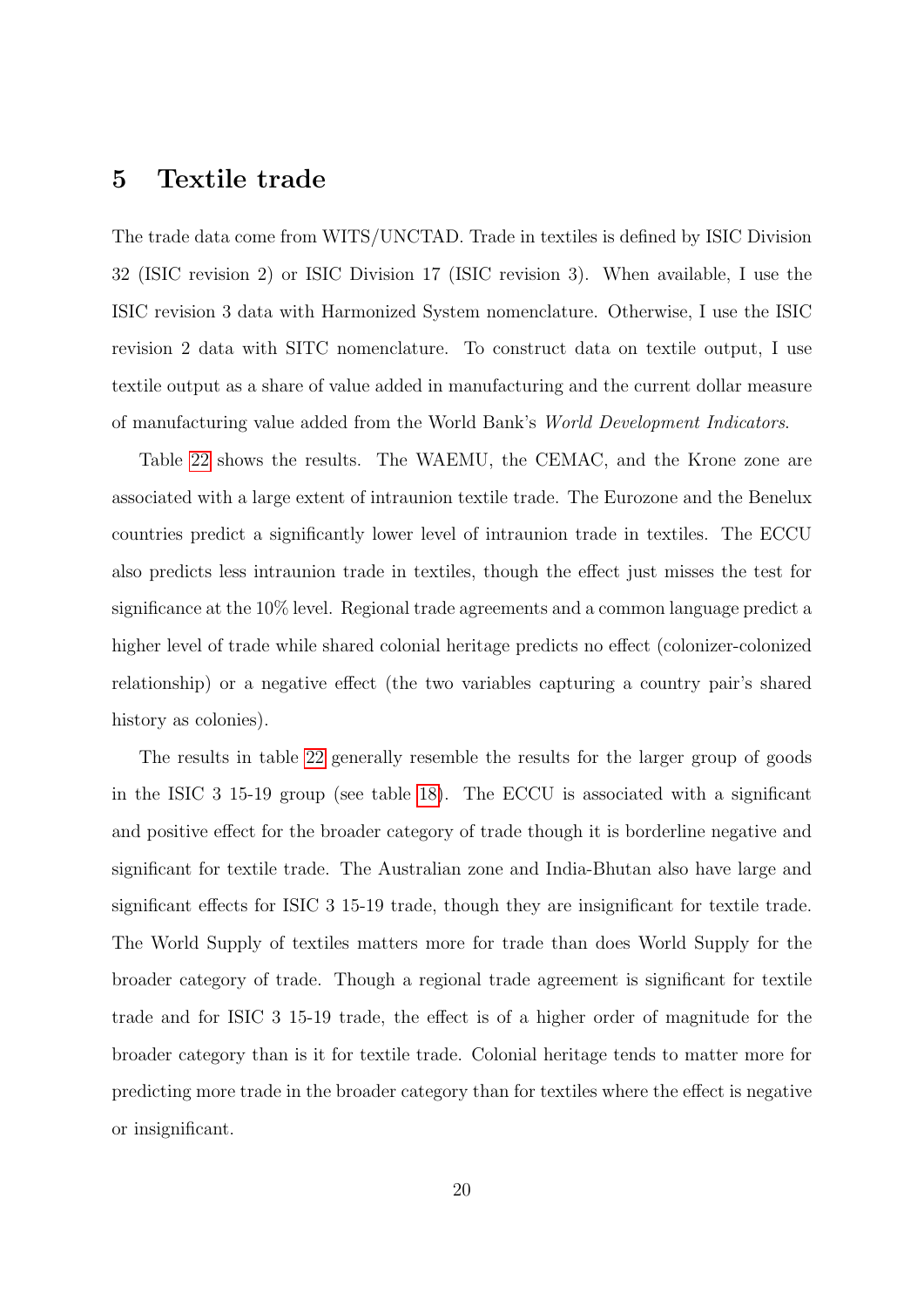## 5 Textile trade

The trade data come from WITS/UNCTAD. Trade in textiles is defined by ISIC Division 32 (ISIC revision 2) or ISIC Division 17 (ISIC revision 3). When available, I use the ISIC revision 3 data with Harmonized System nomenclature. Otherwise, I use the ISIC revision 2 data with SITC nomenclature. To construct data on textile output, I use textile output as a share of value added in manufacturing and the current dollar measure of manufacturing value added from the World Bank's *World Development Indicators*.

Table 22 shows the results. The WAEMU, the CEMAC, and the Krone zone are associated with a large extent of intraunion textile trade. The Eurozone and the Benelux countries predict a significantly lower level of intraunion trade in textiles. The ECCU also predicts less intraunion trade in textiles, though the effect just misses the test for significance at the 10% level. Regional trade agreements and a common language predict a higher level of trade while shared colonial heritage predicts no effect (colonizer-colonized relationship) or a negative effect (the two variables capturing a country pair's shared history as colonies).

The results in table 22 generally resemble the results for the larger group of goods in the ISIC 3 15-19 group (see table 18). The ECCU is associated with a significant and positive effect for the broader category of trade though it is borderline negative and significant for textile trade. The Australian zone and India-Bhutan also have large and significant effects for ISIC 3 15-19 trade, though they are insignificant for textile trade. The World Supply of textiles matters more for trade than does World Supply for the broader category of trade. Though a regional trade agreement is significant for textile trade and for ISIC 3 15-19 trade, the effect is of a higher order of magnitude for the broader category than is it for textile trade. Colonial heritage tends to matter more for predicting more trade in the broader category than for textiles where the effect is negative or insignificant.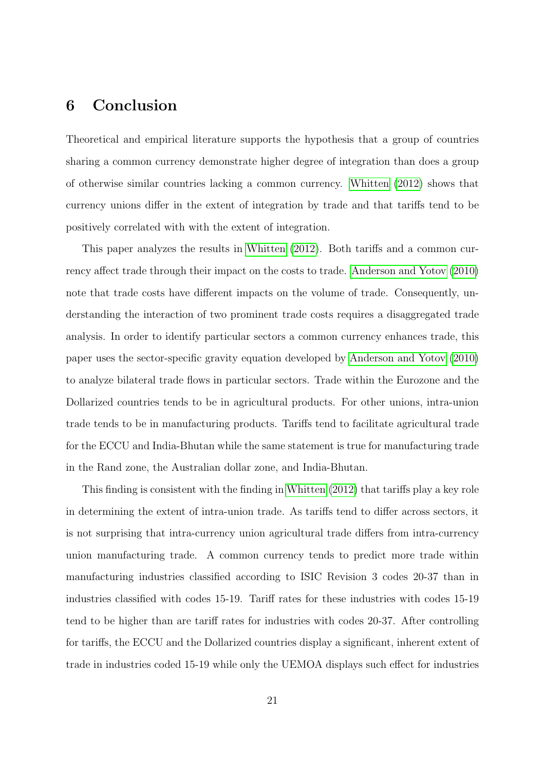# 6 Conclusion

Theoretical and empirical literature supports the hypothesis that a group of countries sharing a common currency demonstrate higher degree of integration than does a group of otherwise similar countries lacking a common currency. Whitten (2012) shows that currency unions differ in the extent of integration by trade and that tariffs tend to be positively correlated with with the extent of integration.

This paper analyzes the results in Whitten (2012). Both tariffs and a common currency affect trade through their impact on the costs to trade. Anderson and Yotov (2010) note that trade costs have different impacts on the volume of trade. Consequently, understanding the interaction of two prominent trade costs requires a disaggregated trade analysis. In order to identify particular sectors a common currency enhances trade, this paper uses the sector-specific gravity equation developed by Anderson and Yotov (2010) to analyze bilateral trade flows in particular sectors. Trade within the Eurozone and the Dollarized countries tends to be in agricultural products. For other unions, intra-union trade tends to be in manufacturing products. Tariffs tend to facilitate agricultural trade for the ECCU and India-Bhutan while the same statement is true for manufacturing trade in the Rand zone, the Australian dollar zone, and India-Bhutan.

This finding is consistent with the finding in Whitten (2012) that tariffs play a key role in determining the extent of intra-union trade. As tariffs tend to differ across sectors, it is not surprising that intra-currency union agricultural trade differs from intra-currency union manufacturing trade. A common currency tends to predict more trade within manufacturing industries classified according to ISIC Revision 3 codes 20-37 than in industries classified with codes 15-19. Tariff rates for these industries with codes 15-19 tend to be higher than are tariff rates for industries with codes 20-37. After controlling for tariffs, the ECCU and the Dollarized countries display a significant, inherent extent of trade in industries coded 15-19 while only the UEMOA displays such effect for industries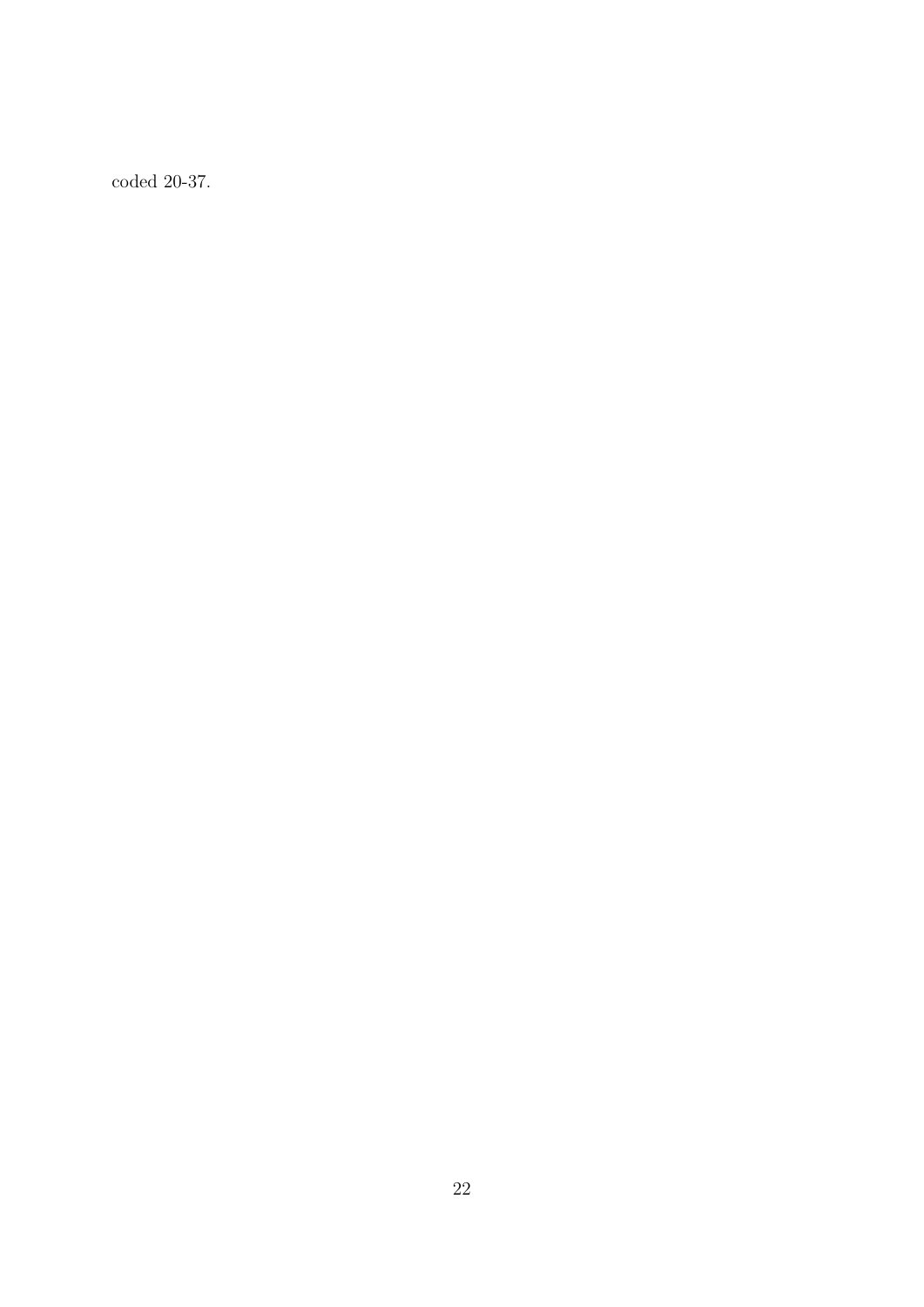coded 20-37.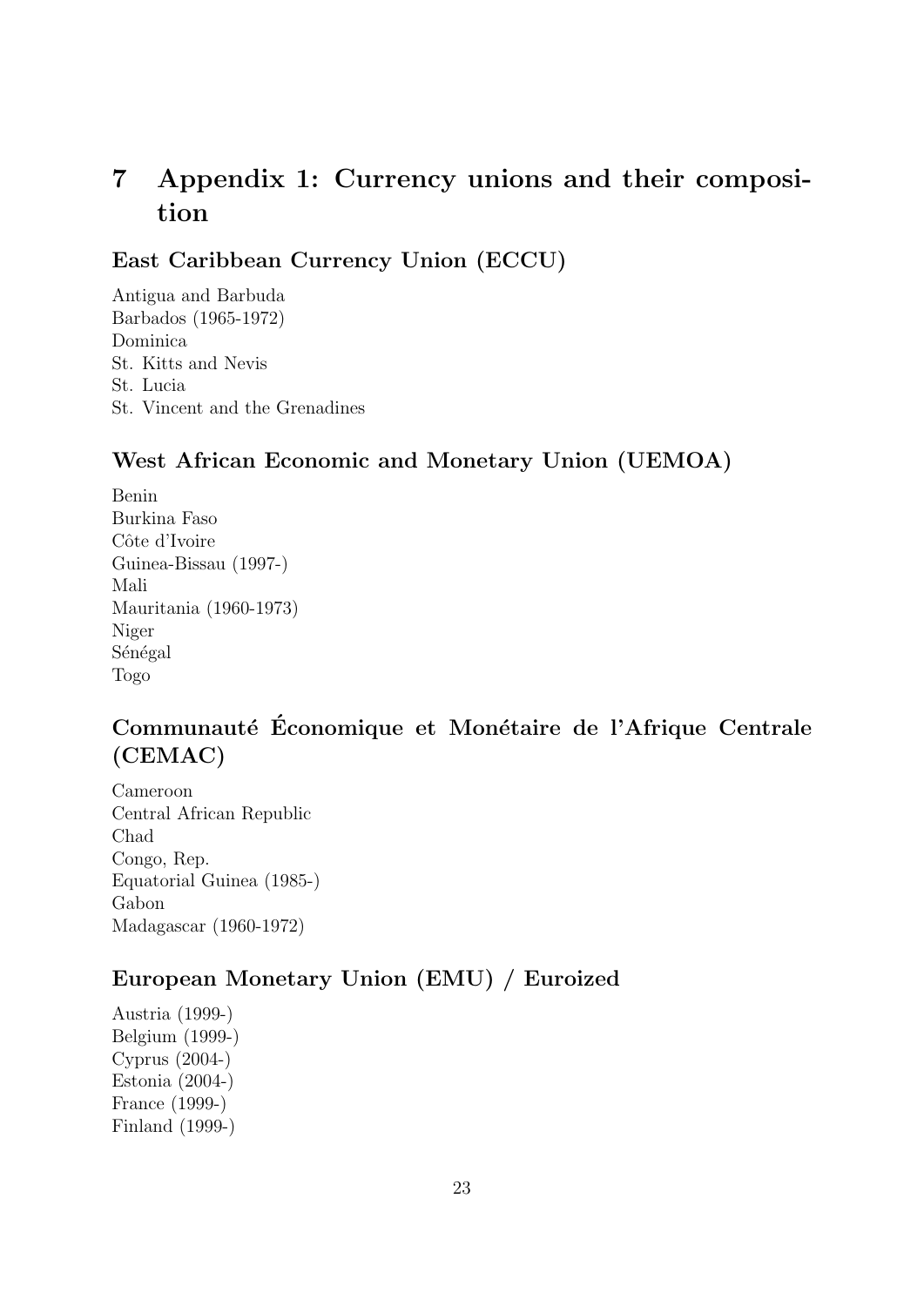# 7 Appendix 1: Currency unions and their composition

### East Caribbean Currency Union (ECCU)

Antigua and Barbuda
Barbados (1965-1972)
Dominica
St. Kitts and Nevis
St. Lucia
St. Vincent and the Grenadines

### West African Economic and Monetary Union (UEMOA)

Benin
Burkina Faso
Côte d'Ivoire
Guinea-Bissau (1997-)
Mali
Mauritania (1960-1973)
Niger
Sénégal
Togo

### Communauté Économique et Monétaire de l'Afrique Centrale (CEMAC)

Cameroon
Central African Republic
Chad
Congo, Rep.
Equatorial Guinea (1985-)
Gabon
Madagascar (1960-1972)

### European Monetary Union (EMU) / Euroized

Austria (1999-)
Belgium (1999-)
Cyprus (2004-)
Estonia (2004-)
France (1999-)
Finland (1999-)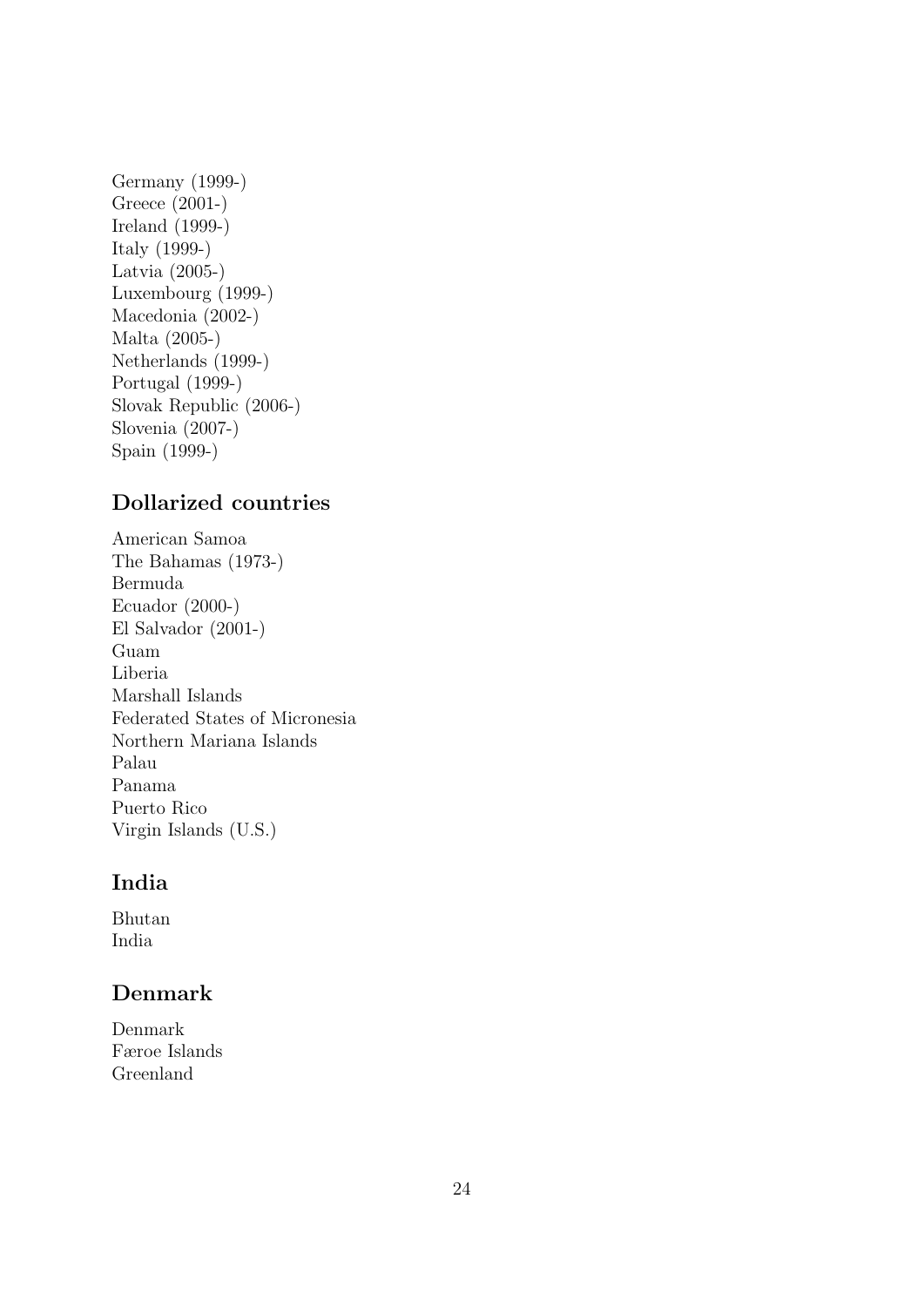Germany (1999-)
Greece (2001-)
Ireland (1999-)
Italy (1999-)
Latvia (2005-)
Luxembourg (1999-)
Macedonia (2002-)
Malta (2005-)
Netherlands (1999-)
Portugal (1999-)
Slovak Republic (2006-)
Slovenia (2007-)
Spain (1999-)

## Dollarized countries

American Samoa
The Bahamas (1973-)
Bermuda
Ecuador (2000-)
El Salvador (2001-)
Guam
Liberia
Marshall Islands
Federated States of Micronesia
Northern Mariana Islands
Palau
Panama
Puerto Rico
Virgin Islands (U.S.)

## India

Bhutan
India

## Denmark

Denmark
Færoe Islands
Greenland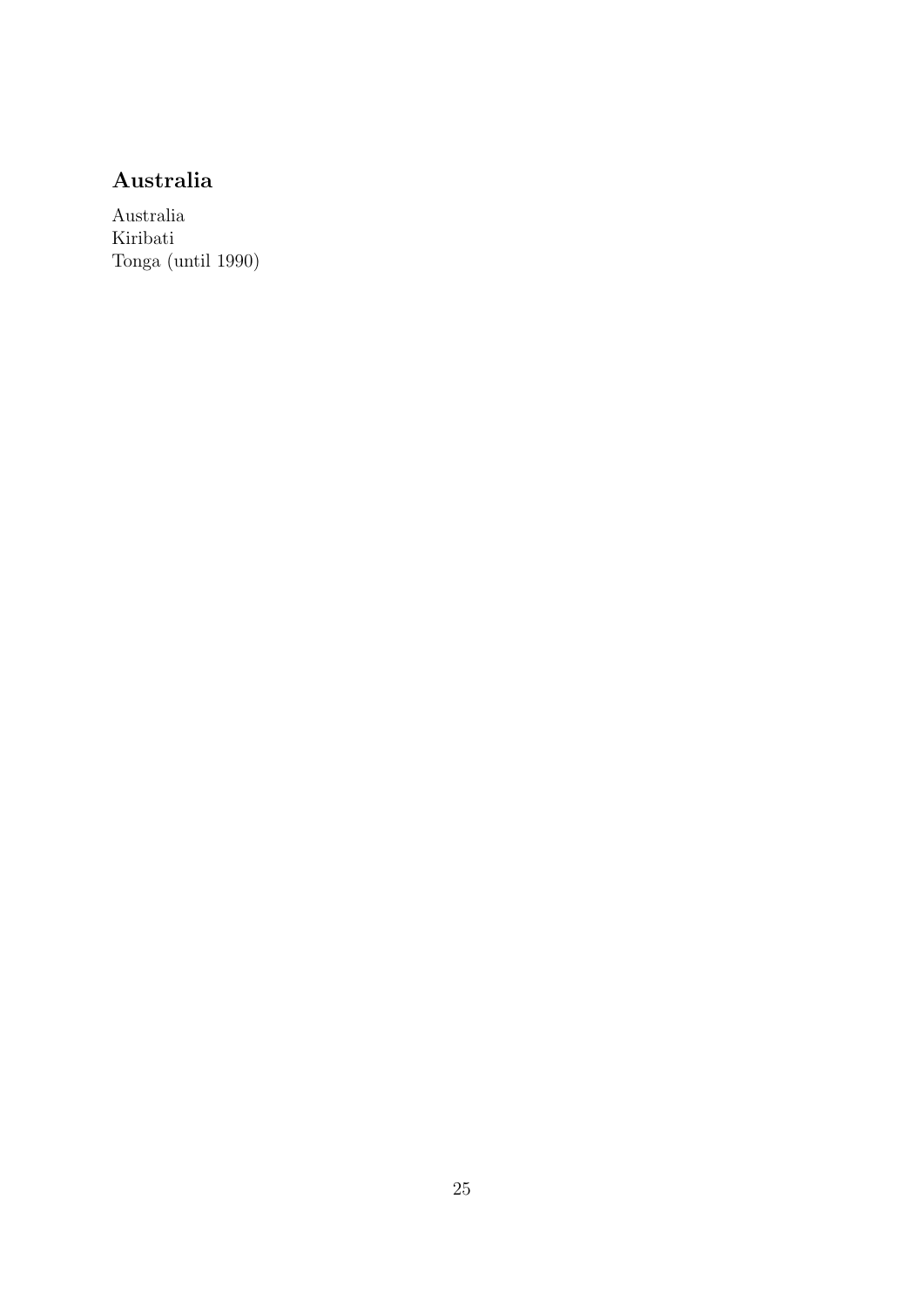## Australia

Australia
Kiribati
Tonga (until 1990)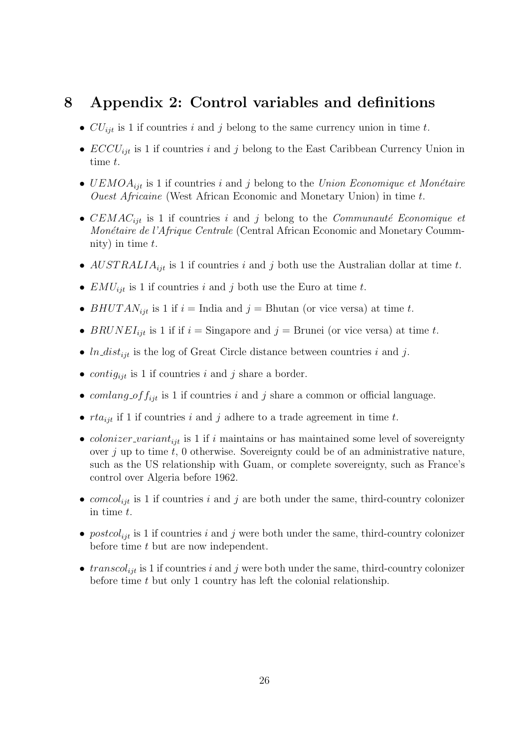# 8 Appendix 2: Control variables and definitions

- $CU_{ijt}$ is 1 if countries $i$ and $j$ belong to the same currency union in time $t$.
- $ECCU_{ijt}$ is 1 if countries $i$ and $j$ belong to the East Caribbean Currency Union in time $t$.
- $UEMOA_{ijt}$ is 1 if countries $i$ and $j$ belong to the *Union Economique et Monétaire Ouest Africaine* (West African Economic and Monetary Union) in time $t$.
- $CEMAC_{ijt}$ is 1 if countries $i$ and $j$ belong to the *Communauté Economique et Monétaire de l'Afrique Centrale* (Central African Economic and Monetary Coummnity) in time $t$.
- $AUSTRALIA_{ijt}$ is 1 if countries $i$ and $j$ both use the Australian dollar at time $t$.
- $EMU_{ijt}$ is 1 if countries $i$ and $j$ both use the Euro at time $t$.
- $BHUTAN_{ijt}$ is 1 if $i$ = India and $j$ = Bhutan (or vice versa) at time $t$.
- $BRUNEI_{ijt}$ is 1 if if $i$ = Singapore and $j$ = Brunei (or vice versa) at time $t$.
- $ln\_dist_{ijt}$ is the log of Great Circle distance between countries $i$ and $j$.
- $contig_{ijt}$ is 1 if countries $i$ and $j$ share a border.
- $comlang\_off_{ijt}$ is 1 if countries $i$ and $j$ share a common or official language.
- $rta_{ijt}$ if 1 if countries $i$ and $j$ adhere to a trade agreement in time $t$.
- $colonizer\_variant_{ijt}$ is 1 if $i$ maintains or has maintained some level of sovereignty over $j$ up to time $t$, 0 otherwise. Sovereignty could be of an administrative nature, such as the US relationship with Guam, or complete sovereignty, such as France's control over Algeria before 1962.
- $comcol_{ijt}$ is 1 if countries $i$ and $j$ are both under the same, third-country colonizer in time $t$.
- $postcol_{ijt}$ is 1 if countries $i$ and $j$ were both under the same, third-country colonizer before time $t$ but are now independent.
- $transcol_{ijt}$ is 1 if countries $i$ and $j$ were both under the same, third-country colonizer before time $t$ but only 1 country has left the colonial relationship.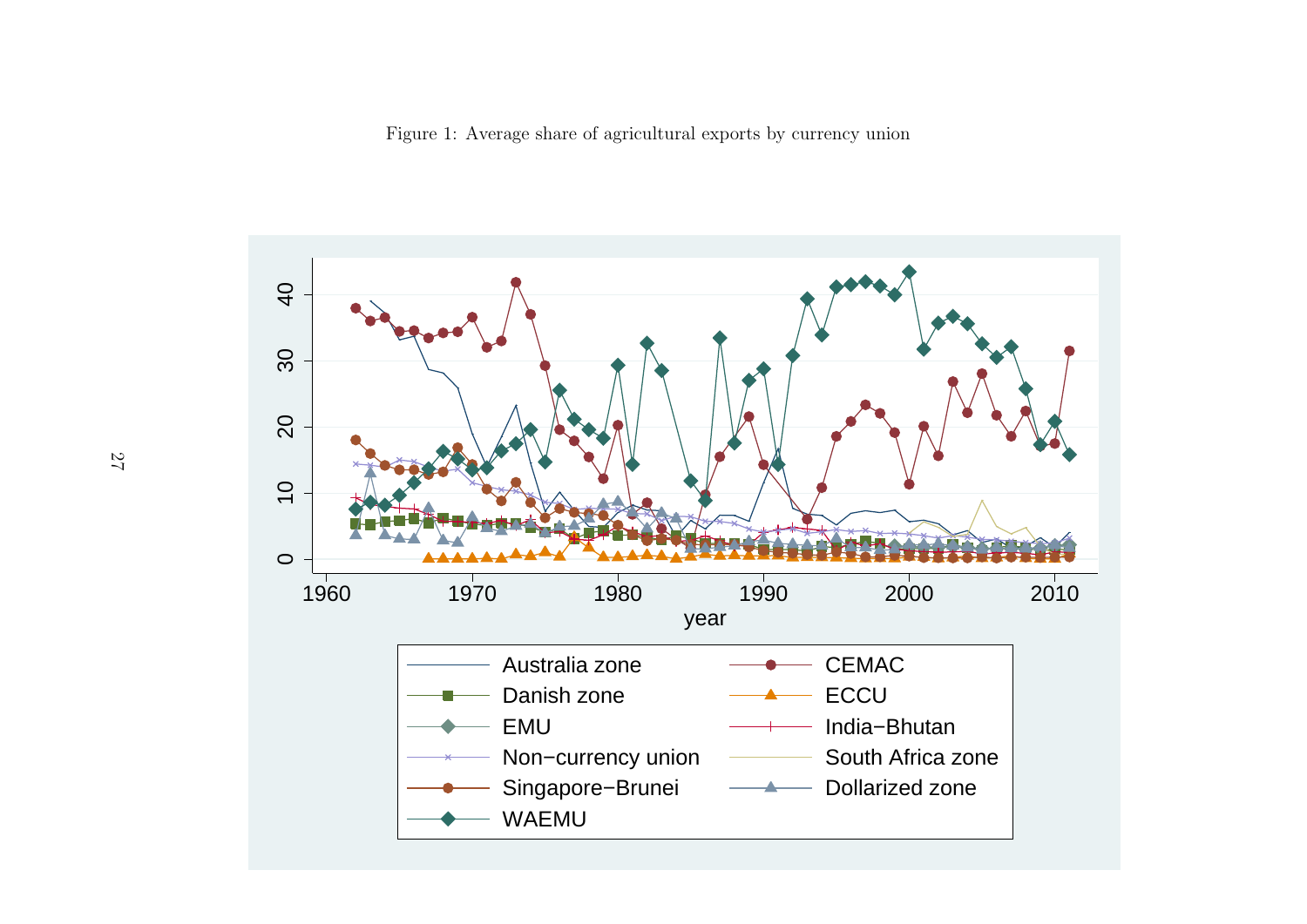Figure 1: Average share of agricultural exports by currency union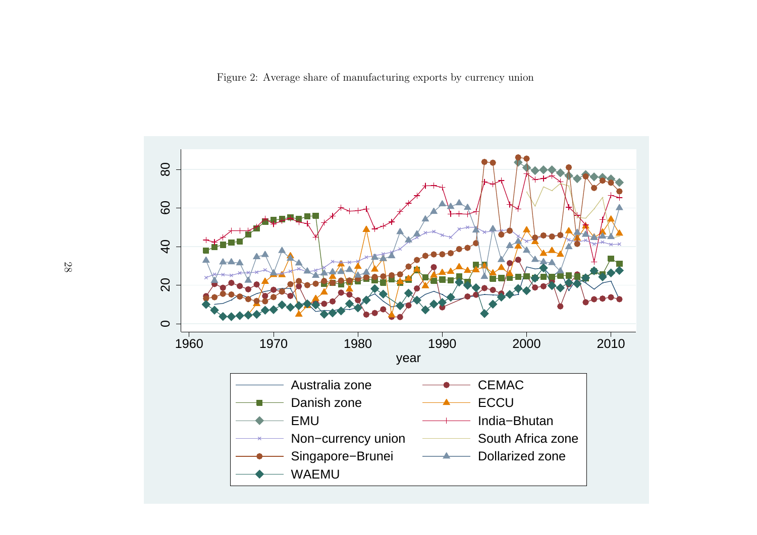Figure 2: Average share of manufacturing exports by currency union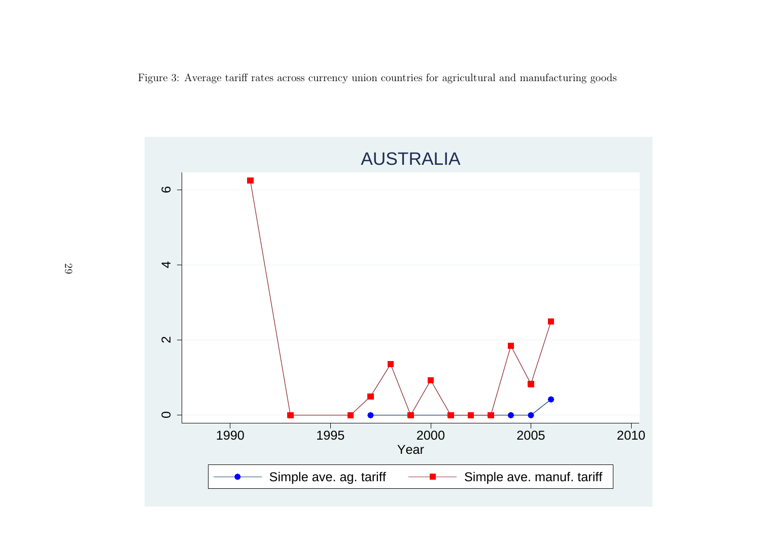Figure 3: Average tariff rates across currency union countries for agricultural and manufacturing goods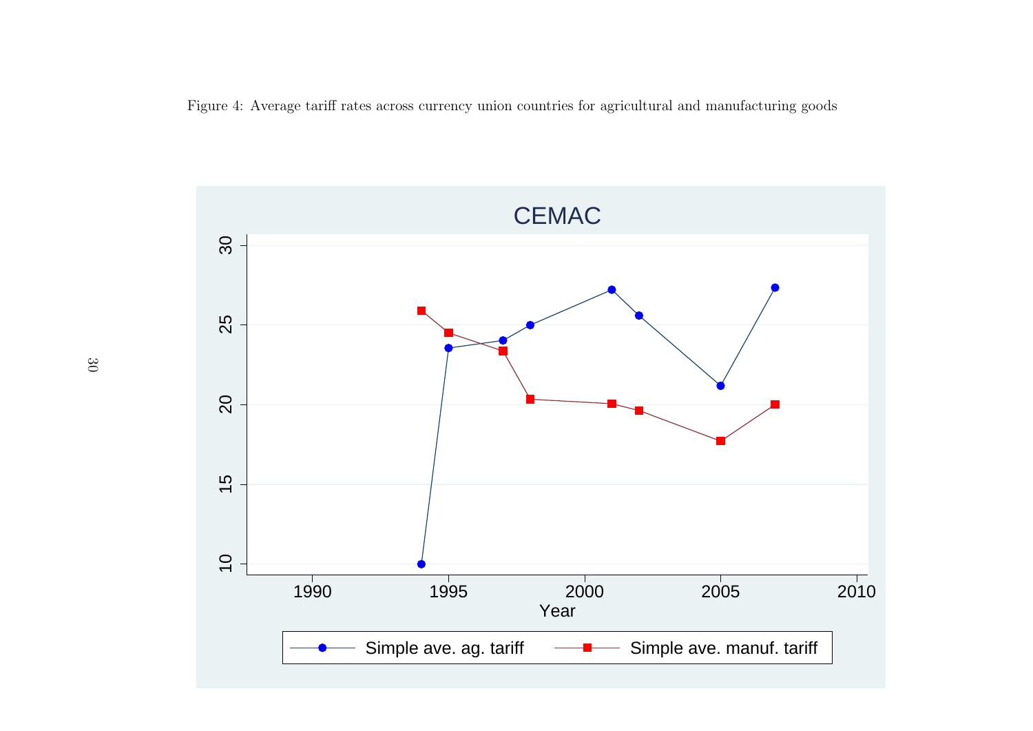Figure 4: Average tariff rates across currency union countries for agricultural and manufacturing goods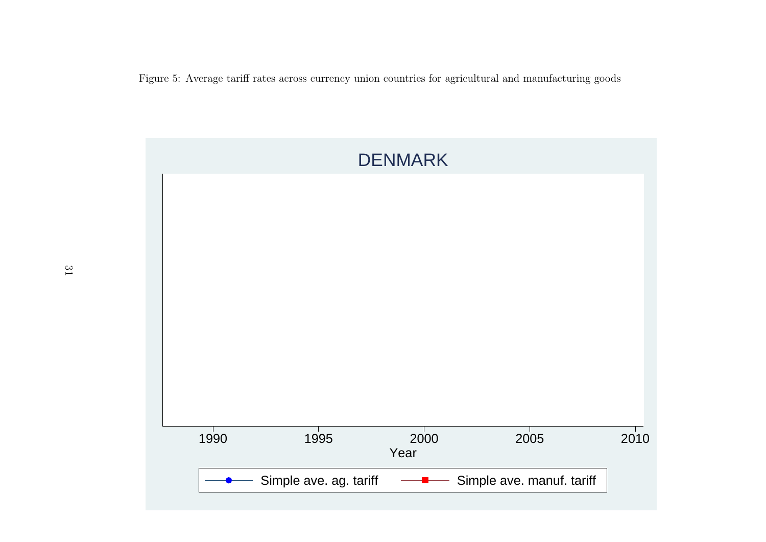Figure 5: Average tariff rates across currency union countries for agricultural and manufacturing goods

DENMARK

1990 1995 2000 2005 2010

Year

Simple ave. ag. tariff    Simple ave. manuf. tariff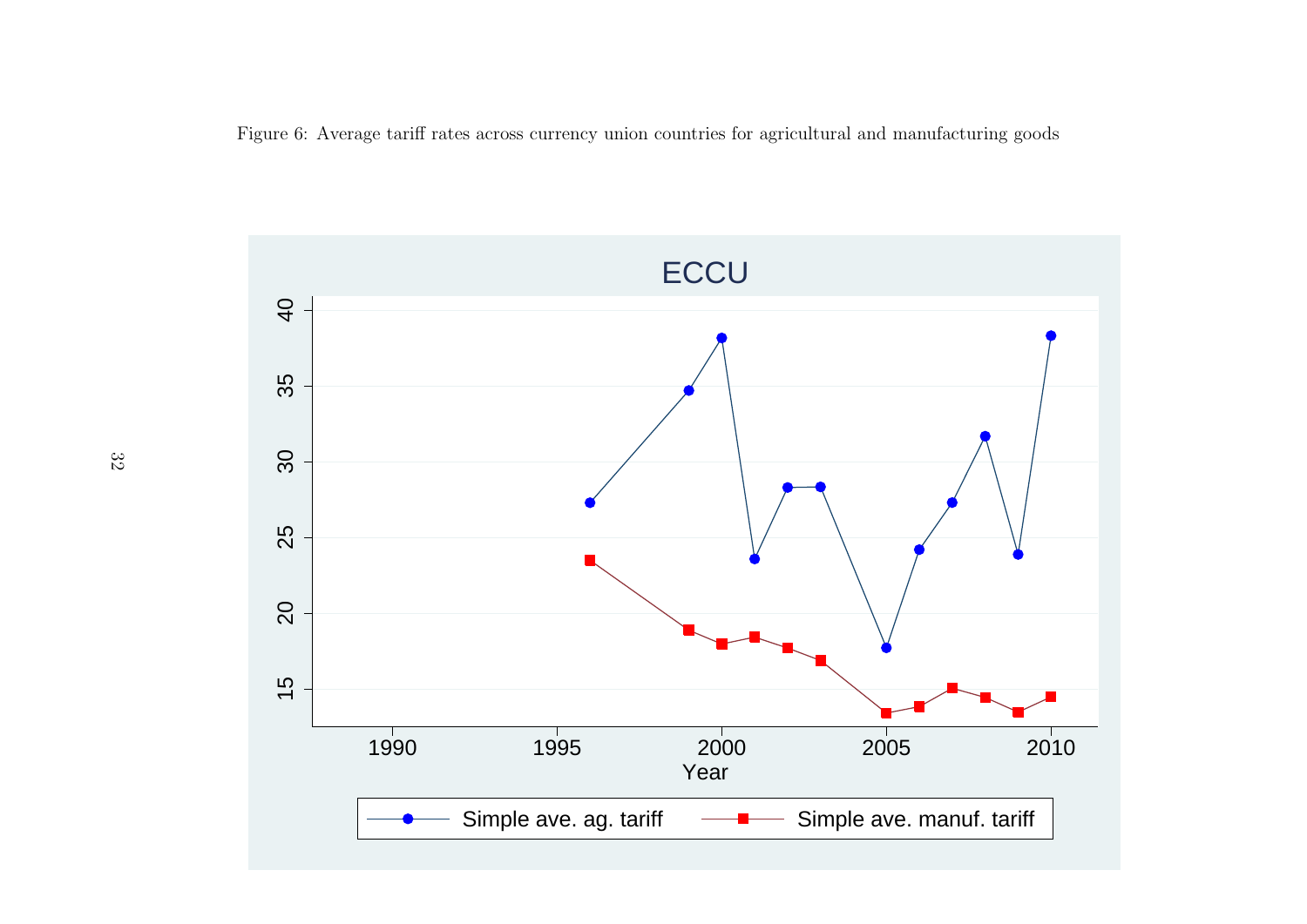Figure 6: Average tariff rates across currency union countries for agricultural and manufacturing goods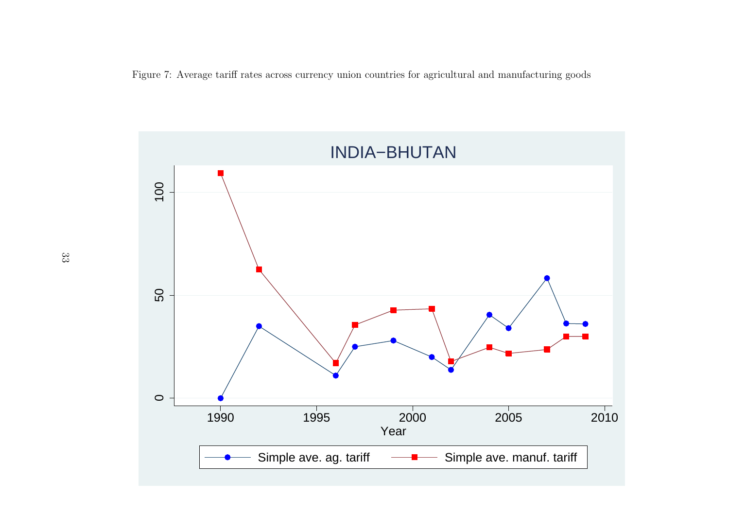Figure 7: Average tariff rates across currency union countries for agricultural and manufacturing goods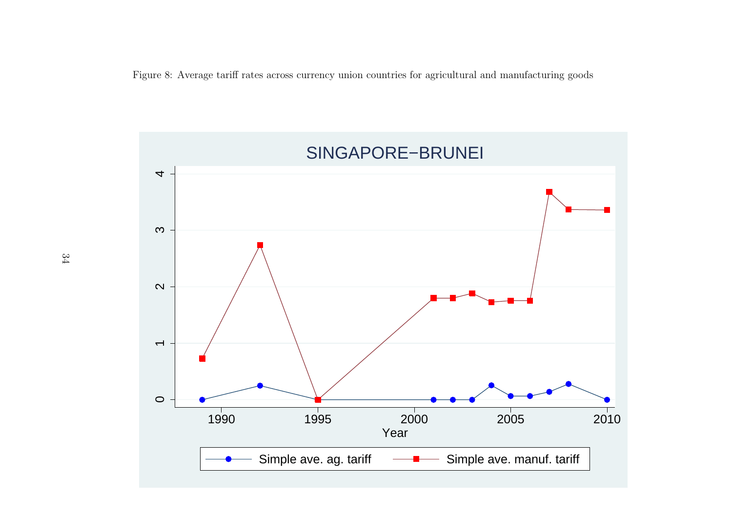Figure 8: Average tariff rates across currency union countries for agricultural and manufacturing goods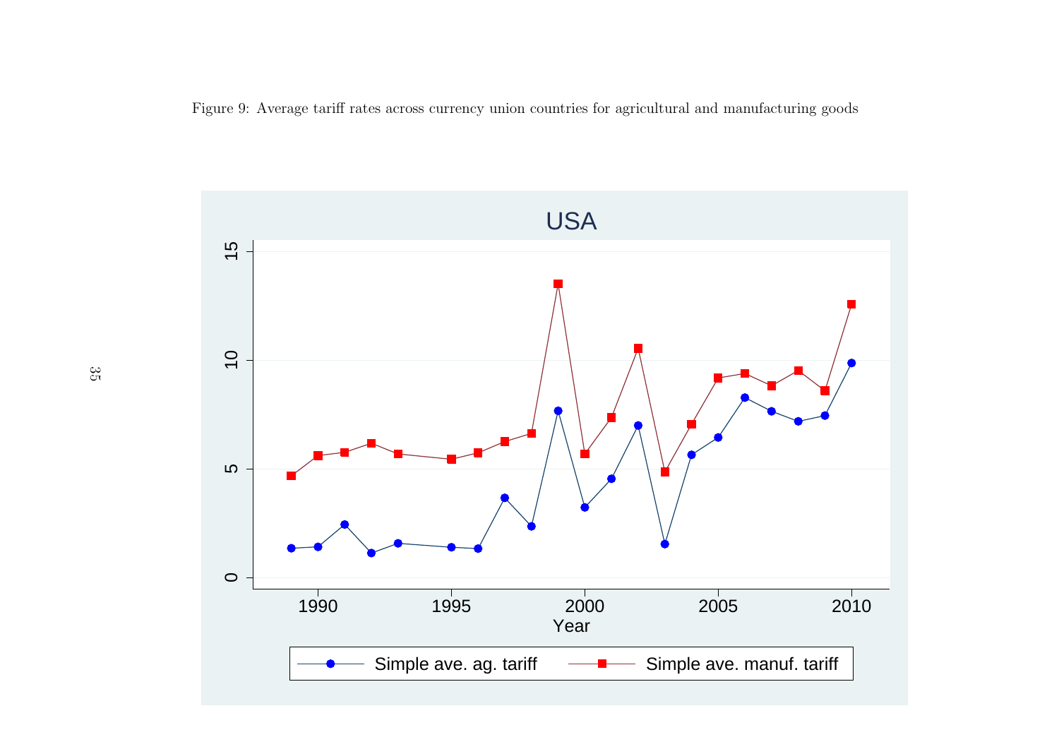Figure 9: Average tariff rates across currency union countries for agricultural and manufacturing goods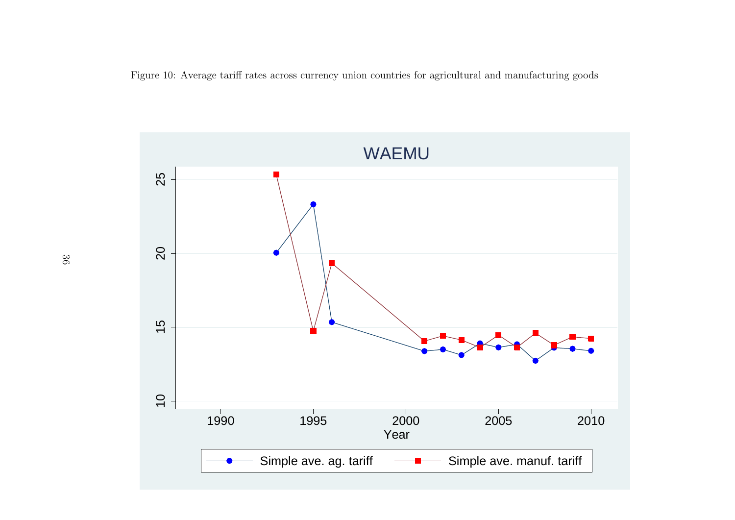Figure 10: Average tariff rates across currency union countries for agricultural and manufacturing goods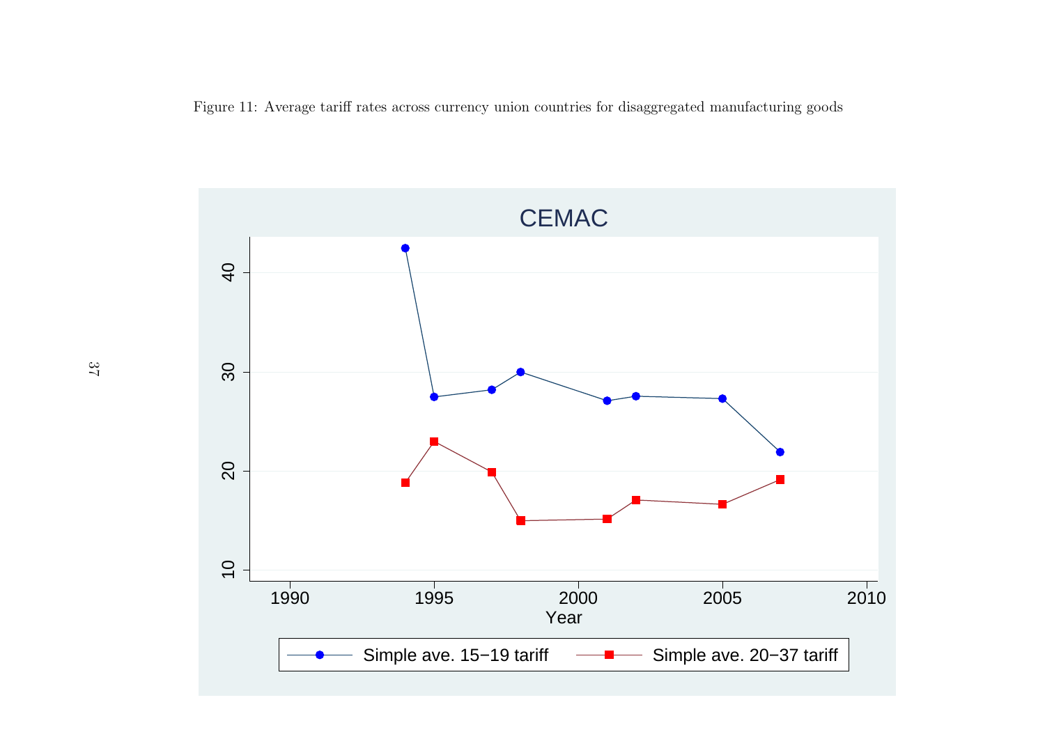Figure 11: Average tariff rates across currency union countries for disaggregated manufacturing goods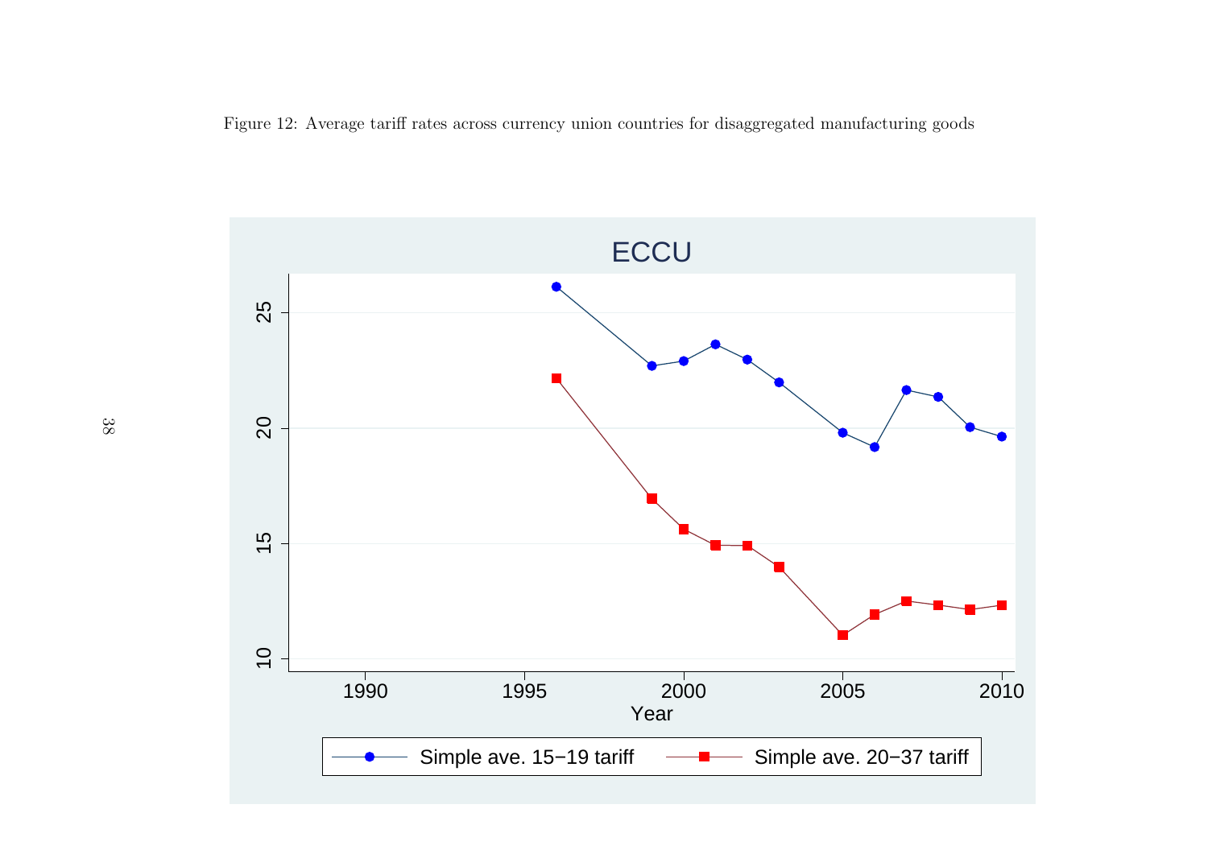Figure 12: Average tariff rates across currency union countries for disaggregated manufacturing goods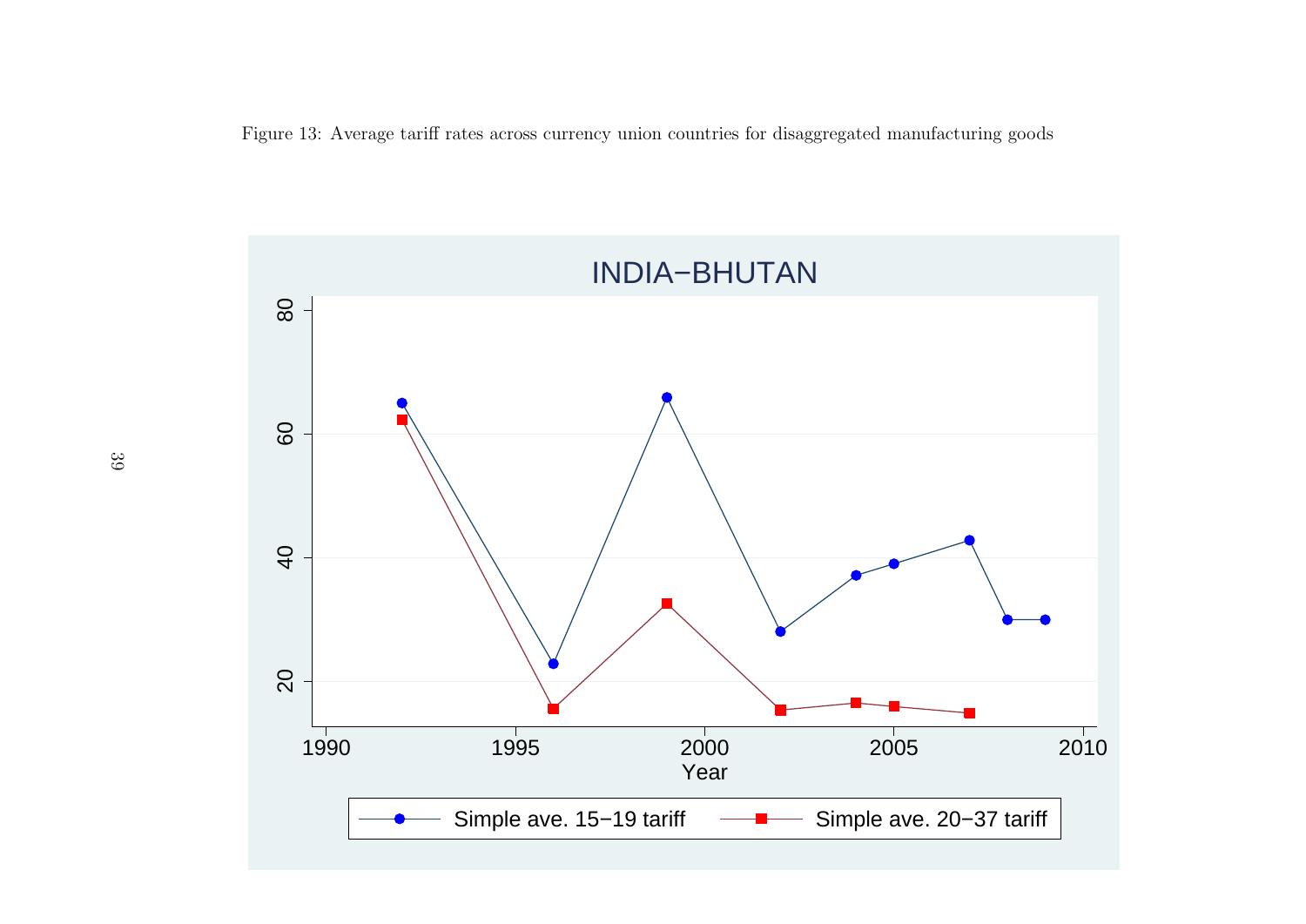Figure 13: Average tariff rates across currency union countries for disaggregated manufacturing goods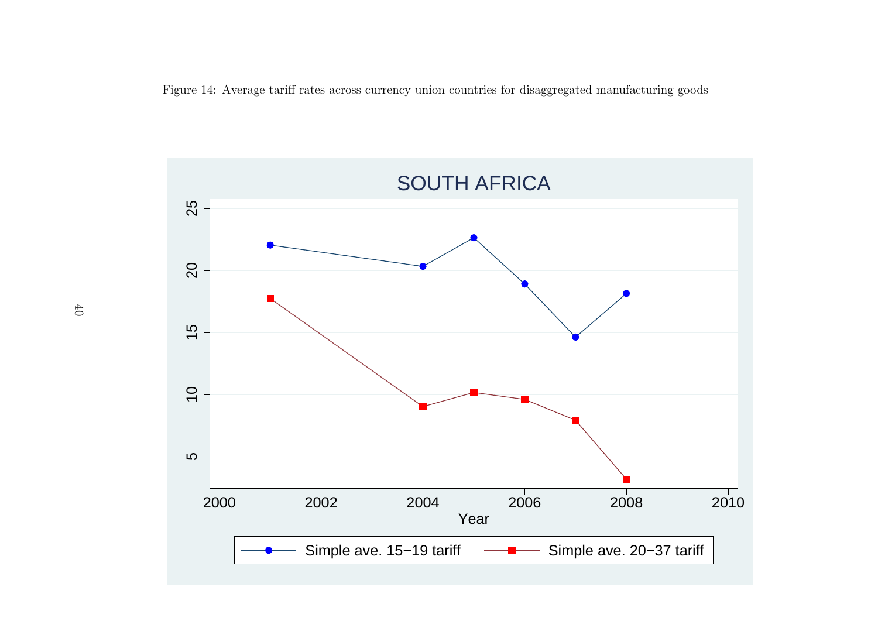Figure 14: Average tariff rates across currency union countries for disaggregated manufacturing goods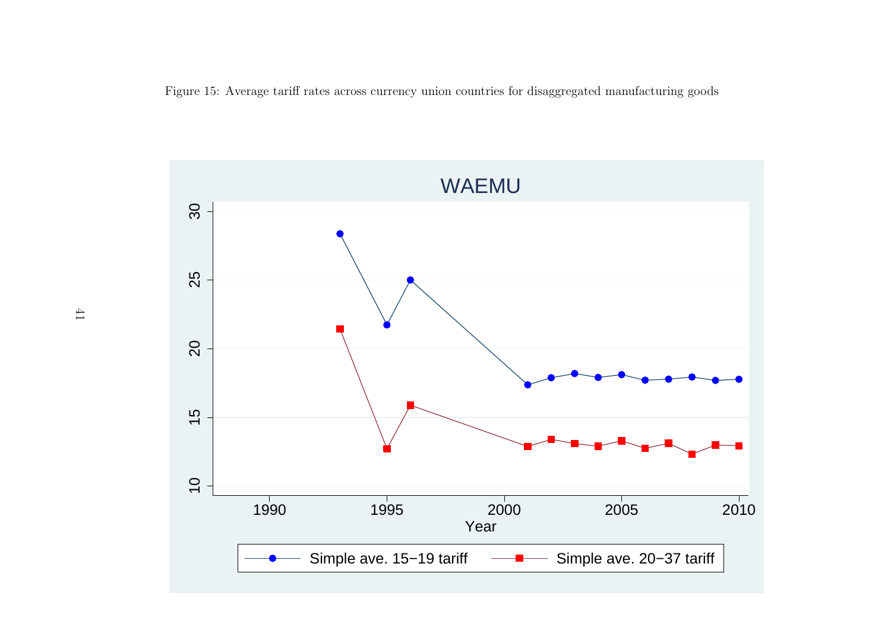Figure 15: Average tariff rates across currency union countries for disaggregated manufacturing goods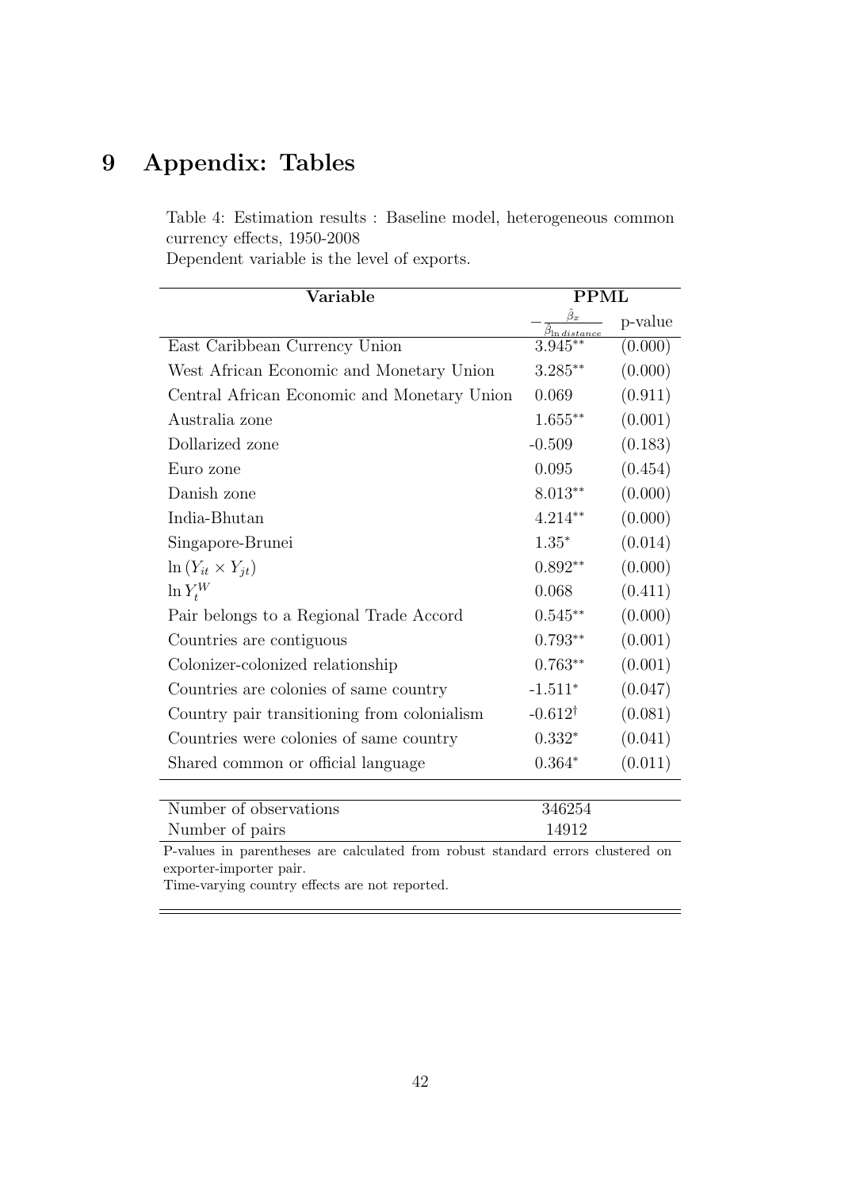# 9 Appendix: Tables

Table 4: Estimation results : Baseline model, heterogeneous common currency effects, 1950-2008
Dependent variable is the level of exports.

| Variable | PPML | |
|---|---|---|
| | $-\frac{\hat{\beta}_x}{\hat{\beta}_{\ln distance}}$ | p-value |
| East Caribbean Currency Union | 3.945** | (0.000) |
| West African Economic and Monetary Union | 3.285** | (0.000) |
| Central African Economic and Monetary Union | 0.069 | (0.911) |
| Australia zone | 1.655** | (0.001) |
| Dollarized zone | -0.509 | (0.183) |
| Euro zone | 0.095 | (0.454) |
| Danish zone | 8.013** | (0.000) |
| India-Bhutan | 4.214** | (0.000) |
| Singapore-Brunei | 1.35* | (0.014) |
| $\ln(Y_{it} \times Y_{jt})$ | 0.892** | (0.000) |
| $\ln Y_t^W$ | 0.068 | (0.411) |
| Pair belongs to a Regional Trade Accord | 0.545** | (0.000) |
| Countries are contiguous | 0.793** | (0.001) |
| Colonizer-colonized relationship | 0.763** | (0.001) |
| Countries are colonies of same country | -1.511* | (0.047) |
| Country pair transitioning from colonialism | -0.612† | (0.081) |
| Countries were colonies of same country | 0.332* | (0.041) |
| Shared common or official language | 0.364* | (0.011) |
| Number of observations | 346254 | |
| Number of pairs | 14912 | |

P-values in parentheses are calculated from robust standard errors clustered on exporter-importer pair.
Time-varying country effects are not reported.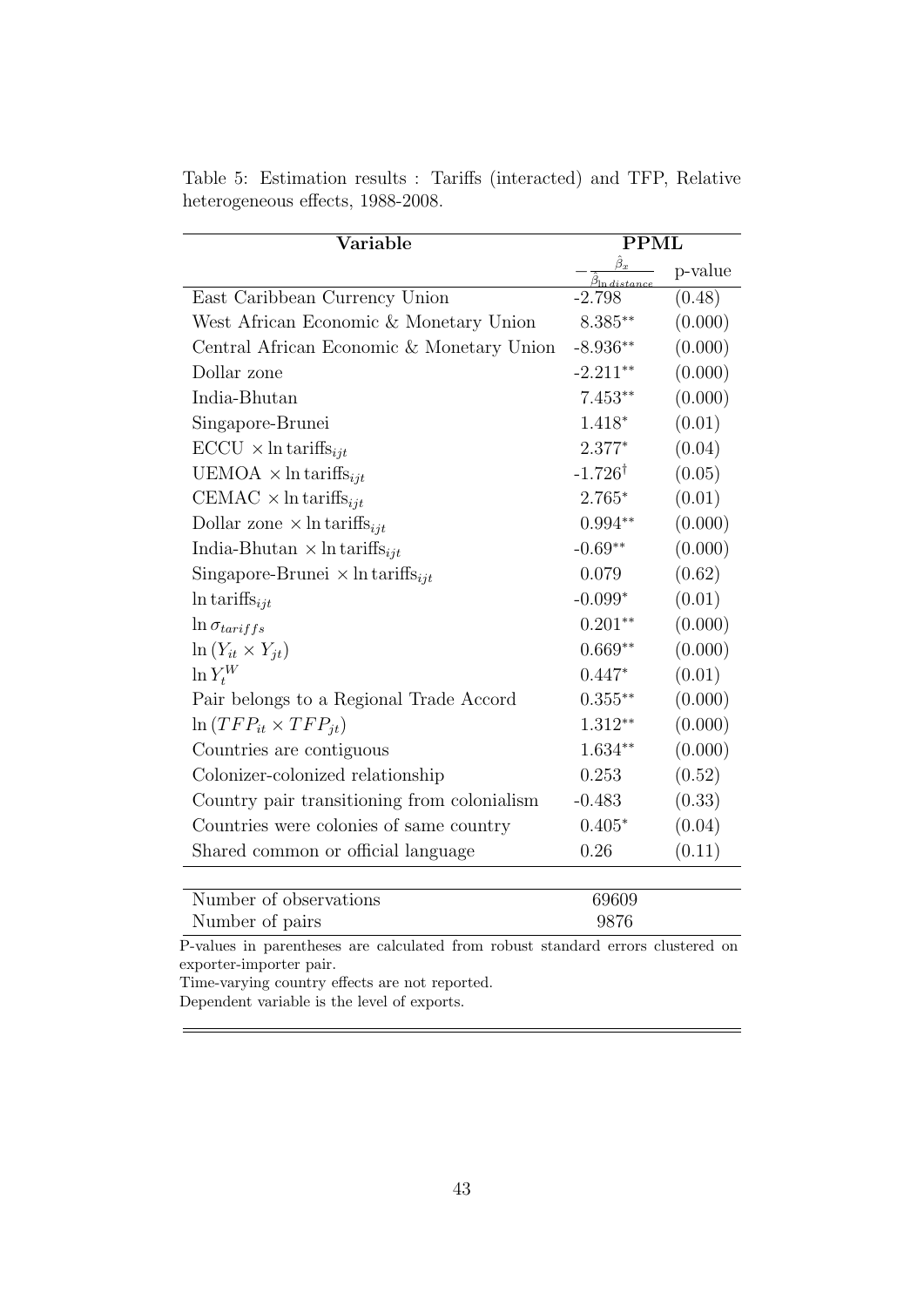Table 5: Estimation results : Tariffs (interacted) and TFP, Relative heterogeneous effects, 1988-2008.

| Variable | PPML | |
|---|---|---|
| | $-\frac{\hat{\beta}_x}{\hat{\beta}_{\ln distance}}$ | p-value |
| East Caribbean Currency Union | -2.798 | (0.48) |
| West African Economic & Monetary Union | $8.385^{**}$ | (0.000) |
| Central African Economic & Monetary Union | $-8.936^{**}$ | (0.000) |
| Dollar zone | $-2.211^{**}$ | (0.000) |
| India-Bhutan | $7.453^{**}$ | (0.000) |
| Singapore-Brunei | $1.418^{*}$ | (0.01) |
| ECCU $\times \ln \text{tariffs}_{ijt}$ | $2.377^{*}$ | (0.04) |
| UEMOA $\times \ln \text{tariffs}_{ijt}$ | $-1.726^{\dagger}$ | (0.05) |
| CEMAC $\times \ln \text{tariffs}_{ijt}$ | $2.765^{*}$ | (0.01) |
| Dollar zone $\times \ln \text{tariffs}_{ijt}$ | $0.994^{**}$ | (0.000) |
| India-Bhutan $\times \ln \text{tariffs}_{ijt}$ | $-0.69^{**}$ | (0.000) |
| Singapore-Brunei $\times \ln \text{tariffs}_{ijt}$ | 0.079 | (0.62) |
| $\ln \text{tariffs}_{ijt}$ | $-0.099^{*}$ | (0.01) |
| $\ln \sigma_{tariffs}$ | $0.201^{**}$ | (0.000) |
| $\ln (Y_{it} \times Y_{jt})$ | $0.669^{**}$ | (0.000) |
| $\ln Y_t^W$ | $0.447^{*}$ | (0.01) |
| Pair belongs to a Regional Trade Accord | $0.355^{**}$ | (0.000) |
| $\ln (TFP_{it} \times TFP_{jt})$ | $1.312^{**}$ | (0.000) |
| Countries are contiguous | $1.634^{**}$ | (0.000) |
| Colonizer-colonized relationship | 0.253 | (0.52) |
| Country pair transitioning from colonialism | -0.483 | (0.33) |
| Countries were colonies of same country | $0.405^{*}$ | (0.04) |
| Shared common or official language | 0.26 | (0.11) |
| Number of observations | 69609 | |
| Number of pairs | 9876 | |

P-values in parentheses are calculated from robust standard errors clustered on exporter-importer pair.
Time-varying country effects are not reported.
Dependent variable is the level of exports.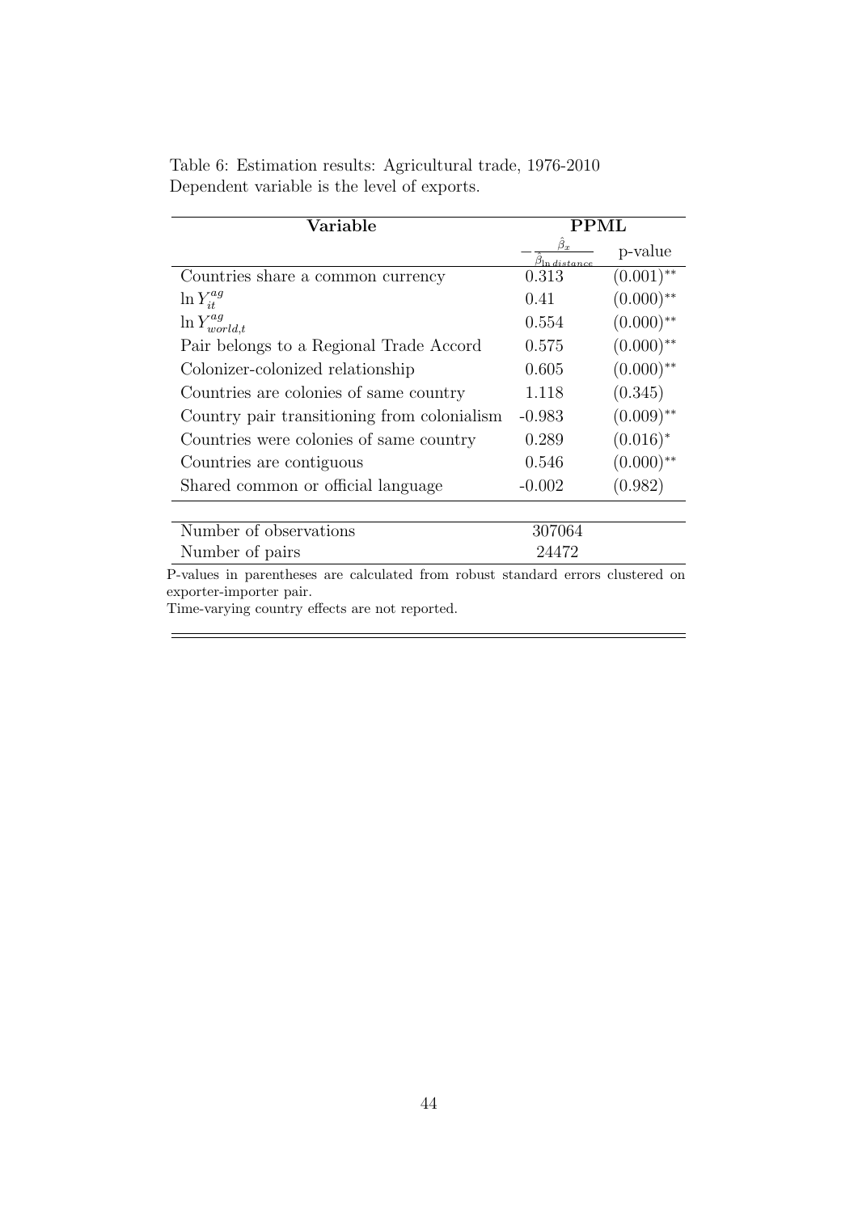Table 6: Estimation results: Agricultural trade, 1976-2010
Dependent variable is the level of exports.

| **Variable** | **PPML** | |
|---|---|---|
| | $-\frac{\hat{\beta}_x}{\hat{\beta}_{\ln distance}}$ | p-value |
| Countries share a common currency | 0.313 | $(0.001)^{**}$ |
| $\ln Y_{it}^{ag}$ | 0.41 | $(0.000)^{**}$ |
| $\ln Y_{world,t}^{ag}$ | 0.554 | $(0.000)^{**}$ |
| Pair belongs to a Regional Trade Accord | 0.575 | $(0.000)^{**}$ |
| Colonizer-colonized relationship | 0.605 | $(0.000)^{**}$ |
| Countries are colonies of same country | 1.118 | (0.345) |
| Country pair transitioning from colonialism | -0.983 | $(0.009)^{**}$ |
| Countries were colonies of same country | 0.289 | $(0.016)^{*}$ |
| Countries are contiguous | 0.546 | $(0.000)^{**}$ |
| Shared common or official language | -0.002 | (0.982) |
| Number of observations | 307064 | |
| Number of pairs | 24472 | |

P-values in parentheses are calculated from robust standard errors clustered on exporter-importer pair.
Time-varying country effects are not reported.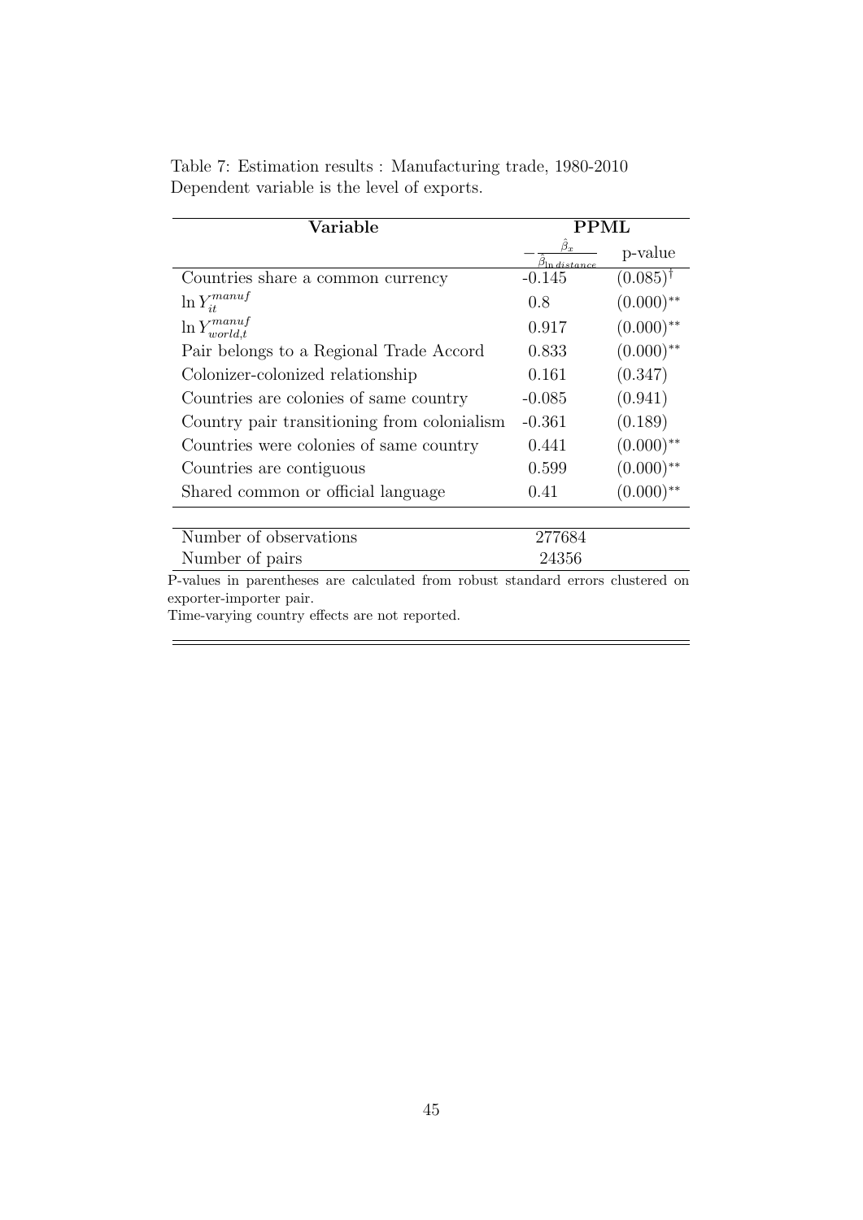Table 7: Estimation results : Manufacturing trade, 1980-2010
Dependent variable is the level of exports.

| **Variable** | **PPML** | |
|---|---|---|
| | $-\frac{\hat{\beta}_x}{\hat{\beta}_{\ln distance}}$ | p-value |
| Countries share a common currency | -0.145 | $(0.085)^{\dagger}$ |
| $\ln Y_{it}^{manuf}$ | 0.8 | $(0.000)^{**}$ |
| $\ln Y_{world,t}^{manuf}$ | 0.917 | $(0.000)^{**}$ |
| Pair belongs to a Regional Trade Accord | 0.833 | $(0.000)^{**}$ |
| Colonizer-colonized relationship | 0.161 | (0.347) |
| Countries are colonies of same country | -0.085 | (0.941) |
| Country pair transitioning from colonialism | -0.361 | (0.189) |
| Countries were colonies of same country | 0.441 | $(0.000)^{**}$ |
| Countries are contiguous | 0.599 | $(0.000)^{**}$ |
| Shared common or official language | 0.41 | $(0.000)^{**}$ |
| Number of observations | 277684 | |
| Number of pairs | 24356 | |

P-values in parentheses are calculated from robust standard errors clustered on exporter-importer pair.
Time-varying country effects are not reported.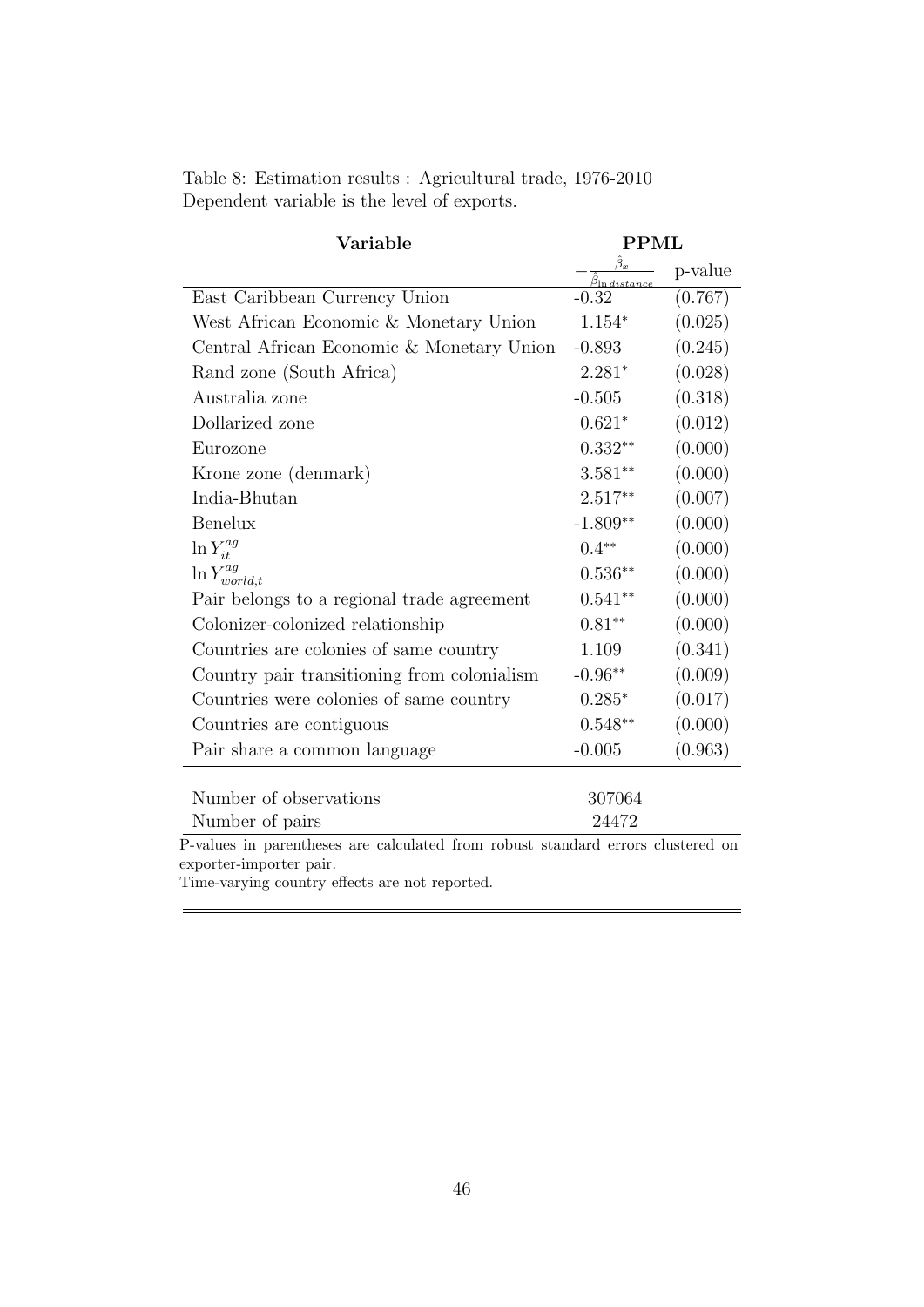Table 8: Estimation results : Agricultural trade, 1976-2010
Dependent variable is the level of exports.

| Variable | PPML | |
|---|---|---|
| | $-\frac{\hat{\beta}_x}{\hat{\beta}_{\ln distance}}$ | p-value |
| East Caribbean Currency Union | -0.32 | (0.767) |
| West African Economic & Monetary Union | 1.154* | (0.025) |
| Central African Economic & Monetary Union | -0.893 | (0.245) |
| Rand zone (South Africa) | 2.281* | (0.028) |
| Australia zone | -0.505 | (0.318) |
| Dollarized zone | 0.621* | (0.012) |
| Eurozone | 0.332** | (0.000) |
| Krone zone (denmark) | 3.581** | (0.000) |
| India-Bhutan | 2.517** | (0.007) |
| Benelux | -1.809** | (0.000) |
| $\ln Y_{it}^{ag}$ | 0.4** | (0.000) |
| $\ln Y_{world,t}^{ag}$ | 0.536** | (0.000) |
| Pair belongs to a regional trade agreement | 0.541** | (0.000) |
| Colonizer-colonized relationship | 0.81** | (0.000) |
| Countries are colonies of same country | 1.109 | (0.341) |
| Country pair transitioning from colonialism | -0.96** | (0.009) |
| Countries were colonies of same country | 0.285* | (0.017) |
| Countries are contiguous | 0.548** | (0.000) |
| Pair share a common language | -0.005 | (0.963) |
| Number of observations | 307064 | |
| Number of pairs | 24472 | |

P-values in parentheses are calculated from robust standard errors clustered on exporter-importer pair.
Time-varying country effects are not reported.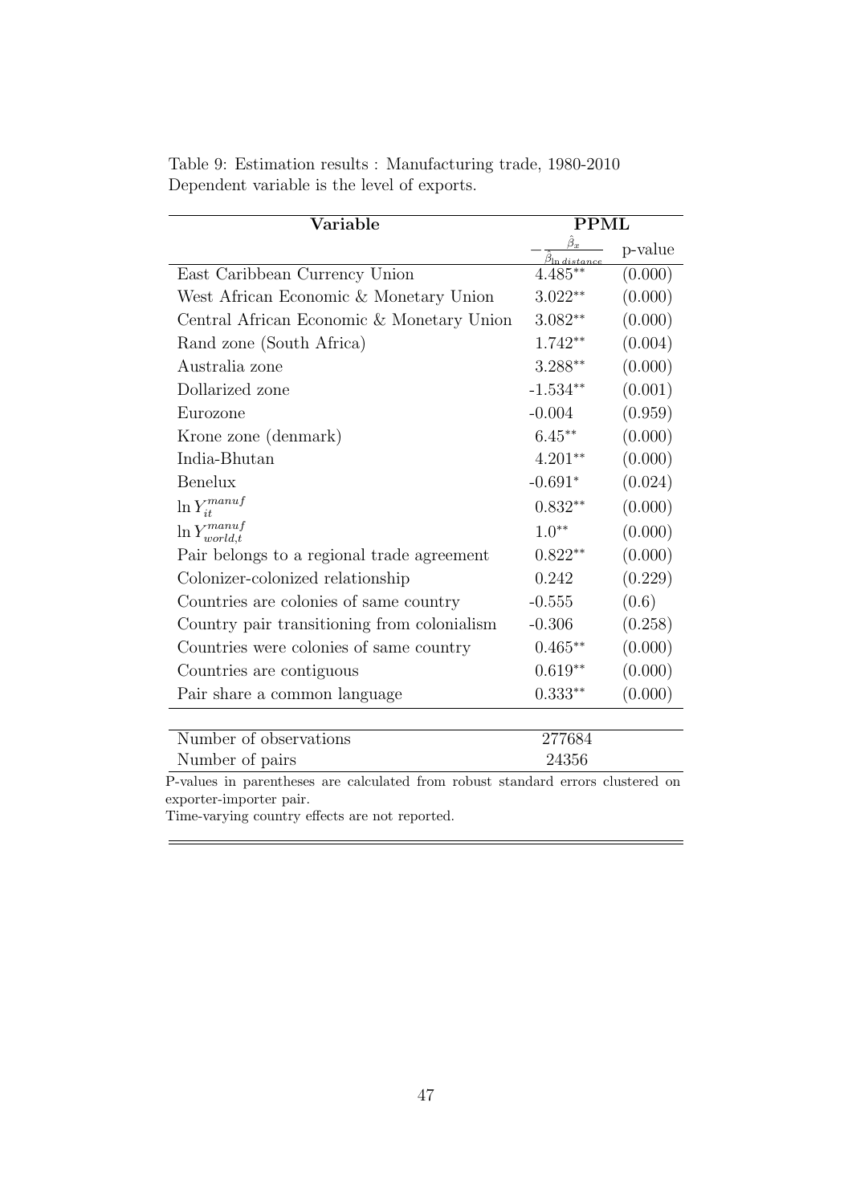Table 9: Estimation results : Manufacturing trade, 1980-2010
Dependent variable is the level of exports.

| Variable | PPML | |
|---|---|---|
| | $-\frac{\hat{\beta}_x}{\hat{\beta}_{\ln distance}}$ | p-value |
| East Caribbean Currency Union | 4.485** | (0.000) |
| West African Economic & Monetary Union | 3.022** | (0.000) |
| Central African Economic & Monetary Union | 3.082** | (0.000) |
| Rand zone (South Africa) | 1.742** | (0.004) |
| Australia zone | 3.288** | (0.000) |
| Dollarized zone | -1.534** | (0.001) |
| Eurozone | -0.004 | (0.959) |
| Krone zone (denmark) | 6.45** | (0.000) |
| India-Bhutan | 4.201** | (0.000) |
| Benelux | -0.691* | (0.024) |
| $\ln Y_{it}^{manuf}$ | 0.832** | (0.000) |
| $\ln Y_{world,t}^{manuf}$ | 1.0** | (0.000) |
| Pair belongs to a regional trade agreement | 0.822** | (0.000) |
| Colonizer-colonized relationship | 0.242 | (0.229) |
| Countries are colonies of same country | -0.555 | (0.6) |
| Country pair transitioning from colonialism | -0.306 | (0.258) |
| Countries were colonies of same country | 0.465** | (0.000) |
| Countries are contiguous | 0.619** | (0.000) |
| Pair share a common language | 0.333** | (0.000) |
| Number of observations | 277684 | |
| Number of pairs | 24356 | |

P-values in parentheses are calculated from robust standard errors clustered on exporter-importer pair.

Time-varying country effects are not reported.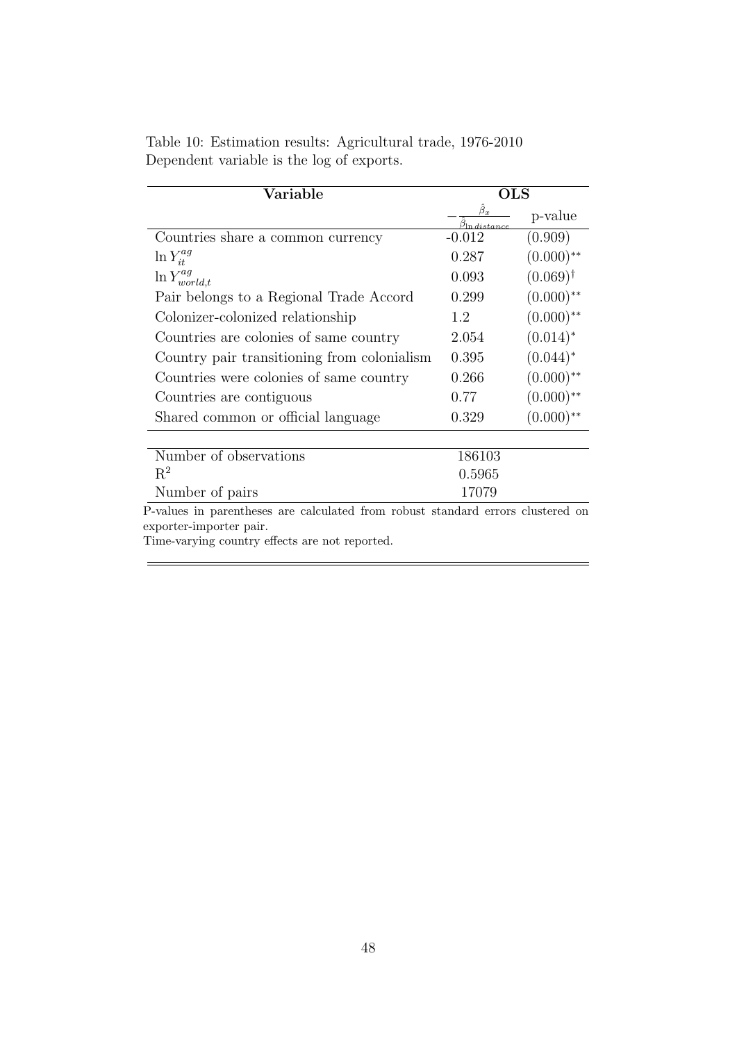Table 10: Estimation results: Agricultural trade, 1976-2010
Dependent variable is the log of exports.

| Variable | OLS | |
|---|---|---|
| | $-\frac{\hat{\beta}_x}{\hat{\beta}_{\ln distance}}$ | p-value |
| Countries share a common currency | -0.012 | (0.909) |
| $\ln Y^{ag}_{it}$ | 0.287 | $(0.000)^{**}$ |
| $\ln Y^{ag}_{world,t}$ | 0.093 | $(0.069)^{\dagger}$ |
| Pair belongs to a Regional Trade Accord | 0.299 | $(0.000)^{**}$ |
| Colonizer-colonized relationship | 1.2 | $(0.000)^{**}$ |
| Countries are colonies of same country | 2.054 | $(0.014)^{*}$ |
| Country pair transitioning from colonialism | 0.395 | $(0.044)^{*}$ |
| Countries were colonies of same country | 0.266 | $(0.000)^{**}$ |
| Countries are contiguous | 0.77 | $(0.000)^{**}$ |
| Shared common or official language | 0.329 | $(0.000)^{**}$ |
| | | |
| Number of observations | 186103 | |
| $R^2$ | 0.5965 | |
| Number of pairs | 17079 | |

P-values in parentheses are calculated from robust standard errors clustered on exporter-importer pair.
Time-varying country effects are not reported.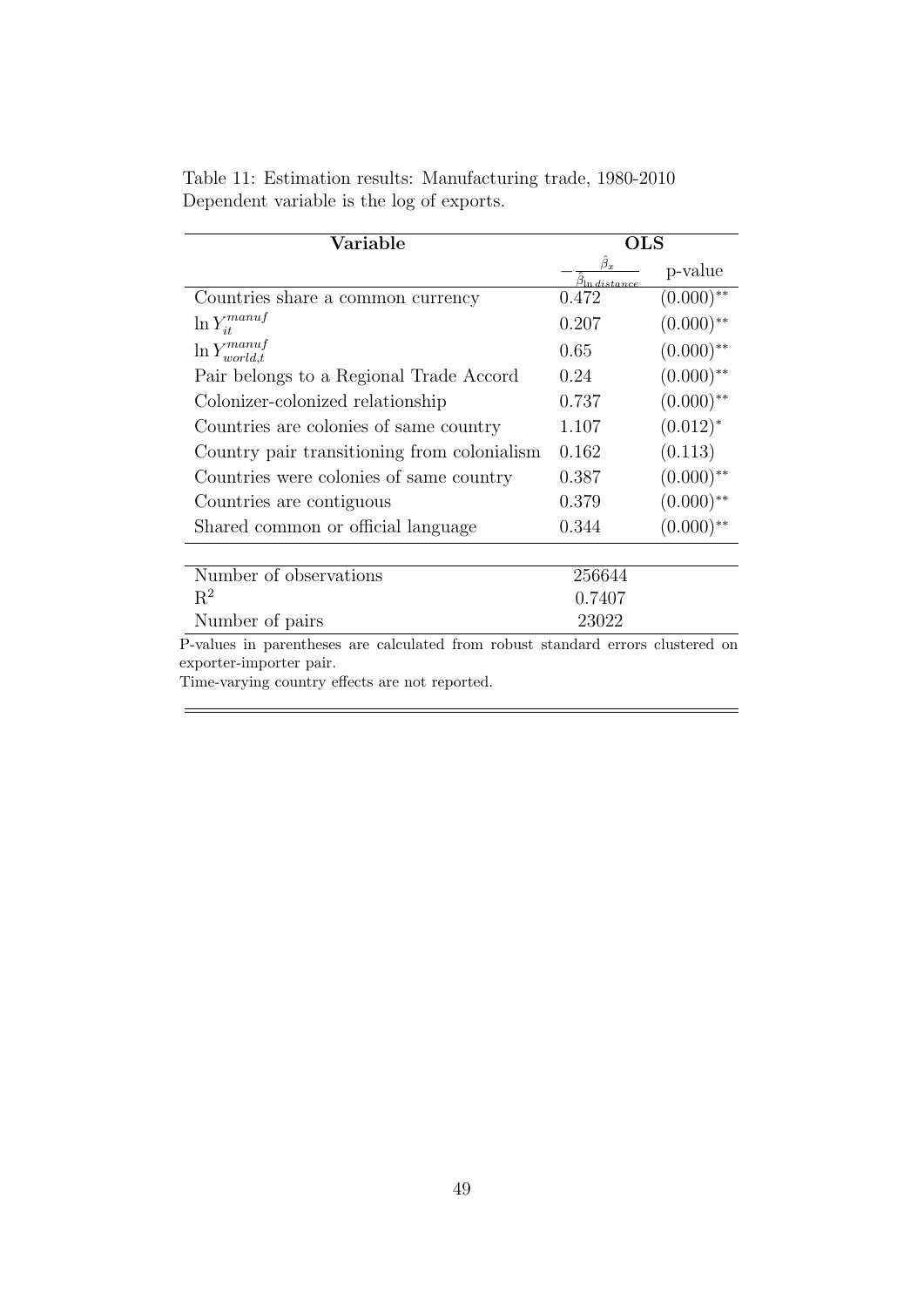Table 11: Estimation results: Manufacturing trade, 1980-2010
Dependent variable is the log of exports.

| Variable | OLS | |
|---|---|---|
| | $-\frac{\hat{\beta}_x}{\hat{\beta}_{\ln distance}}$ | p-value |
| Countries share a common currency | 0.472 | $(0.000)^{**}$ |
| $\ln Y_{it}^{manuf}$ | 0.207 | $(0.000)^{**}$ |
| $\ln Y_{world,t}^{manuf}$ | 0.65 | $(0.000)^{**}$ |
| Pair belongs to a Regional Trade Accord | 0.24 | $(0.000)^{**}$ |
| Colonizer-colonized relationship | 0.737 | $(0.000)^{**}$ |
| Countries are colonies of same country | 1.107 | $(0.012)^{*}$ |
| Country pair transitioning from colonialism | 0.162 | (0.113) |
| Countries were colonies of same country | 0.387 | $(0.000)^{**}$ |
| Countries are contiguous | 0.379 | $(0.000)^{**}$ |
| Shared common or official language | 0.344 | $(0.000)^{**}$ |
| Number of observations | 256644 | |
| $R^2$ | 0.7407 | |
| Number of pairs | 23022 | |

P-values in parentheses are calculated from robust standard errors clustered on exporter-importer pair.
Time-varying country effects are not reported.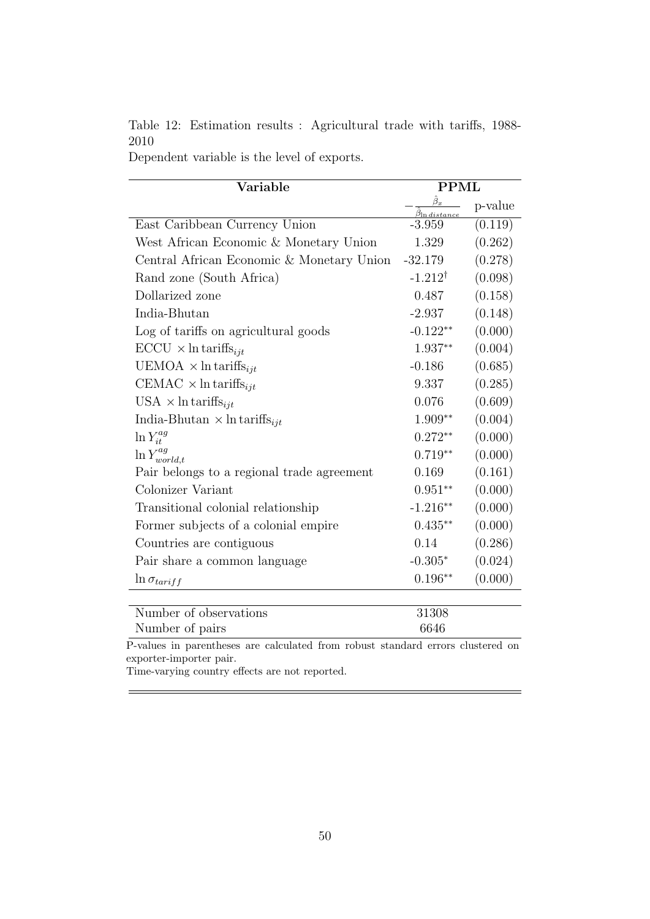Table 12: Estimation results : Agricultural trade with tariffs, 1988-2010

Dependent variable is the level of exports.

| Variable | PPML | |
|---|---|---|
| | $-\frac{\hat{\beta}_x}{\hat{\beta}_{\ln distance}}$ | p-value |
| East Caribbean Currency Union | -3.959 | (0.119) |
| West African Economic & Monetary Union | 1.329 | (0.262) |
| Central African Economic & Monetary Union | -32.179 | (0.278) |
| Rand zone (South Africa) | -1.212$^{\dagger}$ | (0.098) |
| Dollarized zone | 0.487 | (0.158) |
| India-Bhutan | -2.937 | (0.148) |
| Log of tariffs on agricultural goods | -0.122$^{**}$ | (0.000) |
| ECCU $\times \ln \text{tariffs}_{ijt}$ | 1.937$^{**}$ | (0.004) |
| UEMOA $\times \ln \text{tariffs}_{ijt}$ | -0.186 | (0.685) |
| CEMAC $\times \ln \text{tariffs}_{ijt}$ | 9.337 | (0.285) |
| USA $\times \ln \text{tariffs}_{ijt}$ | 0.076 | (0.609) |
| India-Bhutan $\times \ln \text{tariffs}_{ijt}$ | 1.909$^{**}$ | (0.004) |
| $\ln Y^{ag}_{it}$ | 0.272$^{**}$ | (0.000) |
| $\ln Y^{ag}_{world,t}$ | 0.719$^{**}$ | (0.000) |
| Pair belongs to a regional trade agreement | 0.169 | (0.161) |
| Colonizer Variant | 0.951$^{**}$ | (0.000) |
| Transitional colonial relationship | -1.216$^{**}$ | (0.000) |
| Former subjects of a colonial empire | 0.435$^{**}$ | (0.000) |
| Countries are contiguous | 0.14 | (0.286) |
| Pair share a common language | -0.305$^{*}$ | (0.024) |
| $\ln \sigma_{tariff}$ | 0.196$^{**}$ | (0.000) |
| Number of observations | 31308 | |
| Number of pairs | 6646 | |

P-values in parentheses are calculated from robust standard errors clustered on exporter-importer pair.

Time-varying country effects are not reported.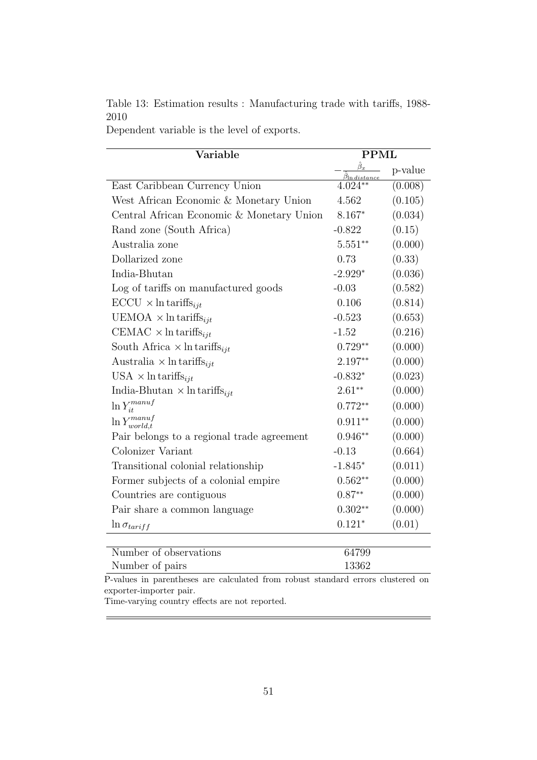Table 13: Estimation results : Manufacturing trade with tariffs, 1988-2010

Dependent variable is the level of exports.

| Variable | PPML | |
|---|---|---|
| | $-\frac{\hat{\beta}_x}{\hat{\beta}_{\ln distance}}$ | p-value |
| East Caribbean Currency Union | 4.024** | (0.008) |
| West African Economic & Monetary Union | 4.562 | (0.105) |
| Central African Economic & Monetary Union | 8.167* | (0.034) |
| Rand zone (South Africa) | -0.822 | (0.15) |
| Australia zone | 5.551** | (0.000) |
| Dollarized zone | 0.73 | (0.33) |
| India-Bhutan | -2.929* | (0.036) |
| Log of tariffs on manufactured goods | -0.03 | (0.582) |
| ECCU $\times \ln \text{tariffs}_{ijt}$ | 0.106 | (0.814) |
| UEMOA $\times \ln \text{tariffs}_{ijt}$ | -0.523 | (0.653) |
| CEMAC $\times \ln \text{tariffs}_{ijt}$ | -1.52 | (0.216) |
| South Africa $\times \ln \text{tariffs}_{ijt}$ | 0.729** | (0.000) |
| Australia $\times \ln \text{tariffs}_{ijt}$ | 2.197** | (0.000) |
| USA $\times \ln \text{tariffs}_{ijt}$ | -0.832* | (0.023) |
| India-Bhutan $\times \ln \text{tariffs}_{ijt}$ | 2.61** | (0.000) |
| $\ln Y_{it}^{manuf}$ | 0.772** | (0.000) |
| $\ln Y_{world,t}^{manuf}$ | 0.911** | (0.000) |
| Pair belongs to a regional trade agreement | 0.946** | (0.000) |
| Colonizer Variant | -0.13 | (0.664) |
| Transitional colonial relationship | -1.845* | (0.011) |
| Former subjects of a colonial empire | 0.562** | (0.000) |
| Countries are contiguous | 0.87** | (0.000) |
| Pair share a common language | 0.302** | (0.000) |
| $\ln \sigma_{tariff}$ | 0.121* | (0.01) |
| Number of observations | 64799 | |
| Number of pairs | 13362 | |

P-values in parentheses are calculated from robust standard errors clustered on exporter-importer pair.

Time-varying country effects are not reported.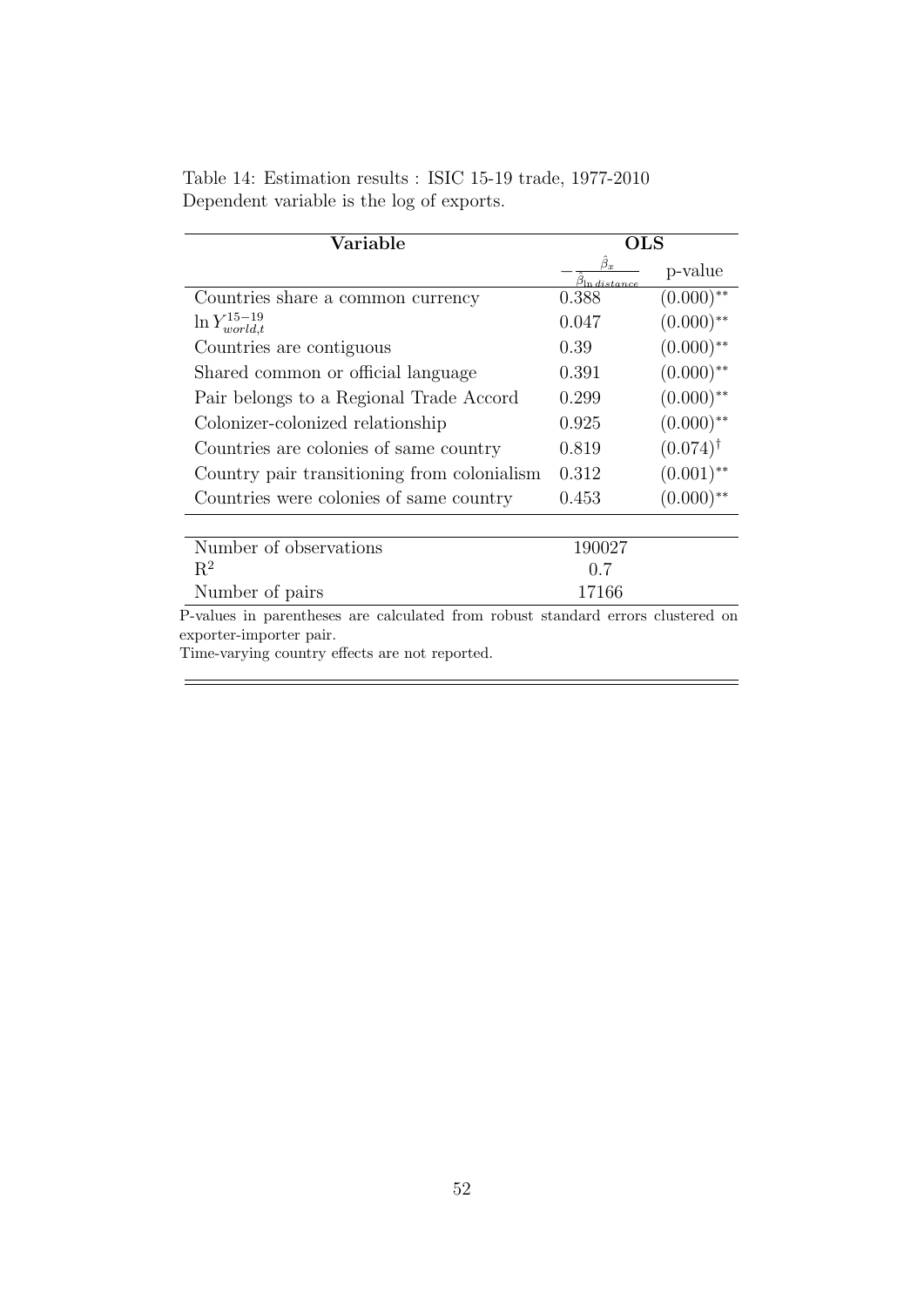Table 14: Estimation results : ISIC 15-19 trade, 1977-2010
Dependent variable is the log of exports.

| Variable | OLS | |
|---|---|---|
| | $-\frac{\hat{\beta}_x}{\hat{\beta}_{\ln distance}}$ | p-value |
| Countries share a common currency | 0.388 | $(0.000)^{**}$ |
| $\ln Y^{15-19}_{world,t}$ | 0.047 | $(0.000)^{**}$ |
| Countries are contiguous | 0.39 | $(0.000)^{**}$ |
| Shared common or official language | 0.391 | $(0.000)^{**}$ |
| Pair belongs to a Regional Trade Accord | 0.299 | $(0.000)^{**}$ |
| Colonizer-colonized relationship | 0.925 | $(0.000)^{**}$ |
| Countries are colonies of same country | 0.819 | $(0.074)^{\dagger}$ |
| Country pair transitioning from colonialism | 0.312 | $(0.001)^{**}$ |
| Countries were colonies of same country | 0.453 | $(0.000)^{**}$ |
| Number of observations | 190027 | |
| $R^2$ | 0.7 | |
| Number of pairs | 17166 | |

P-values in parentheses are calculated from robust standard errors clustered on exporter-importer pair.
Time-varying country effects are not reported.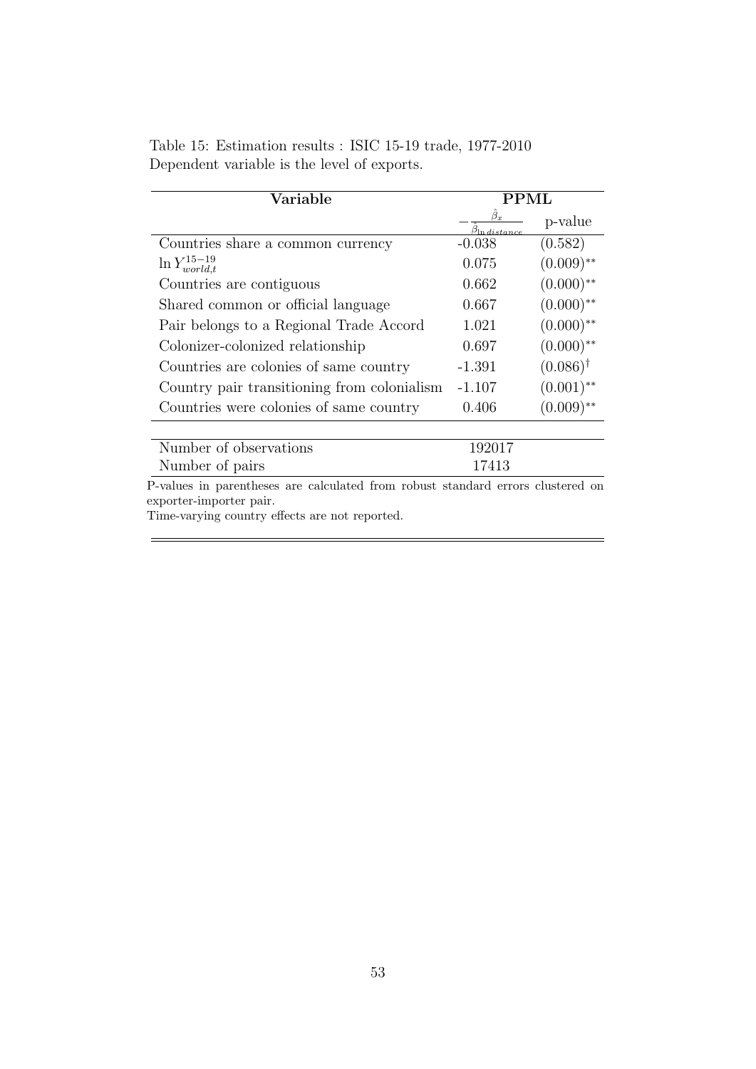Table 15: Estimation results : ISIC 15-19 trade, 1977-2010
Dependent variable is the level of exports.

| Variable | PPML | |
|---|---|---|
| | $-\frac{\hat{\beta}_x}{\hat{\beta}_{\ln distance}}$ | p-value |
| Countries share a common currency | -0.038 | (0.582) |
| $\ln Y^{15-19}_{world,t}$ | 0.075 | $(0.009)^{**}$ |
| Countries are contiguous | 0.662 | $(0.000)^{**}$ |
| Shared common or official language | 0.667 | $(0.000)^{**}$ |
| Pair belongs to a Regional Trade Accord | 1.021 | $(0.000)^{**}$ |
| Colonizer-colonized relationship | 0.697 | $(0.000)^{**}$ |
| Countries are colonies of same country | -1.391 | $(0.086)^{\dagger}$ |
| Country pair transitioning from colonialism | -1.107 | $(0.001)^{**}$ |
| Countries were colonies of same country | 0.406 | $(0.009)^{**}$ |
| Number of observations | 192017 | |
| Number of pairs | 17413 | |

P-values in parentheses are calculated from robust standard errors clustered on exporter-importer pair.

Time-varying country effects are not reported.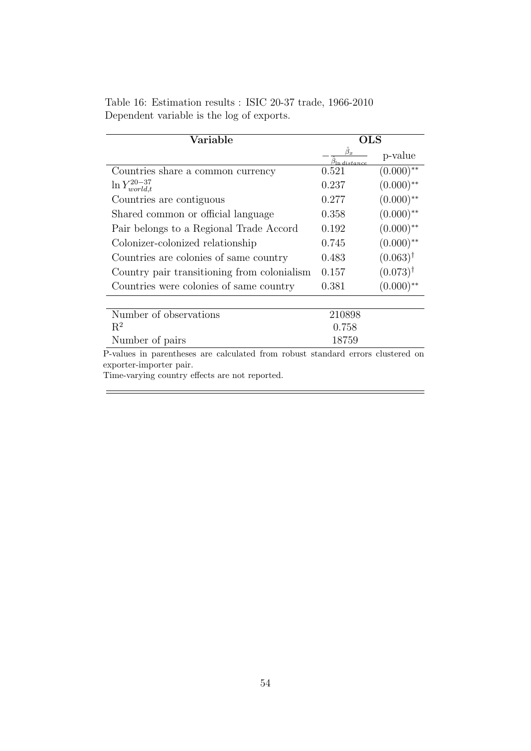Table 16: Estimation results : ISIC 20-37 trade, 1966-2010
Dependent variable is the log of exports.

| **Variable** | **OLS** | |
|---|---|---|
| | $-\frac{\hat{\beta}_x}{\hat{\beta}_{\ln distance}}$ | p-value |
| Countries share a common currency | 0.521 | $(0.000)^{**}$ |
| $\ln Y^{20-37}_{world,t}$ | 0.237 | $(0.000)^{**}$ |
| Countries are contiguous | 0.277 | $(0.000)^{**}$ |
| Shared common or official language | 0.358 | $(0.000)^{**}$ |
| Pair belongs to a Regional Trade Accord | 0.192 | $(0.000)^{**}$ |
| Colonizer-colonized relationship | 0.745 | $(0.000)^{**}$ |
| Countries are colonies of same country | 0.483 | $(0.063)^{\dagger}$ |
| Country pair transitioning from colonialism | 0.157 | $(0.073)^{\dagger}$ |
| Countries were colonies of same country | 0.381 | $(0.000)^{**}$ |
| Number of observations | 210898 | |
| $R^2$ | 0.758 | |
| Number of pairs | 18759 | |

P-values in parentheses are calculated from robust standard errors clustered on exporter-importer pair.
Time-varying country effects are not reported.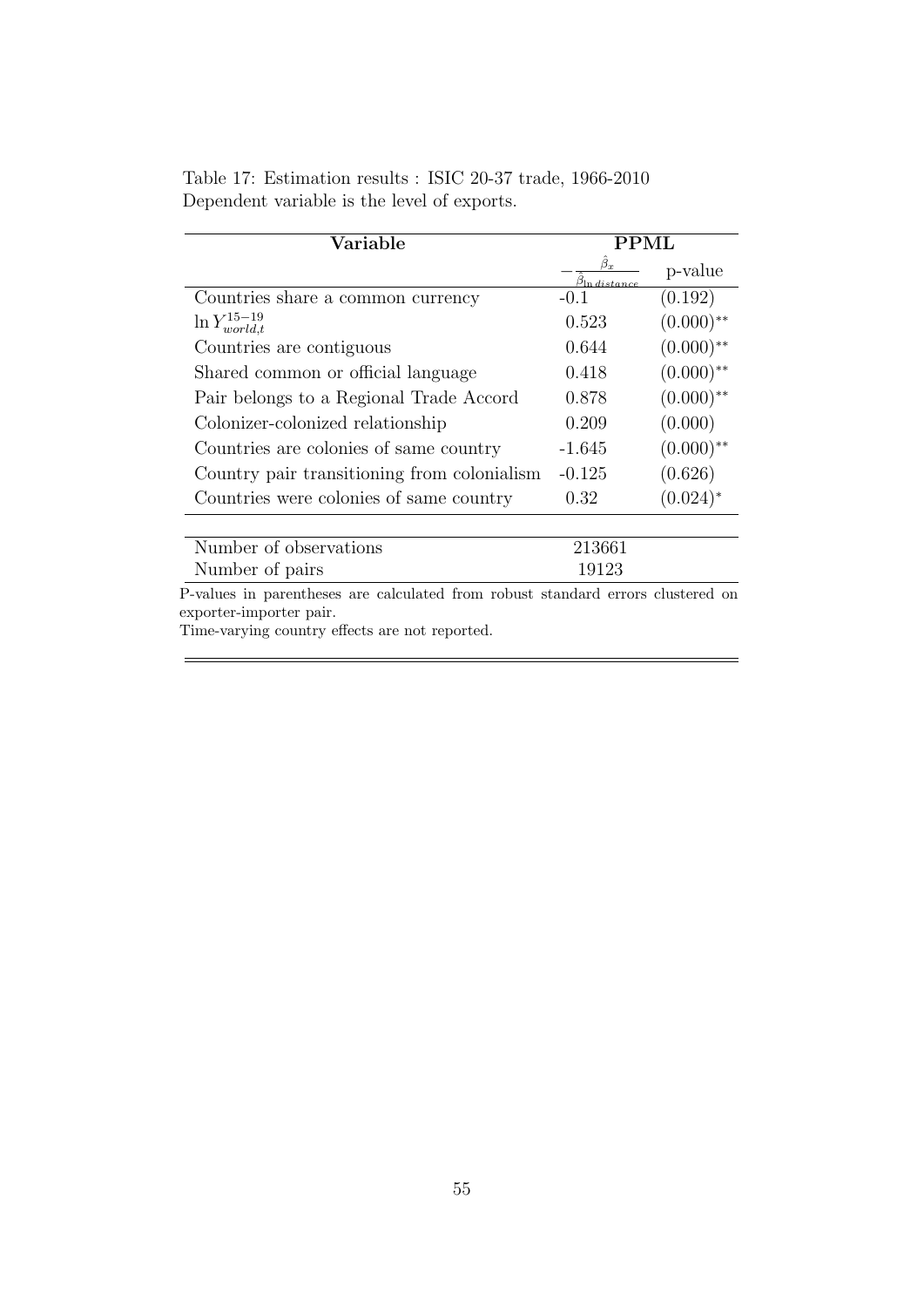Table 17: Estimation results : ISIC 20-37 trade, 1966-2010
Dependent variable is the level of exports.

| Variable | PPML | |
|---|---|---|
| | $-\frac{\hat{\beta}_x}{\hat{\beta}_{\ln distance}}$ | p-value |
| Countries share a common currency | -0.1 | (0.192) |
| $\ln Y^{15-19}_{world,t}$ | 0.523 | $(0.000)^{**}$ |
| Countries are contiguous | 0.644 | $(0.000)^{**}$ |
| Shared common or official language | 0.418 | $(0.000)^{**}$ |
| Pair belongs to a Regional Trade Accord | 0.878 | $(0.000)^{**}$ |
| Colonizer-colonized relationship | 0.209 | (0.000) |
| Countries are colonies of same country | -1.645 | $(0.000)^{**}$ |
| Country pair transitioning from colonialism | -0.125 | (0.626) |
| Countries were colonies of same country | 0.32 | $(0.024)^{*}$ |
| Number of observations | 213661 | |
| Number of pairs | 19123 | |

P-values in parentheses are calculated from robust standard errors clustered on exporter-importer pair.
Time-varying country effects are not reported.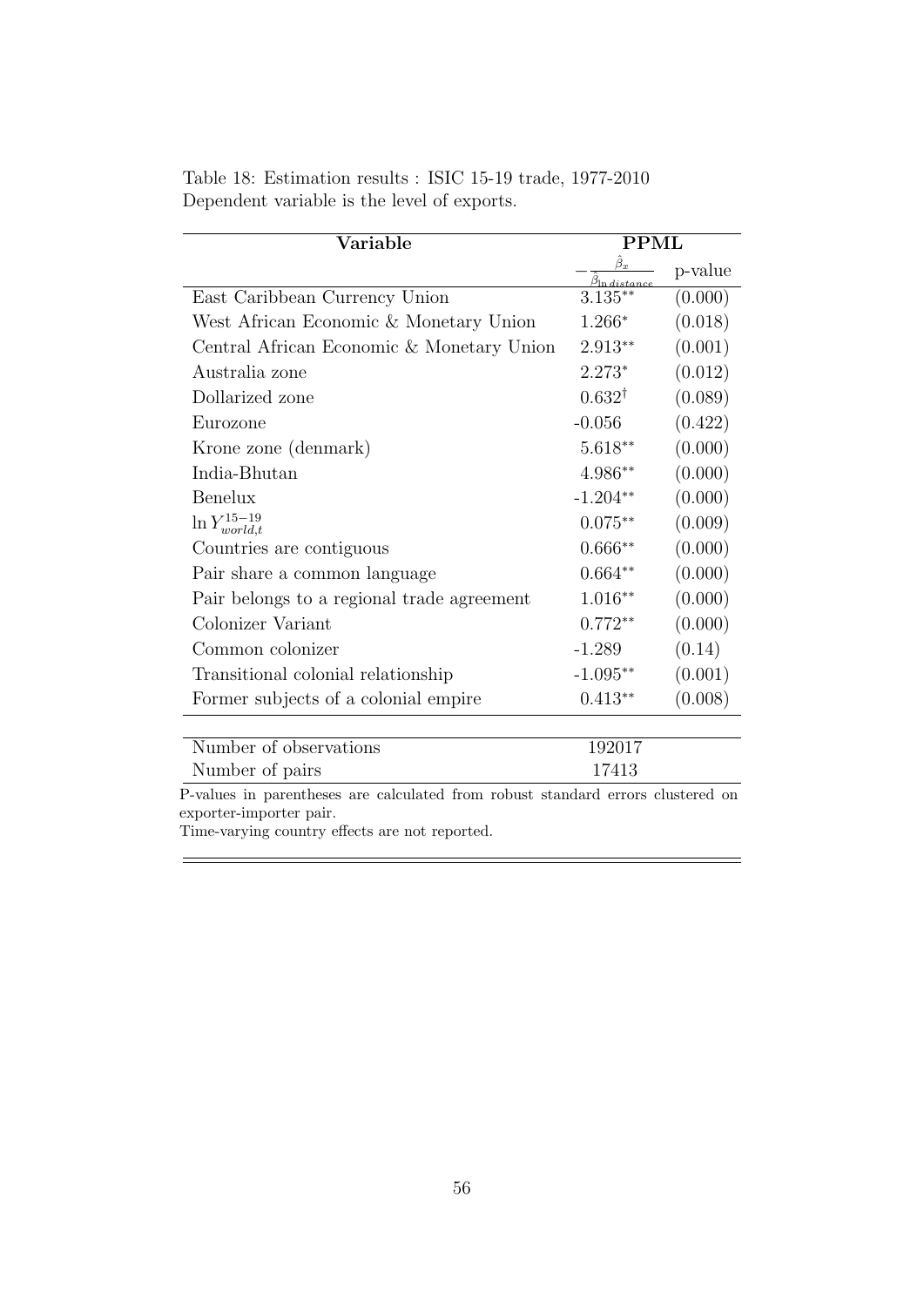Table 18: Estimation results : ISIC 15-19 trade, 1977-2010
Dependent variable is the level of exports.

| **Variable** | **PPML** | |
|---|---|---|
| | $-\frac{\hat{\beta}_x}{\hat{\beta}_{\ln distance}}$ | p-value |
| East Caribbean Currency Union | $3.135^{**}$ | (0.000) |
| West African Economic & Monetary Union | $1.266^{*}$ | (0.018) |
| Central African Economic & Monetary Union | $2.913^{**}$ | (0.001) |
| Australia zone | $2.273^{*}$ | (0.012) |
| Dollarized zone | $0.632^{\dagger}$ | (0.089) |
| Eurozone | -0.056 | (0.422) |
| Krone zone (denmark) | $5.618^{**}$ | (0.000) |
| India-Bhutan | $4.986^{**}$ | (0.000) |
| Benelux | $-1.204^{**}$ | (0.000) |
| $\ln Y^{15-19}_{world,t}$ | $0.075^{**}$ | (0.009) |
| Countries are contiguous | $0.666^{**}$ | (0.000) |
| Pair share a common language | $0.664^{**}$ | (0.000) |
| Pair belongs to a regional trade agreement | $1.016^{**}$ | (0.000) |
| Colonizer Variant | $0.772^{**}$ | (0.000) |
| Common colonizer | -1.289 | (0.14) |
| Transitional colonial relationship | $-1.095^{**}$ | (0.001) |
| Former subjects of a colonial empire | $0.413^{**}$ | (0.008) |
| Number of observations | 192017 | |
| Number of pairs | 17413 | |

P-values in parentheses are calculated from robust standard errors clustered on exporter-importer pair.
Time-varying country effects are not reported.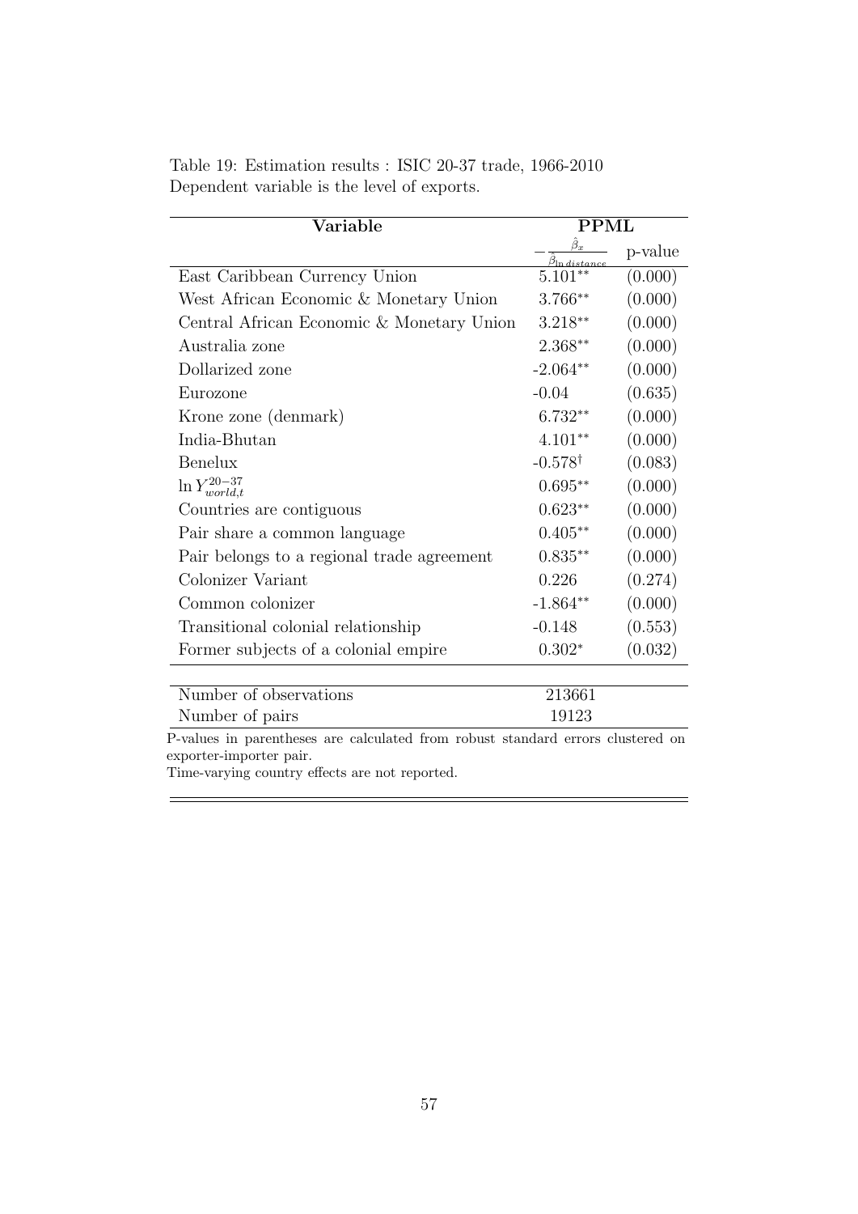Table 19: Estimation results : ISIC 20-37 trade, 1966-2010
Dependent variable is the level of exports.

| **Variable** | **PPML** | |
|---|---|---|
| | $-\frac{\hat{\beta}_x}{\hat{\beta}_{\ln distance}}$ | p-value |
| East Caribbean Currency Union | 5.101** | (0.000) |
| West African Economic & Monetary Union | 3.766** | (0.000) |
| Central African Economic & Monetary Union | 3.218** | (0.000) |
| Australia zone | 2.368** | (0.000) |
| Dollarized zone | -2.064** | (0.000) |
| Eurozone | -0.04 | (0.635) |
| Krone zone (denmark) | 6.732** | (0.000) |
| India-Bhutan | 4.101** | (0.000) |
| Benelux | -0.578† | (0.083) |
| $\ln Y_{world,t}^{20-37}$ | 0.695** | (0.000) |
| Countries are contiguous | 0.623** | (0.000) |
| Pair share a common language | 0.405** | (0.000) |
| Pair belongs to a regional trade agreement | 0.835** | (0.000) |
| Colonizer Variant | 0.226 | (0.274) |
| Common colonizer | -1.864** | (0.000) |
| Transitional colonial relationship | -0.148 | (0.553) |
| Former subjects of a colonial empire | 0.302* | (0.032) |
| Number of observations | 213661 | |
| Number of pairs | 19123 | |

P-values in parentheses are calculated from robust standard errors clustered on exporter-importer pair.
Time-varying country effects are not reported.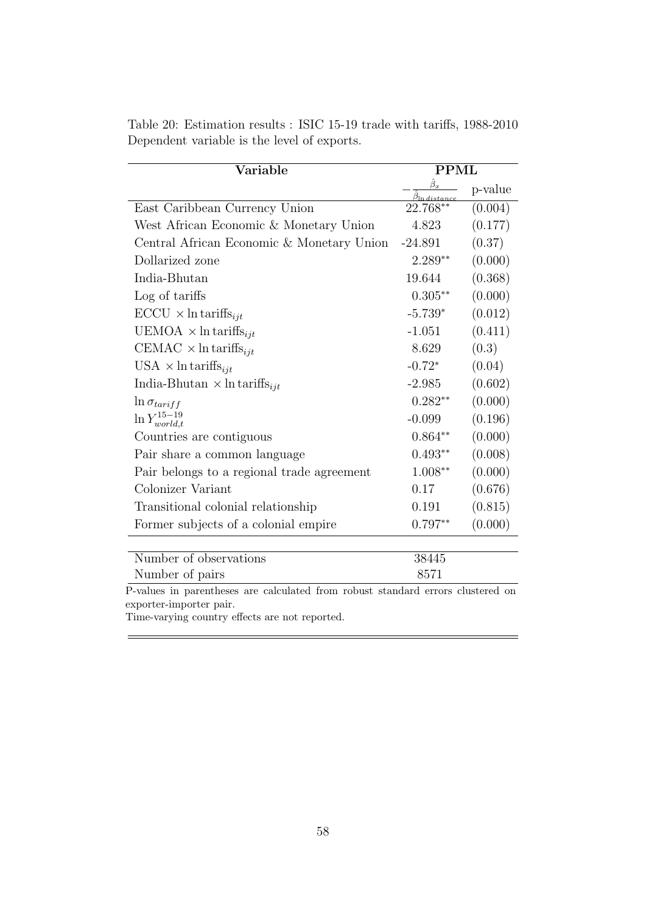Table 20: Estimation results : ISIC 15-19 trade with tariffs, 1988-2010
Dependent variable is the level of exports.

| Variable | PPML | |
|---|---|---|
| | $-\frac{\hat{\beta}_x}{\hat{\beta}_{\ln distance}}$ | p-value |
| East Caribbean Currency Union | 22.768** | (0.004) |
| West African Economic & Monetary Union | 4.823 | (0.177) |
| Central African Economic & Monetary Union | -24.891 | (0.37) |
| Dollarized zone | 2.289** | (0.000) |
| India-Bhutan | 19.644 | (0.368) |
| Log of tariffs | 0.305** | (0.000) |
| ECCU $\times \ln \text{tariffs}_{ijt}$ | -5.739* | (0.012) |
| UEMOA $\times \ln \text{tariffs}_{ijt}$ | -1.051 | (0.411) |
| CEMAC $\times \ln \text{tariffs}_{ijt}$ | 8.629 | (0.3) |
| USA $\times \ln \text{tariffs}_{ijt}$ | -0.72* | (0.04) |
| India-Bhutan $\times \ln \text{tariffs}_{ijt}$ | -2.985 | (0.602) |
| $\ln \sigma_{tariff}$ | 0.282** | (0.000) |
| $\ln Y^{15-19}_{world,t}$ | -0.099 | (0.196) |
| Countries are contiguous | 0.864** | (0.000) |
| Pair share a common language | 0.493** | (0.008) |
| Pair belongs to a regional trade agreement | 1.008** | (0.000) |
| Colonizer Variant | 0.17 | (0.676) |
| Transitional colonial relationship | 0.191 | (0.815) |
| Former subjects of a colonial empire | 0.797** | (0.000) |
| Number of observations | 38445 | |
| Number of pairs | 8571 | |

P-values in parentheses are calculated from robust standard errors clustered on exporter-importer pair.
Time-varying country effects are not reported.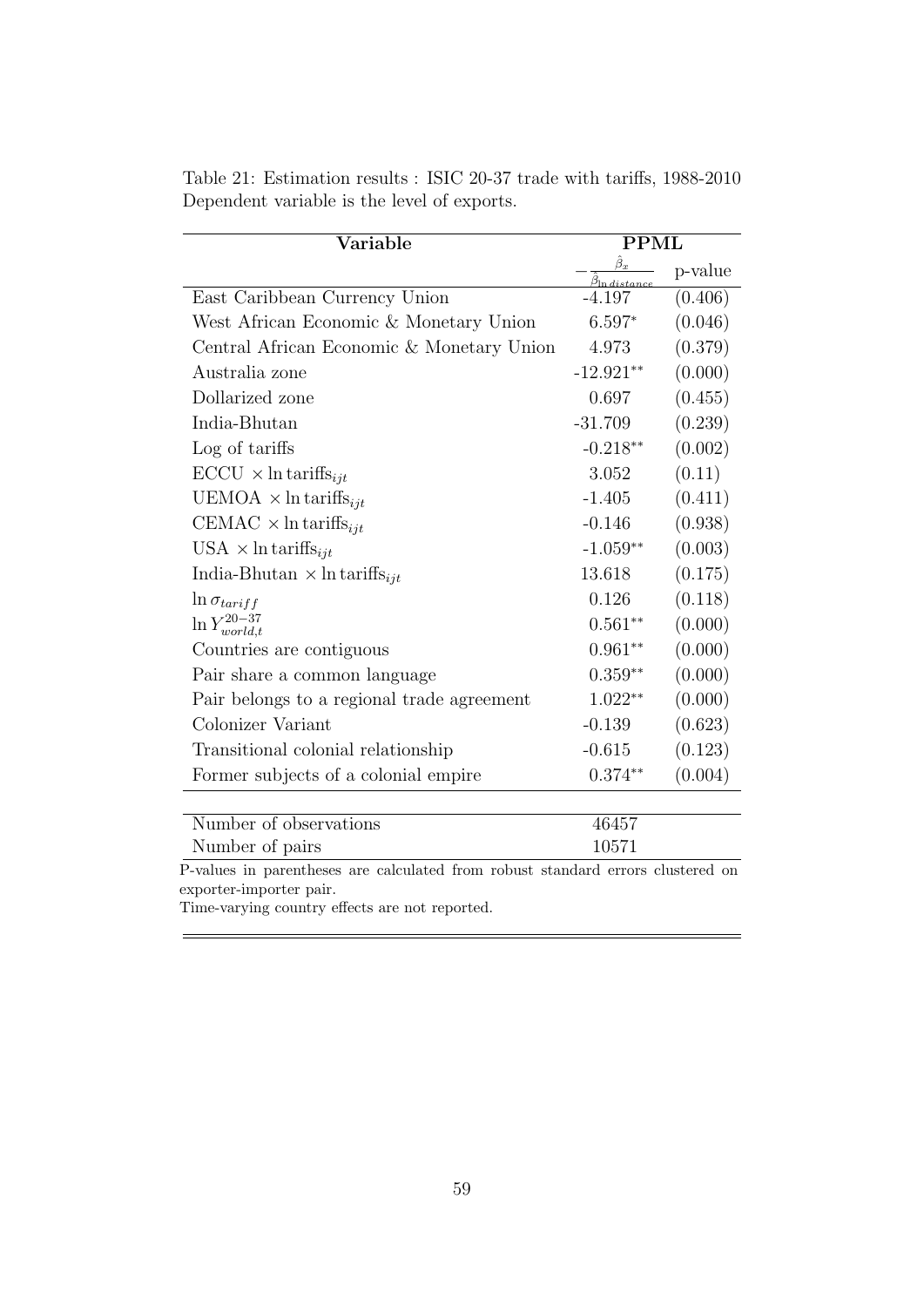Table 21: Estimation results : ISIC 20-37 trade with tariffs, 1988-2010
Dependent variable is the level of exports.

| Variable | PPML | |
|---|---|---|
| | $-\frac{\hat{\beta}_x}{\hat{\beta}_{\ln distance}}$ | p-value |
| East Caribbean Currency Union | -4.197 | (0.406) |
| West African Economic & Monetary Union | 6.597* | (0.046) |
| Central African Economic & Monetary Union | 4.973 | (0.379) |
| Australia zone | -12.921** | (0.000) |
| Dollarized zone | 0.697 | (0.455) |
| India-Bhutan | -31.709 | (0.239) |
| Log of tariffs | -0.218** | (0.002) |
| ECCU $\times \ln \text{tariffs}_{ijt}$ | 3.052 | (0.11) |
| UEMOA $\times \ln \text{tariffs}_{ijt}$ | -1.405 | (0.411) |
| CEMAC $\times \ln \text{tariffs}_{ijt}$ | -0.146 | (0.938) |
| USA $\times \ln \text{tariffs}_{ijt}$ | -1.059** | (0.003) |
| India-Bhutan $\times \ln \text{tariffs}_{ijt}$ | 13.618 | (0.175) |
| $\ln \sigma_{tariff}$ | 0.126 | (0.118) |
| $\ln Y^{20-37}_{world,t}$ | 0.561** | (0.000) |
| Countries are contiguous | 0.961** | (0.000) |
| Pair share a common language | 0.359** | (0.000) |
| Pair belongs to a regional trade agreement | 1.022** | (0.000) |
| Colonizer Variant | -0.139 | (0.623) |
| Transitional colonial relationship | -0.615 | (0.123) |
| Former subjects of a colonial empire | 0.374** | (0.004) |
| Number of observations | 46457 | |
| Number of pairs | 10571 | |

P-values in parentheses are calculated from robust standard errors clustered on exporter-importer pair.
Time-varying country effects are not reported.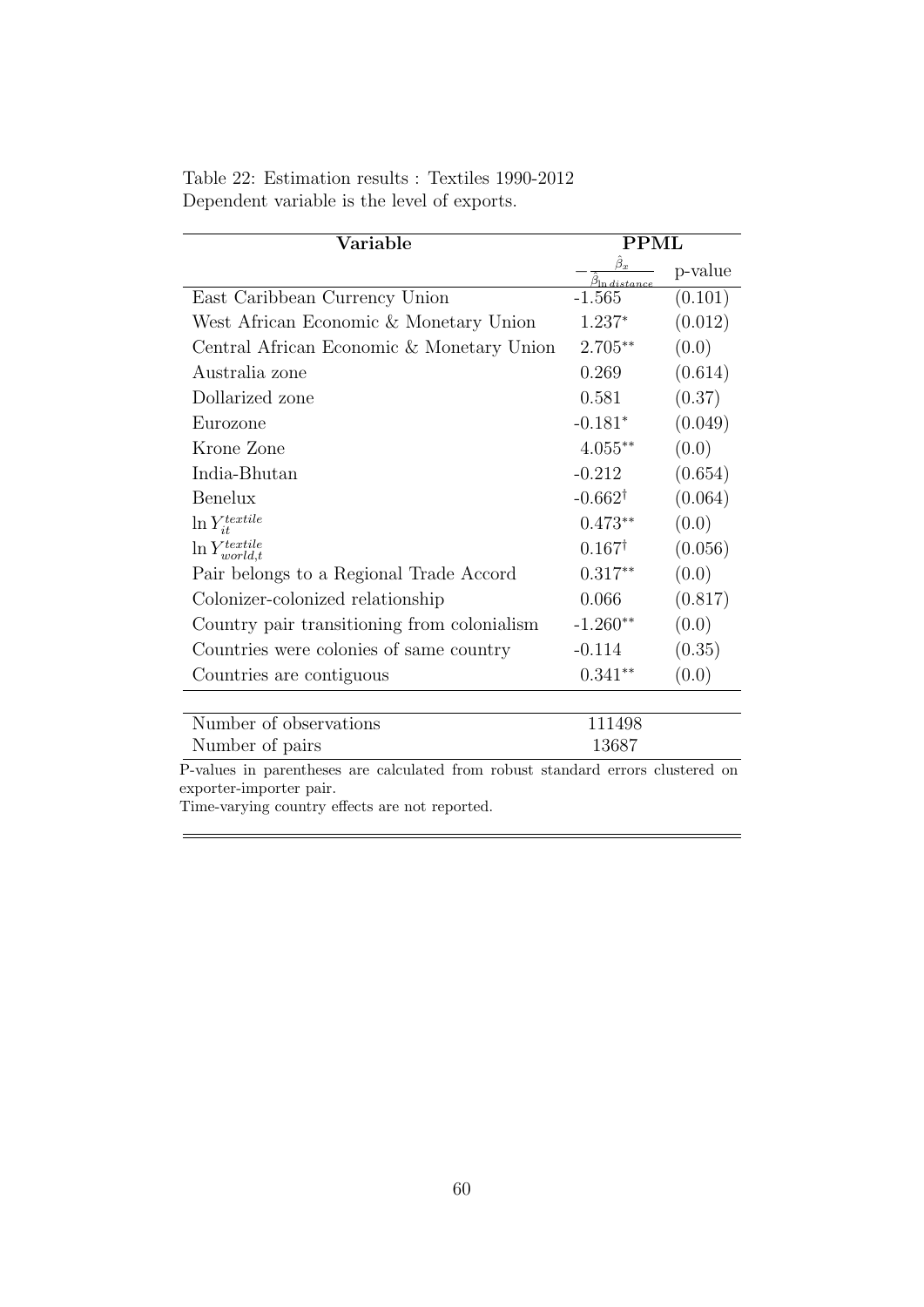Table 22: Estimation results : Textiles 1990-2012
Dependent variable is the level of exports.

| Variable | PPML | |
|---|---|---|
| | $-\frac{\hat{\beta}_x}{\hat{\beta}_{\ln distance}}$ | p-value |
| East Caribbean Currency Union | -1.565 | (0.101) |
| West African Economic & Monetary Union | $1.237^{*}$ | (0.012) |
| Central African Economic & Monetary Union | $2.705^{**}$ | (0.0) |
| Australia zone | 0.269 | (0.614) |
| Dollarized zone | 0.581 | (0.37) |
| Eurozone | $-0.181^{*}$ | (0.049) |
| Krone Zone | $4.055^{**}$ | (0.0) |
| India-Bhutan | -0.212 | (0.654) |
| Benelux | $-0.662^{\dagger}$ | (0.064) |
| $\ln Y_{it}^{textile}$ | $0.473^{**}$ | (0.0) |
| $\ln Y_{world,t}^{textile}$ | $0.167^{\dagger}$ | (0.056) |
| Pair belongs to a Regional Trade Accord | $0.317^{**}$ | (0.0) |
| Colonizer-colonized relationship | 0.066 | (0.817) |
| Country pair transitioning from colonialism | $-1.260^{**}$ | (0.0) |
| Countries were colonies of same country | -0.114 | (0.35) |
| Countries are contiguous | $0.341^{**}$ | (0.0) |
| Number of observations | 111498 | |
| Number of pairs | 13687 | |

P-values in parentheses are calculated from robust standard errors clustered on exporter-importer pair.
Time-varying country effects are not reported.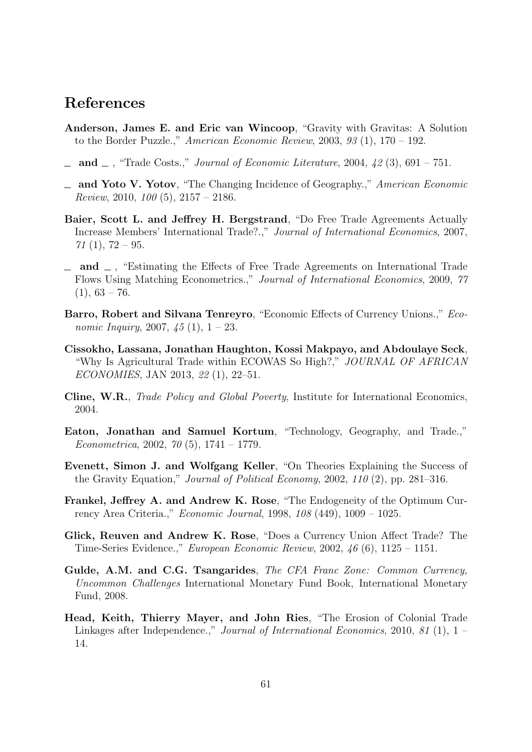# References

**Anderson, James E. and Eric van Wincoop**, "Gravity with Gravitas: A Solution to the Border Puzzle.," *American Economic Review*, 2003, *93* (1), 170 – 192.

\_ **and** \_ , "Trade Costs.," *Journal of Economic Literature*, 2004, *42* (3), 691 – 751.

\_ **and Yoto V. Yotov**, "The Changing Incidence of Geography.," *American Economic Review*, 2010, *100* (5), 2157 – 2186.

**Baier, Scott L. and Jeffrey H. Bergstrand**, "Do Free Trade Agreements Actually Increase Members' International Trade?.," *Journal of International Economics*, 2007, *71* (1), 72 – 95.

\_ **and** \_ , "Estimating the Effects of Free Trade Agreements on International Trade Flows Using Matching Econometrics.," *Journal of International Economics*, 2009, *77* (1), 63 – 76.

**Barro, Robert and Silvana Tenreyro**, "Economic Effects of Currency Unions.," *Economic Inquiry*, 2007, *45* (1), 1 – 23.

**Cissokho, Lassana, Jonathan Haughton, Kossi Makpayo, and Abdoulaye Seck**, "Why Is Agricultural Trade within ECOWAS So High?," *JOURNAL OF AFRICAN ECONOMIES*, JAN 2013, *22* (1), 22–51.

**Cline, W.R.**, *Trade Policy and Global Poverty*, Institute for International Economics, 2004.

**Eaton, Jonathan and Samuel Kortum**, "Technology, Geography, and Trade.," *Econometrica*, 2002, *70* (5), 1741 – 1779.

**Evenett, Simon J. and Wolfgang Keller**, "On Theories Explaining the Success of the Gravity Equation," *Journal of Political Economy*, 2002, *110* (2), pp. 281–316.

**Frankel, Jeffrey A. and Andrew K. Rose**, "The Endogeneity of the Optimum Currency Area Criteria.," *Economic Journal*, 1998, *108* (449), 1009 – 1025.

**Glick, Reuven and Andrew K. Rose**, "Does a Currency Union Affect Trade? The Time-Series Evidence.," *European Economic Review*, 2002, *46* (6), 1125 – 1151.

**Gulde, A.M. and C.G. Tsangarides**, *The CFA Franc Zone: Common Currency, Uncommon Challenges* International Monetary Fund Book, International Monetary Fund, 2008.

**Head, Keith, Thierry Mayer, and John Ries**, "The Erosion of Colonial Trade Linkages after Independence.," *Journal of International Economics*, 2010, *81* (1), 1 – 14.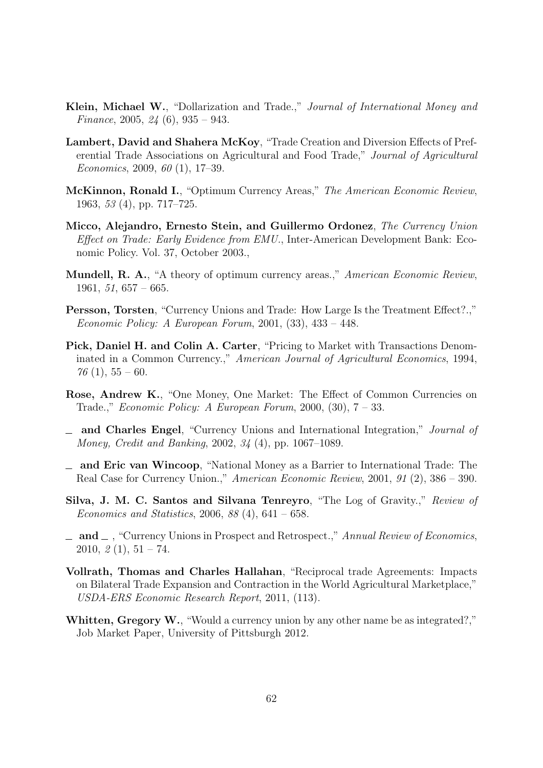**Klein, Michael W.**, "Dollarization and Trade.," *Journal of International Money and Finance*, 2005, *24* (6), 935 – 943.

**Lambert, David and Shahera McKoy**, "Trade Creation and Diversion Effects of Preferential Trade Associations on Agricultural and Food Trade," *Journal of Agricultural Economics*, 2009, *60* (1), 17–39.

**McKinnon, Ronald I.**, "Optimum Currency Areas," *The American Economic Review*, 1963, *53* (4), pp. 717–725.

**Micco, Alejandro, Ernesto Stein, and Guillermo Ordonez**, *The Currency Union Effect on Trade: Early Evidence from EMU.*, Inter-American Development Bank: Economic Policy. Vol. 37, October 2003.,

**Mundell, R. A.**, "A theory of optimum currency areas.," *American Economic Review*, 1961, *51*, 657 – 665.

**Persson, Torsten**, "Currency Unions and Trade: How Large Is the Treatment Effect?.," *Economic Policy: A European Forum*, 2001, (33), 433 – 448.

**Pick, Daniel H. and Colin A. Carter**, "Pricing to Market with Transactions Denominated in a Common Currency.," *American Journal of Agricultural Economics*, 1994, *76* (1), 55 – 60.

**Rose, Andrew K.**, "One Money, One Market: The Effect of Common Currencies on Trade.," *Economic Policy: A European Forum*, 2000, (30), 7 – 33.

_ **and Charles Engel**, "Currency Unions and International Integration," *Journal of Money, Credit and Banking*, 2002, *34* (4), pp. 1067–1089.

_ **and Eric van Wincoop**, "National Money as a Barrier to International Trade: The Real Case for Currency Union.," *American Economic Review*, 2001, *91* (2), 386 – 390.

**Silva, J. M. C. Santos and Silvana Tenreyro**, "The Log of Gravity.," *Review of Economics and Statistics*, 2006, *88* (4), 641 – 658.

_ **and** _ , "Currency Unions in Prospect and Retrospect.," *Annual Review of Economics*, 2010, *2* (1), 51 – 74.

**Vollrath, Thomas and Charles Hallahan**, "Reciprocal trade Agreements: Impacts on Bilateral Trade Expansion and Contraction in the World Agricultural Marketplace," *USDA-ERS Economic Research Report*, 2011, (113).

**Whitten, Gregory W.**, "Would a currency union by any other name be as integrated?," Job Market Paper, University of Pittsburgh 2012.